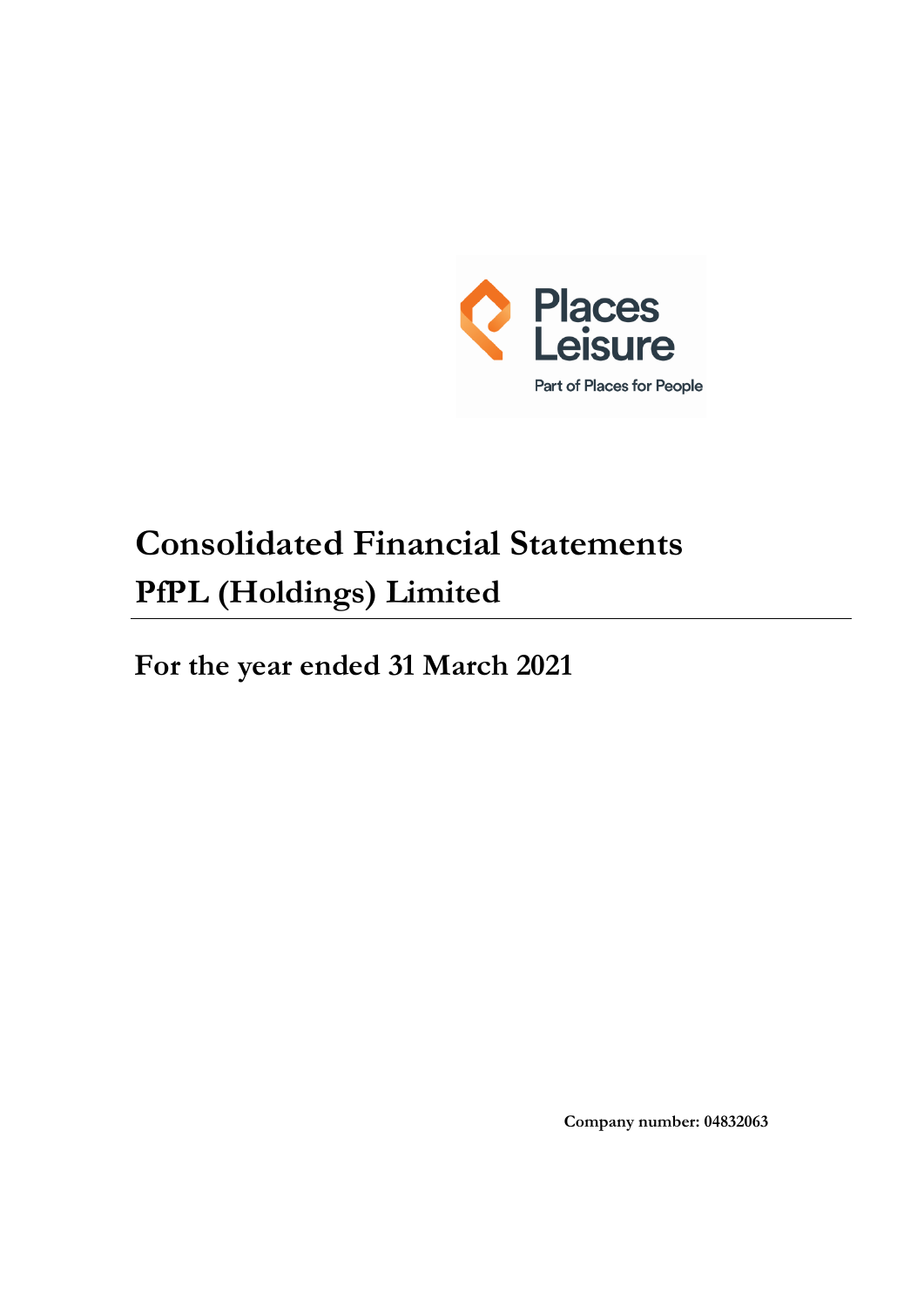Places Leisure

Part of Places for People

# Consolidated Financial Statements

# PfPL (Holdings) Limited

## For the year ended 31 March 2021

**Company number: 04832063**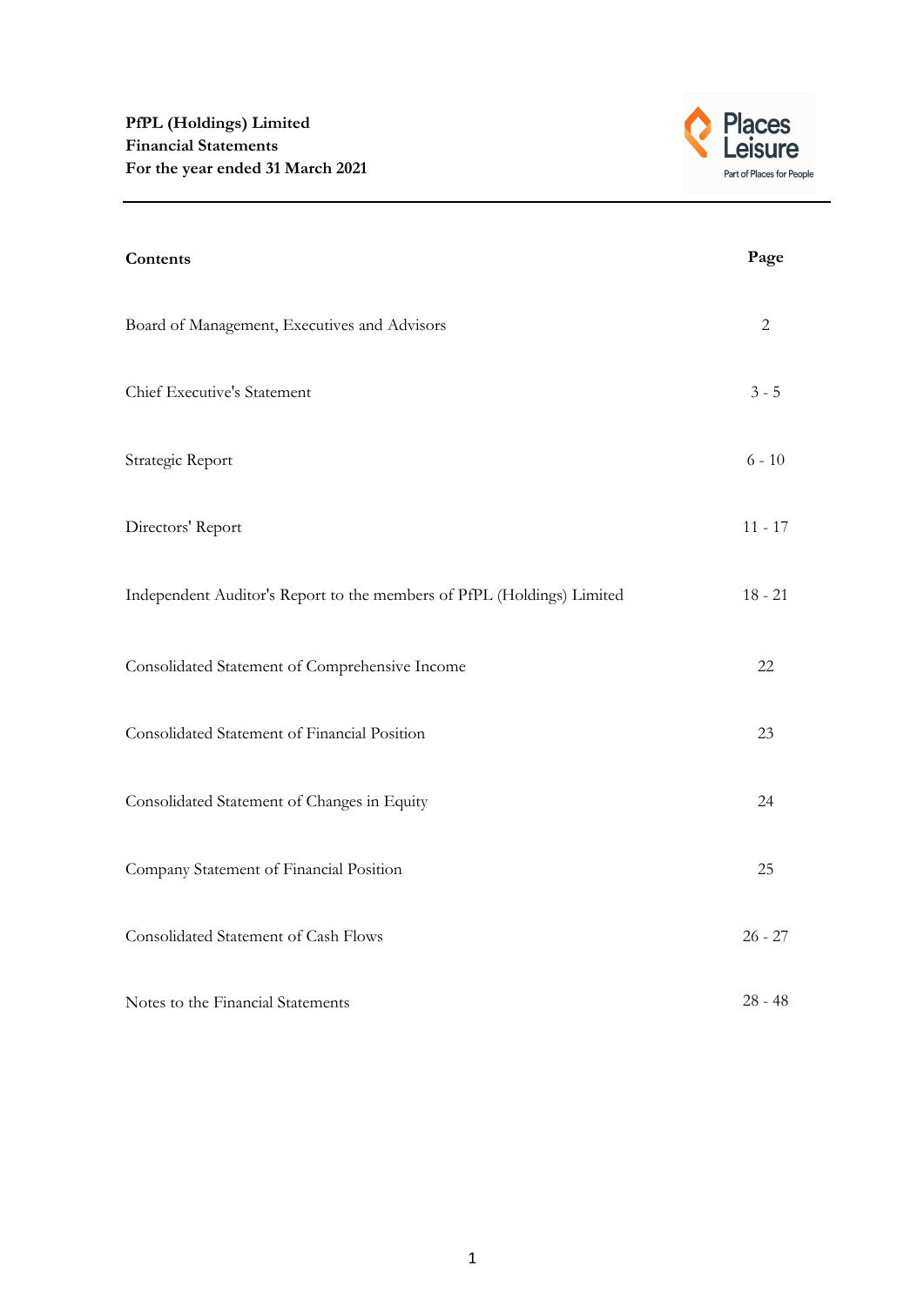**PfPL (Holdings) Limited**
**Financial Statements**
**For the year ended 31 March 2021**

| **Contents** | **Page** |
|---|---|
| Board of Management, Executives and Advisors | 2 |
| Chief Executive's Statement | 3 - 5 |
| Strategic Report | 6 - 10 |
| Directors' Report | 11 - 17 |
| Independent Auditor's Report to the members of PfPL (Holdings) Limited | 18 - 21 |
| Consolidated Statement of Comprehensive Income | 22 |
| Consolidated Statement of Financial Position | 23 |
| Consolidated Statement of Changes in Equity | 24 |
| Company Statement of Financial Position | 25 |
| Consolidated Statement of Cash Flows | 26 - 27 |
| Notes to the Financial Statements | 28 - 48 |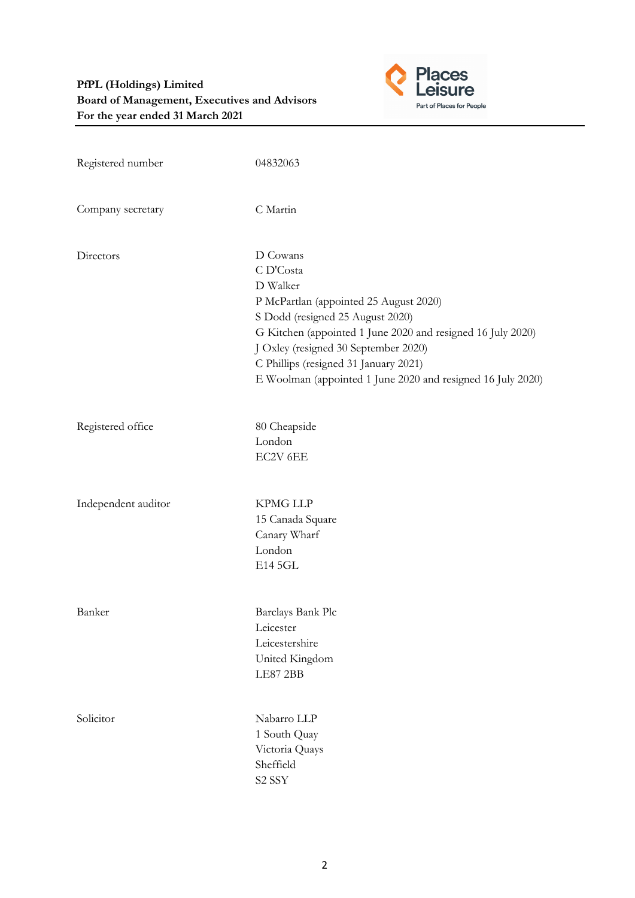**PfPL (Holdings) Limited**
**Board of Management, Executives and Advisors**
**For the year ended 31 March 2021**

| | |
|---|---|
| Registered number | 04832063 |
| Company secretary | C Martin |
| Directors | D Cowans<br>C D'Costa<br>D Walker<br>P McPartlan (appointed 25 August 2020)<br>S Dodd (resigned 25 August 2020)<br>G Kitchen (appointed 1 June 2020 and resigned 16 July 2020)<br>J Oxley (resigned 30 September 2020)<br>C Phillips (resigned 31 January 2021)<br>E Woolman (appointed 1 June 2020 and resigned 16 July 2020) |
| Registered office | 80 Cheapside<br>London<br>EC2V 6EE |
| Independent auditor | KPMG LLP<br>15 Canada Square<br>Canary Wharf<br>London<br>E14 5GL |
| Banker | Barclays Bank Plc<br>Leicester<br>Leicestershire<br>United Kingdom<br>LE87 2BB |
| Solicitor | Nabarro LLP<br>1 South Quay<br>Victoria Quays<br>Sheffield<br>S2 SSY |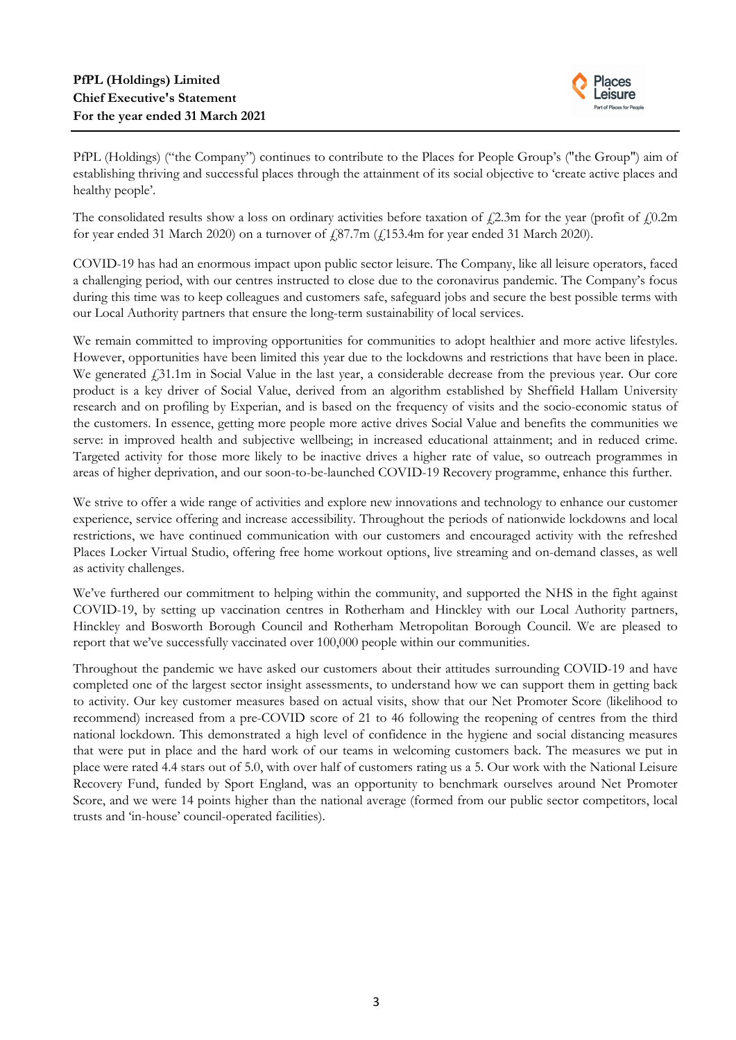**PfPL (Holdings) Limited**
**Chief Executive's Statement**
**For the year ended 31 March 2021**

PfPL (Holdings) ("the Company") continues to contribute to the Places for People Group's ("the Group") aim of establishing thriving and successful places through the attainment of its social objective to 'create active places and healthy people'.

The consolidated results show a loss on ordinary activities before taxation of £2.3m for the year (profit of £0.2m for year ended 31 March 2020) on a turnover of £87.7m (£153.4m for year ended 31 March 2020).

COVID-19 has had an enormous impact upon public sector leisure. The Company, like all leisure operators, faced a challenging period, with our centres instructed to close due to the coronavirus pandemic. The Company's focus during this time was to keep colleagues and customers safe, safeguard jobs and secure the best possible terms with our Local Authority partners that ensure the long-term sustainability of local services.

We remain committed to improving opportunities for communities to adopt healthier and more active lifestyles. However, opportunities have been limited this year due to the lockdowns and restrictions that have been in place. We generated £31.1m in Social Value in the last year, a considerable decrease from the previous year. Our core product is a key driver of Social Value, derived from an algorithm established by Sheffield Hallam University research and on profiling by Experian, and is based on the frequency of visits and the socio-economic status of the customers. In essence, getting more people more active drives Social Value and benefits the communities we serve: in improved health and subjective wellbeing; in increased educational attainment; and in reduced crime. Targeted activity for those more likely to be inactive drives a higher rate of value, so outreach programmes in areas of higher deprivation, and our soon-to-be-launched COVID-19 Recovery programme, enhance this further.

We strive to offer a wide range of activities and explore new innovations and technology to enhance our customer experience, service offering and increase accessibility. Throughout the periods of nationwide lockdowns and local restrictions, we have continued communication with our customers and encouraged activity with the refreshed Places Locker Virtual Studio, offering free home workout options, live streaming and on-demand classes, as well as activity challenges.

We've furthered our commitment to helping within the community, and supported the NHS in the fight against COVID-19, by setting up vaccination centres in Rotherham and Hinckley with our Local Authority partners, Hinckley and Bosworth Borough Council and Rotherham Metropolitan Borough Council. We are pleased to report that we've successfully vaccinated over 100,000 people within our communities.

Throughout the pandemic we have asked our customers about their attitudes surrounding COVID-19 and have completed one of the largest sector insight assessments, to understand how we can support them in getting back to activity. Our key customer measures based on actual visits, show that our Net Promoter Score (likelihood to recommend) increased from a pre-COVID score of 21 to 46 following the reopening of centres from the third national lockdown. This demonstrated a high level of confidence in the hygiene and social distancing measures that were put in place and the hard work of our teams in welcoming customers back. The measures we put in place were rated 4.4 stars out of 5.0, with over half of customers rating us a 5. Our work with the National Leisure Recovery Fund, funded by Sport England, was an opportunity to benchmark ourselves around Net Promoter Score, and we were 14 points higher than the national average (formed from our public sector competitors, local trusts and 'in-house' council-operated facilities).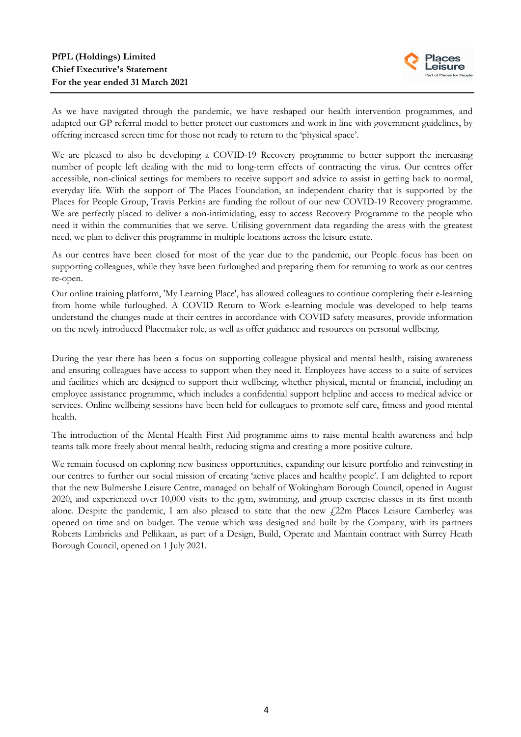As we have navigated through the pandemic, we have reshaped our health intervention programmes, and adapted our GP referral model to better protect our customers and work in line with government guidelines, by offering increased screen time for those not ready to return to the 'physical space'.

We are pleased to also be developing a COVID-19 Recovery programme to better support the increasing number of people left dealing with the mid to long-term effects of contracting the virus. Our centres offer accessible, non-clinical settings for members to receive support and advice to assist in getting back to normal, everyday life. With the support of The Places Foundation, an independent charity that is supported by the Places for People Group, Travis Perkins are funding the rollout of our new COVID-19 Recovery programme. We are perfectly placed to deliver a non-intimidating, easy to access Recovery Programme to the people who need it within the communities that we serve. Utilising government data regarding the areas with the greatest need, we plan to deliver this programme in multiple locations across the leisure estate.

As our centres have been closed for most of the year due to the pandemic, our People focus has been on supporting colleagues, while they have been furloughed and preparing them for returning to work as our centres re-open.

Our online training platform, 'My Learning Place', has allowed colleagues to continue completing their e-learning from home while furloughed. A COVID Return to Work e-learning module was developed to help teams understand the changes made at their centres in accordance with COVID safety measures, provide information on the newly introduced Placemaker role, as well as offer guidance and resources on personal wellbeing.

During the year there has been a focus on supporting colleague physical and mental health, raising awareness and ensuring colleagues have access to support when they need it. Employees have access to a suite of services and facilities which are designed to support their wellbeing, whether physical, mental or financial, including an employee assistance programme, which includes a confidential support helpline and access to medical advice or services. Online wellbeing sessions have been held for colleagues to promote self care, fitness and good mental health.

The introduction of the Mental Health First Aid programme aims to raise mental health awareness and help teams talk more freely about mental health, reducing stigma and creating a more positive culture.

We remain focused on exploring new business opportunities, expanding our leisure portfolio and reinvesting in our centres to further our social mission of creating 'active places and healthy people'. I am delighted to report that the new Bulmershe Leisure Centre, managed on behalf of Wokingham Borough Council, opened in August 2020, and experienced over 10,000 visits to the gym, swimming, and group exercise classes in its first month alone. Despite the pandemic, I am also pleased to state that the new £22m Places Leisure Camberley was opened on time and on budget. The venue which was designed and built by the Company, with its partners Roberts Limbricks and Pellikaan, as part of a Design, Build, Operate and Maintain contract with Surrey Heath Borough Council, opened on 1 July 2021.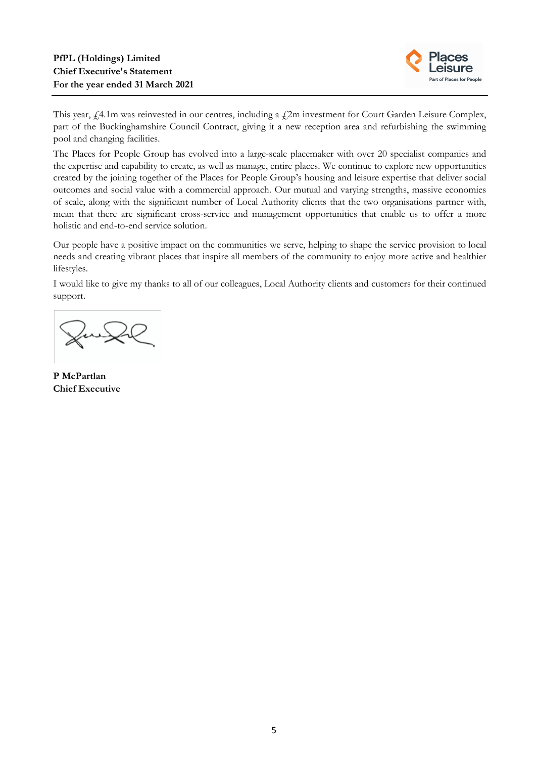This year, £4.1m was reinvested in our centres, including a £2m investment for Court Garden Leisure Complex, part of the Buckinghamshire Council Contract, giving it a new reception area and refurbishing the swimming pool and changing facilities.

The Places for People Group has evolved into a large-scale placemaker with over 20 specialist companies and the expertise and capability to create, as well as manage, entire places. We continue to explore new opportunities created by the joining together of the Places for People Group's housing and leisure expertise that deliver social outcomes and social value with a commercial approach. Our mutual and varying strengths, massive economies of scale, along with the significant number of Local Authority clients that the two organisations partner with, mean that there are significant cross-service and management opportunities that enable us to offer a more holistic and end-to-end service solution.

Our people have a positive impact on the communities we serve, helping to shape the service provision to local needs and creating vibrant places that inspire all members of the community to enjoy more active and healthier lifestyles.

I would like to give my thanks to all of our colleagues, Local Authority clients and customers for their continued support.

**P McPartlan**
**Chief Executive**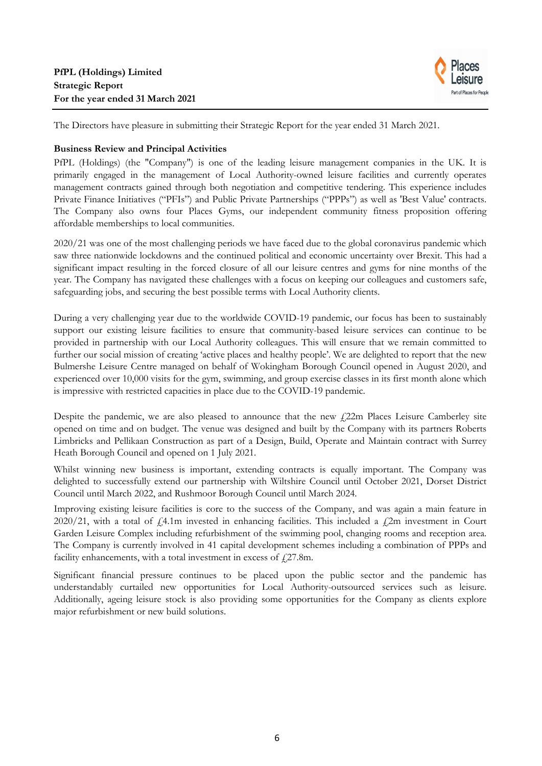**PfPL (Holdings) Limited**
**Strategic Report**
**For the year ended 31 March 2021**

The Directors have pleasure in submitting their Strategic Report for the year ended 31 March 2021.

**Business Review and Principal Activities**

PfPL (Holdings) (the "Company") is one of the leading leisure management companies in the UK. It is primarily engaged in the management of Local Authority-owned leisure facilities and currently operates management contracts gained through both negotiation and competitive tendering. This experience includes Private Finance Initiatives ("PFIs") and Public Private Partnerships ("PPPs") as well as 'Best Value' contracts. The Company also owns four Places Gyms, our independent community fitness proposition offering affordable memberships to local communities.

2020/21 was one of the most challenging periods we have faced due to the global coronavirus pandemic which saw three nationwide lockdowns and the continued political and economic uncertainty over Brexit. This had a significant impact resulting in the forced closure of all our leisure centres and gyms for nine months of the year. The Company has navigated these challenges with a focus on keeping our colleagues and customers safe, safeguarding jobs, and securing the best possible terms with Local Authority clients.

During a very challenging year due to the worldwide COVID-19 pandemic, our focus has been to sustainably support our existing leisure facilities to ensure that community-based leisure services can continue to be provided in partnership with our Local Authority colleagues. This will ensure that we remain committed to further our social mission of creating 'active places and healthy people'. We are delighted to report that the new Bulmershe Leisure Centre managed on behalf of Wokingham Borough Council opened in August 2020, and experienced over 10,000 visits for the gym, swimming, and group exercise classes in its first month alone which is impressive with restricted capacities in place due to the COVID-19 pandemic.

Despite the pandemic, we are also pleased to announce that the new £22m Places Leisure Camberley site opened on time and on budget. The venue was designed and built by the Company with its partners Roberts Limbricks and Pellikaan Construction as part of a Design, Build, Operate and Maintain contract with Surrey Heath Borough Council and opened on 1 July 2021.

Whilst winning new business is important, extending contracts is equally important. The Company was delighted to successfully extend our partnership with Wiltshire Council until October 2021, Dorset District Council until March 2022, and Rushmoor Borough Council until March 2024.

Improving existing leisure facilities is core to the success of the Company, and was again a main feature in 2020/21, with a total of £4.1m invested in enhancing facilities. This included a £2m investment in Court Garden Leisure Complex including refurbishment of the swimming pool, changing rooms and reception area. The Company is currently involved in 41 capital development schemes including a combination of PPPs and facility enhancements, with a total investment in excess of £27.8m.

Significant financial pressure continues to be placed upon the public sector and the pandemic has understandably curtailed new opportunities for Local Authority-outsourced services such as leisure. Additionally, ageing leisure stock is also providing some opportunities for the Company as clients explore major refurbishment or new build solutions.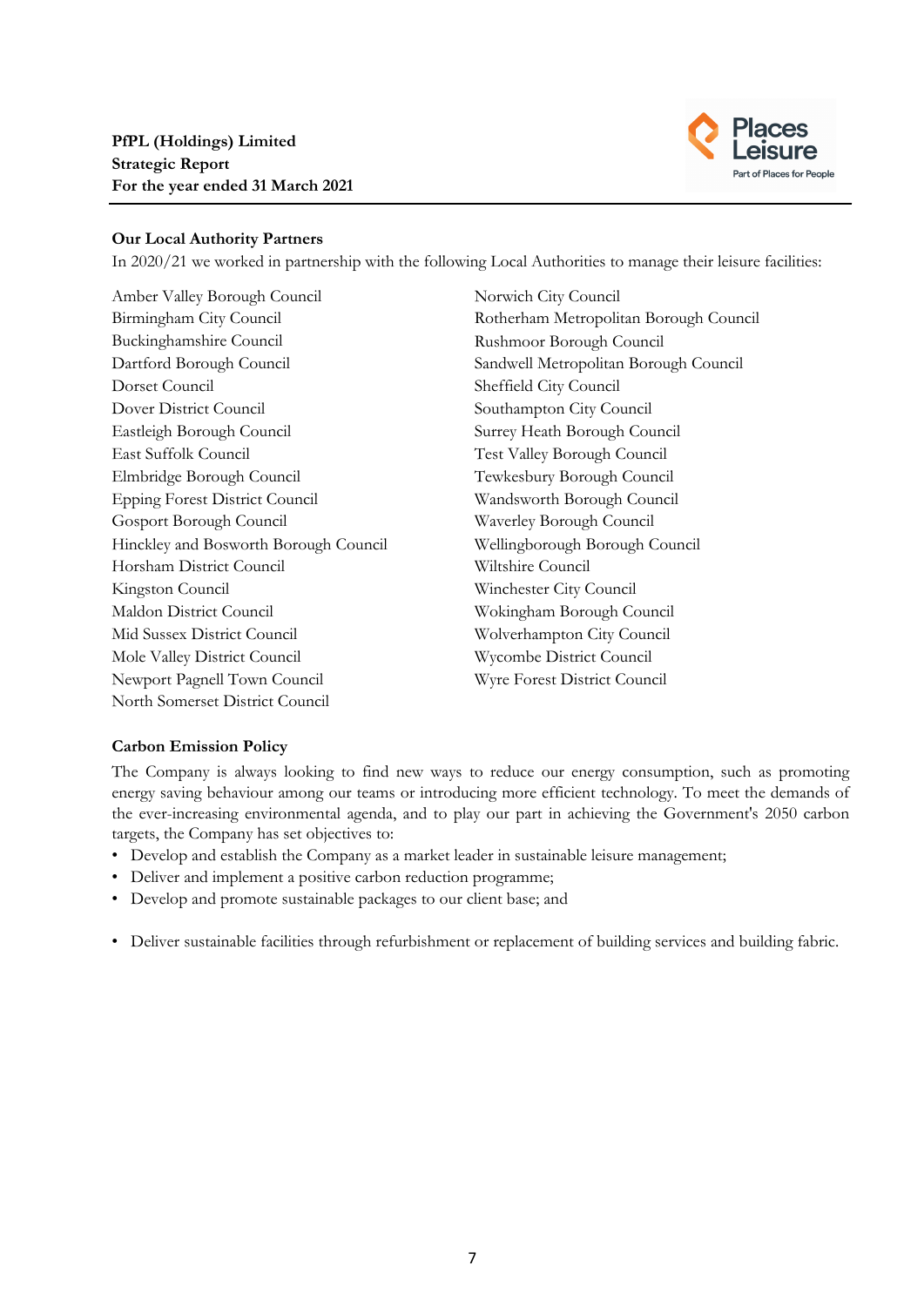## Our Local Authority Partners

In 2020/21 we worked in partnership with the following Local Authorities to manage their leisure facilities:

Amber Valley Borough Council
Birmingham City Council
Buckinghamshire Council
Dartford Borough Council
Dorset Council
Dover District Council
Eastleigh Borough Council
East Suffolk Council
Elmbridge Borough Council
Epping Forest District Council
Gosport Borough Council
Hinckley and Bosworth Borough Council
Horsham District Council
Kingston Council
Maldon District Council
Mid Sussex District Council
Mole Valley District Council
Newport Pagnell Town Council
North Somerset District Council
Norwich City Council
Rotherham Metropolitan Borough Council
Rushmoor Borough Council
Sandwell Metropolitan Borough Council
Sheffield City Council
Southampton City Council
Surrey Heath Borough Council
Test Valley Borough Council
Tewkesbury Borough Council
Wandsworth Borough Council
Waverley Borough Council
Wellingborough Borough Council
Wiltshire Council
Winchester City Council
Wokingham Borough Council
Wolverhampton City Council
Wycombe District Council
Wyre Forest District Council

## Carbon Emission Policy

The Company is always looking to find new ways to reduce our energy consumption, such as promoting energy saving behaviour among our teams or introducing more efficient technology. To meet the demands of the ever-increasing environmental agenda, and to play our part in achieving the Government's 2050 carbon targets, the Company has set objectives to:

- Develop and establish the Company as a market leader in sustainable leisure management;
- Deliver and implement a positive carbon reduction programme;
- Develop and promote sustainable packages to our client base; and
- Deliver sustainable facilities through refurbishment or replacement of building services and building fabric.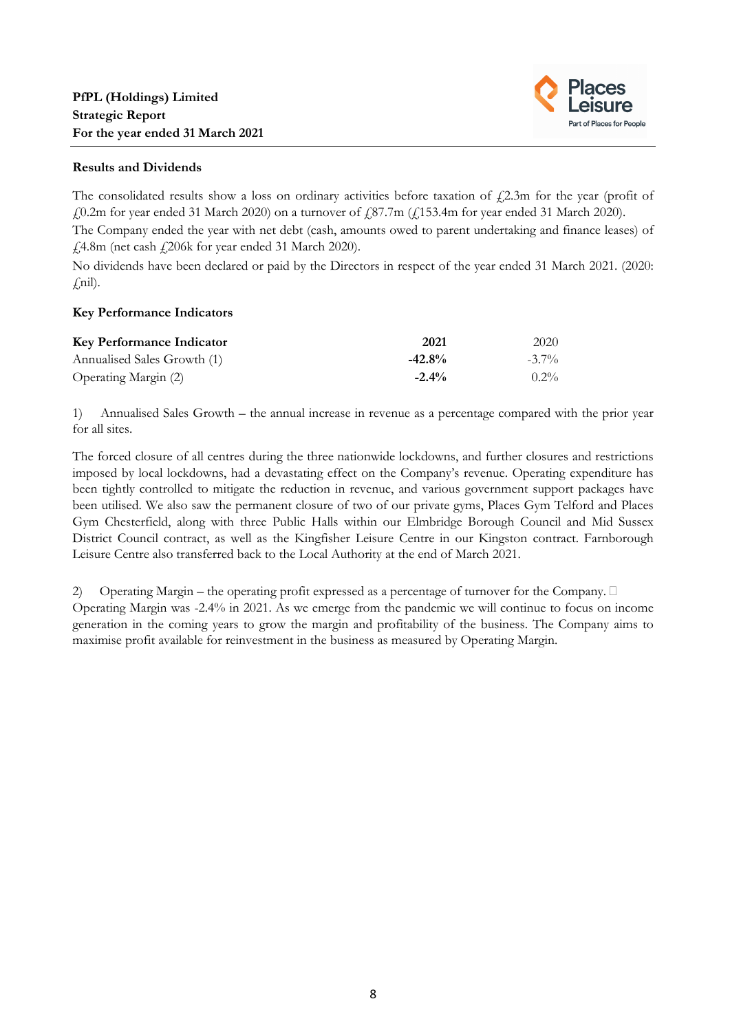**PfPL (Holdings) Limited**
**Strategic Report**
**For the year ended 31 March 2021**

### Results and Dividends

The consolidated results show a loss on ordinary activities before taxation of £2.3m for the year (profit of £0.2m for year ended 31 March 2020) on a turnover of £87.7m (£153.4m for year ended 31 March 2020).

The Company ended the year with net debt (cash, amounts owed to parent undertaking and finance leases) of £4.8m (net cash £206k for year ended 31 March 2020).

No dividends have been declared or paid by the Directors in respect of the year ended 31 March 2021. (2020: £nil).

### Key Performance Indicators

| Key Performance Indicator | 2021 | 2020 |
|---|---|---|
| Annualised Sales Growth (1) | **-42.8%** | -3.7% |
| Operating Margin (2) | **-2.4%** | 0.2% |

1) Annualised Sales Growth – the annual increase in revenue as a percentage compared with the prior year for all sites.

The forced closure of all centres during the three nationwide lockdowns, and further closures and restrictions imposed by local lockdowns, had a devastating effect on the Company's revenue. Operating expenditure has been tightly controlled to mitigate the reduction in revenue, and various government support packages have been utilised. We also saw the permanent closure of two of our private gyms, Places Gym Telford and Places Gym Chesterfield, along with three Public Halls within our Elmbridge Borough Council and Mid Sussex District Council contract, as well as the Kingfisher Leisure Centre in our Kingston contract. Farnborough Leisure Centre also transferred back to the Local Authority at the end of March 2021.

2) Operating Margin – the operating profit expressed as a percentage of turnover for the Company.
Operating Margin was -2.4% in 2021. As we emerge from the pandemic we will continue to focus on income generation in the coming years to grow the margin and profitability of the business. The Company aims to maximise profit available for reinvestment in the business as measured by Operating Margin.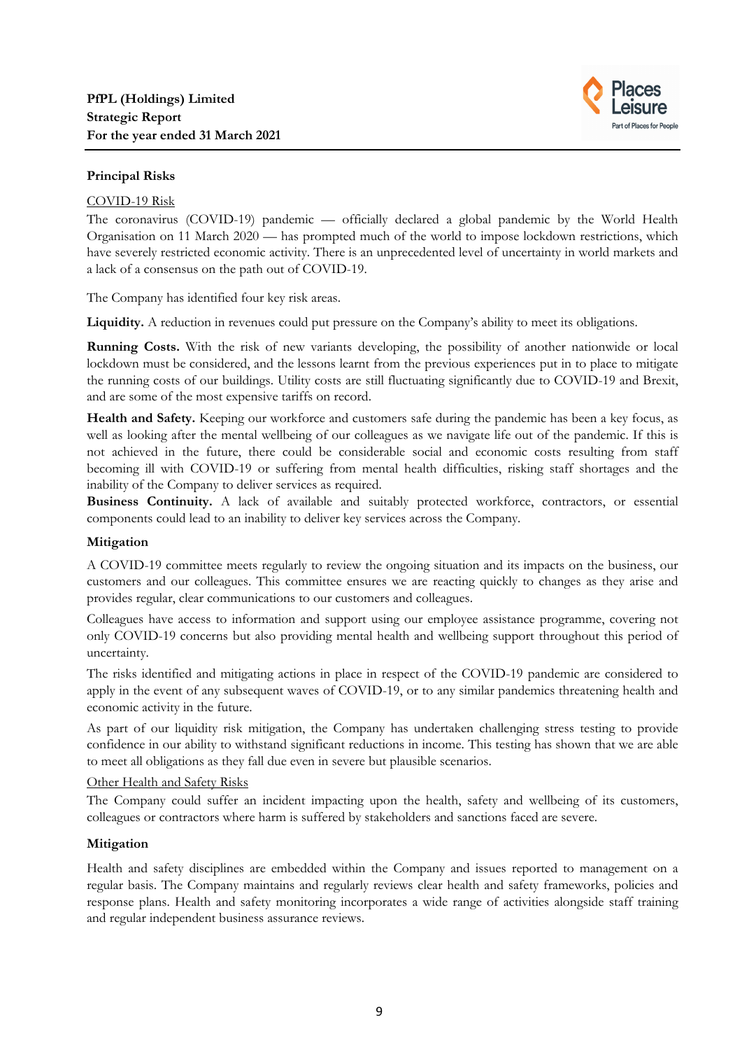## Principal Risks

COVID-19 Risk

The coronavirus (COVID-19) pandemic — officially declared a global pandemic by the World Health Organisation on 11 March 2020 — has prompted much of the world to impose lockdown restrictions, which have severely restricted economic activity. There is an unprecedented level of uncertainty in world markets and a lack of a consensus on the path out of COVID-19.

The Company has identified four key risk areas.

**Liquidity.** A reduction in revenues could put pressure on the Company's ability to meet its obligations.

**Running Costs.** With the risk of new variants developing, the possibility of another nationwide or local lockdown must be considered, and the lessons learnt from the previous experiences put in to place to mitigate the running costs of our buildings. Utility costs are still fluctuating significantly due to COVID-19 and Brexit, and are some of the most expensive tariffs on record.

**Health and Safety.** Keeping our workforce and customers safe during the pandemic has been a key focus, as well as looking after the mental wellbeing of our colleagues as we navigate life out of the pandemic. If this is not achieved in the future, there could be considerable social and economic costs resulting from staff becoming ill with COVID-19 or suffering from mental health difficulties, risking staff shortages and the inability of the Company to deliver services as required.

**Business Continuity.** A lack of available and suitably protected workforce, contractors, or essential components could lead to an inability to deliver key services across the Company.

### Mitigation

A COVID-19 committee meets regularly to review the ongoing situation and its impacts on the business, our customers and our colleagues. This committee ensures we are reacting quickly to changes as they arise and provides regular, clear communications to our customers and colleagues.

Colleagues have access to information and support using our employee assistance programme, covering not only COVID-19 concerns but also providing mental health and wellbeing support throughout this period of uncertainty.

The risks identified and mitigating actions in place in respect of the COVID-19 pandemic are considered to apply in the event of any subsequent waves of COVID-19, or to any similar pandemics threatening health and economic activity in the future.

As part of our liquidity risk mitigation, the Company has undertaken challenging stress testing to provide confidence in our ability to withstand significant reductions in income. This testing has shown that we are able to meet all obligations as they fall due even in severe but plausible scenarios.

Other Health and Safety Risks

The Company could suffer an incident impacting upon the health, safety and wellbeing of its customers, colleagues or contractors where harm is suffered by stakeholders and sanctions faced are severe.

### Mitigation

Health and safety disciplines are embedded within the Company and issues reported to management on a regular basis. The Company maintains and regularly reviews clear health and safety frameworks, policies and response plans. Health and safety monitoring incorporates a wide range of activities alongside staff training and regular independent business assurance reviews.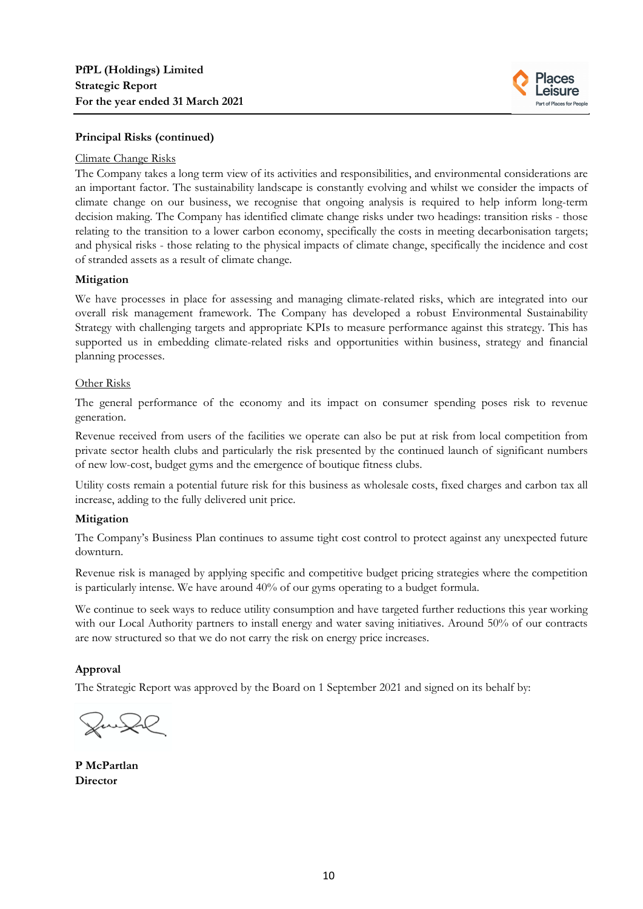## Principal Risks (continued)

Climate Change Risks

The Company takes a long term view of its activities and responsibilities, and environmental considerations are an important factor. The sustainability landscape is constantly evolving and whilst we consider the impacts of climate change on our business, we recognise that ongoing analysis is required to help inform long-term decision making. The Company has identified climate change risks under two headings: transition risks - those relating to the transition to a lower carbon economy, specifically the costs in meeting decarbonisation targets; and physical risks - those relating to the physical impacts of climate change, specifically the incidence and cost of stranded assets as a result of climate change.

**Mitigation**

We have processes in place for assessing and managing climate-related risks, which are integrated into our overall risk management framework. The Company has developed a robust Environmental Sustainability Strategy with challenging targets and appropriate KPIs to measure performance against this strategy. This has supported us in embedding climate-related risks and opportunities within business, strategy and financial planning processes.

Other Risks

The general performance of the economy and its impact on consumer spending poses risk to revenue generation.

Revenue received from users of the facilities we operate can also be put at risk from local competition from private sector health clubs and particularly the risk presented by the continued launch of significant numbers of new low-cost, budget gyms and the emergence of boutique fitness clubs.

Utility costs remain a potential future risk for this business as wholesale costs, fixed charges and carbon tax all increase, adding to the fully delivered unit price.

**Mitigation**

The Company's Business Plan continues to assume tight cost control to protect against any unexpected future downturn.

Revenue risk is managed by applying specific and competitive budget pricing strategies where the competition is particularly intense. We have around 40% of our gyms operating to a budget formula.

We continue to seek ways to reduce utility consumption and have targeted further reductions this year working with our Local Authority partners to install energy and water saving initiatives. Around 50% of our contracts are now structured so that we do not carry the risk on energy price increases.

## Approval

The Strategic Report was approved by the Board on 1 September 2021 and signed on its behalf by:

**P McPartlan**
**Director**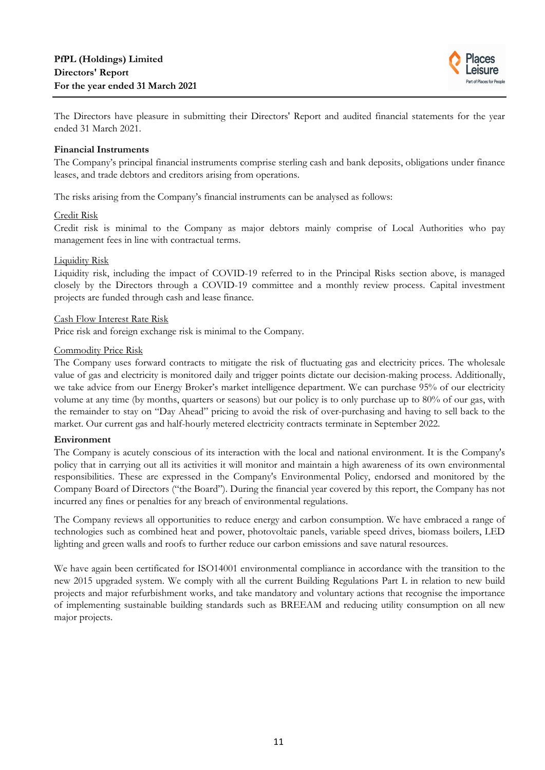**PfPL (Holdings) Limited**
**Directors' Report**
**For the year ended 31 March 2021**

The Directors have pleasure in submitting their Directors' Report and audited financial statements for the year ended 31 March 2021.

**Financial Instruments**

The Company's principal financial instruments comprise sterling cash and bank deposits, obligations under finance leases, and trade debtors and creditors arising from operations.

The risks arising from the Company's financial instruments can be analysed as follows:

Credit Risk

Credit risk is minimal to the Company as major debtors mainly comprise of Local Authorities who pay management fees in line with contractual terms.

Liquidity Risk

Liquidity risk, including the impact of COVID-19 referred to in the Principal Risks section above, is managed closely by the Directors through a COVID-19 committee and a monthly review process. Capital investment projects are funded through cash and lease finance.

Cash Flow Interest Rate Risk

Price risk and foreign exchange risk is minimal to the Company.

Commodity Price Risk

The Company uses forward contracts to mitigate the risk of fluctuating gas and electricity prices. The wholesale value of gas and electricity is monitored daily and trigger points dictate our decision-making process. Additionally, we take advice from our Energy Broker's market intelligence department. We can purchase 95% of our electricity volume at any time (by months, quarters or seasons) but our policy is to only purchase up to 80% of our gas, with the remainder to stay on "Day Ahead" pricing to avoid the risk of over-purchasing and having to sell back to the market. Our current gas and half-hourly metered electricity contracts terminate in September 2022.

**Environment**

The Company is acutely conscious of its interaction with the local and national environment. It is the Company's policy that in carrying out all its activities it will monitor and maintain a high awareness of its own environmental responsibilities. These are expressed in the Company's Environmental Policy, endorsed and monitored by the Company Board of Directors ("the Board"). During the financial year covered by this report, the Company has not incurred any fines or penalties for any breach of environmental regulations.

The Company reviews all opportunities to reduce energy and carbon consumption. We have embraced a range of technologies such as combined heat and power, photovoltaic panels, variable speed drives, biomass boilers, LED lighting and green walls and roofs to further reduce our carbon emissions and save natural resources.

We have again been certificated for ISO14001 environmental compliance in accordance with the transition to the new 2015 upgraded system. We comply with all the current Building Regulations Part L in relation to new build projects and major refurbishment works, and take mandatory and voluntary actions that recognise the importance of implementing sustainable building standards such as BREEAM and reducing utility consumption on all new major projects.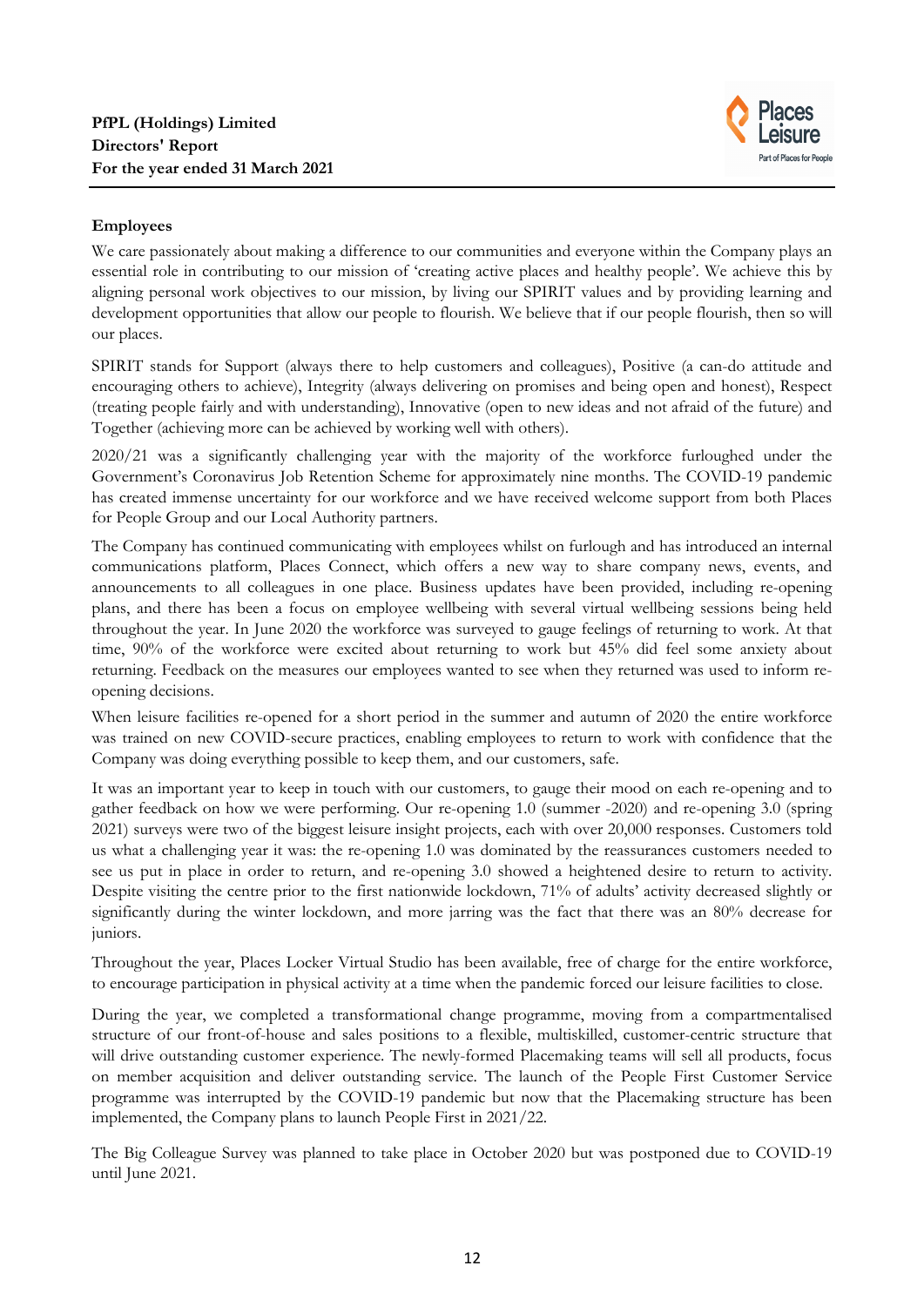## Employees

We care passionately about making a difference to our communities and everyone within the Company plays an essential role in contributing to our mission of 'creating active places and healthy people'. We achieve this by aligning personal work objectives to our mission, by living our SPIRIT values and by providing learning and development opportunities that allow our people to flourish. We believe that if our people flourish, then so will our places.

SPIRIT stands for Support (always there to help customers and colleagues), Positive (a can-do attitude and encouraging others to achieve), Integrity (always delivering on promises and being open and honest), Respect (treating people fairly and with understanding), Innovative (open to new ideas and not afraid of the future) and Together (achieving more can be achieved by working well with others).

2020/21 was a significantly challenging year with the majority of the workforce furloughed under the Government's Coronavirus Job Retention Scheme for approximately nine months. The COVID-19 pandemic has created immense uncertainty for our workforce and we have received welcome support from both Places for People Group and our Local Authority partners.

The Company has continued communicating with employees whilst on furlough and has introduced an internal communications platform, Places Connect, which offers a new way to share company news, events, and announcements to all colleagues in one place. Business updates have been provided, including re-opening plans, and there has been a focus on employee wellbeing with several virtual wellbeing sessions being held throughout the year. In June 2020 the workforce was surveyed to gauge feelings of returning to work. At that time, 90% of the workforce were excited about returning to work but 45% did feel some anxiety about returning. Feedback on the measures our employees wanted to see when they returned was used to inform re-opening decisions.

When leisure facilities re-opened for a short period in the summer and autumn of 2020 the entire workforce was trained on new COVID-secure practices, enabling employees to return to work with confidence that the Company was doing everything possible to keep them, and our customers, safe.

It was an important year to keep in touch with our customers, to gauge their mood on each re-opening and to gather feedback on how we were performing. Our re-opening 1.0 (summer -2020) and re-opening 3.0 (spring 2021) surveys were two of the biggest leisure insight projects, each with over 20,000 responses. Customers told us what a challenging year it was: the re-opening 1.0 was dominated by the reassurances customers needed to see us put in place in order to return, and re-opening 3.0 showed a heightened desire to return to activity. Despite visiting the centre prior to the first nationwide lockdown, 71% of adults' activity decreased slightly or significantly during the winter lockdown, and more jarring was the fact that there was an 80% decrease for juniors.

Throughout the year, Places Locker Virtual Studio has been available, free of charge for the entire workforce, to encourage participation in physical activity at a time when the pandemic forced our leisure facilities to close.

During the year, we completed a transformational change programme, moving from a compartmentalised structure of our front-of-house and sales positions to a flexible, multiskilled, customer-centric structure that will drive outstanding customer experience. The newly-formed Placemaking teams will sell all products, focus on member acquisition and deliver outstanding service. The launch of the People First Customer Service programme was interrupted by the COVID-19 pandemic but now that the Placemaking structure has been implemented, the Company plans to launch People First in 2021/22.

The Big Colleague Survey was planned to take place in October 2020 but was postponed due to COVID-19 until June 2021.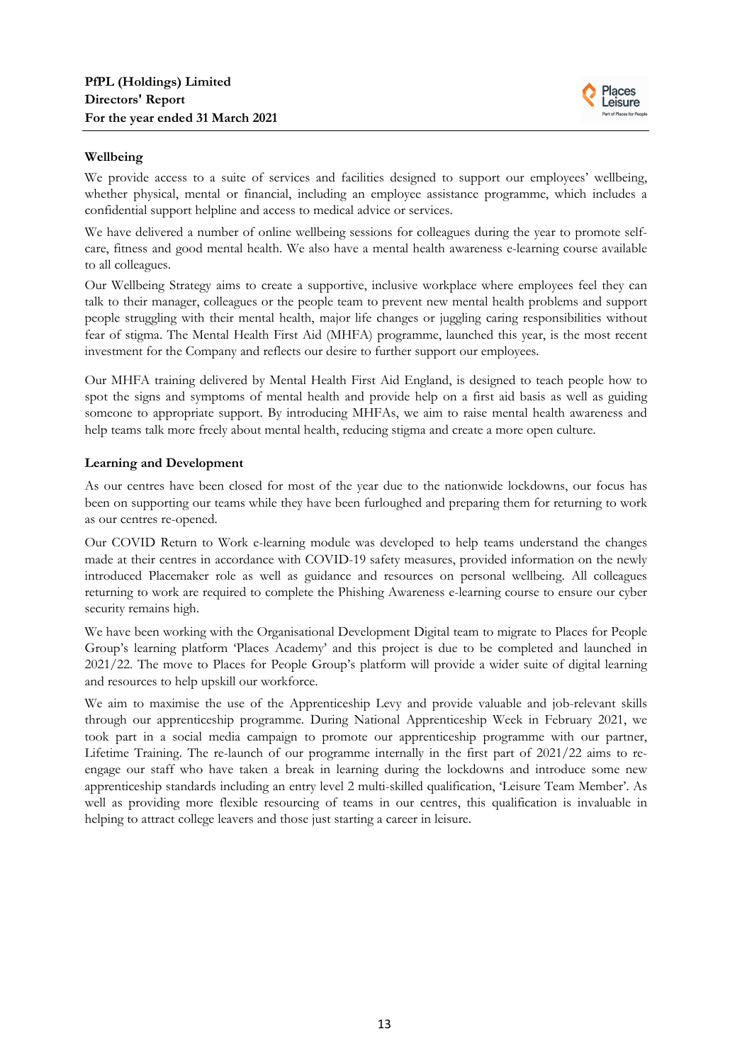**Wellbeing**

We provide access to a suite of services and facilities designed to support our employees' wellbeing, whether physical, mental or financial, including an employee assistance programme, which includes a confidential support helpline and access to medical advice or services.

We have delivered a number of online wellbeing sessions for colleagues during the year to promote self-care, fitness and good mental health. We also have a mental health awareness e-learning course available to all colleagues.

Our Wellbeing Strategy aims to create a supportive, inclusive workplace where employees feel they can talk to their manager, colleagues or the people team to prevent new mental health problems and support people struggling with their mental health, major life changes or juggling caring responsibilities without fear of stigma. The Mental Health First Aid (MHFA) programme, launched this year, is the most recent investment for the Company and reflects our desire to further support our employees.

Our MHFA training delivered by Mental Health First Aid England, is designed to teach people how to spot the signs and symptoms of mental health and provide help on a first aid basis as well as guiding someone to appropriate support. By introducing MHFAs, we aim to raise mental health awareness and help teams talk more freely about mental health, reducing stigma and create a more open culture.

**Learning and Development**

As our centres have been closed for most of the year due to the nationwide lockdowns, our focus has been on supporting our teams while they have been furloughed and preparing them for returning to work as our centres re-opened.

Our COVID Return to Work e-learning module was developed to help teams understand the changes made at their centres in accordance with COVID-19 safety measures, provided information on the newly introduced Placemaker role as well as guidance and resources on personal wellbeing. All colleagues returning to work are required to complete the Phishing Awareness e-learning course to ensure our cyber security remains high.

We have been working with the Organisational Development Digital team to migrate to Places for People Group's learning platform 'Places Academy' and this project is due to be completed and launched in 2021/22. The move to Places for People Group's platform will provide a wider suite of digital learning and resources to help upskill our workforce.

We aim to maximise the use of the Apprenticeship Levy and provide valuable and job-relevant skills through our apprenticeship programme. During National Apprenticeship Week in February 2021, we took part in a social media campaign to promote our apprenticeship programme with our partner, Lifetime Training. The re-launch of our programme internally in the first part of 2021/22 aims to re-engage our staff who have taken a break in learning during the lockdowns and introduce some new apprenticeship standards including an entry level 2 multi-skilled qualification, 'Leisure Team Member'. As well as providing more flexible resourcing of teams in our centres, this qualification is invaluable in helping to attract college leavers and those just starting a career in leisure.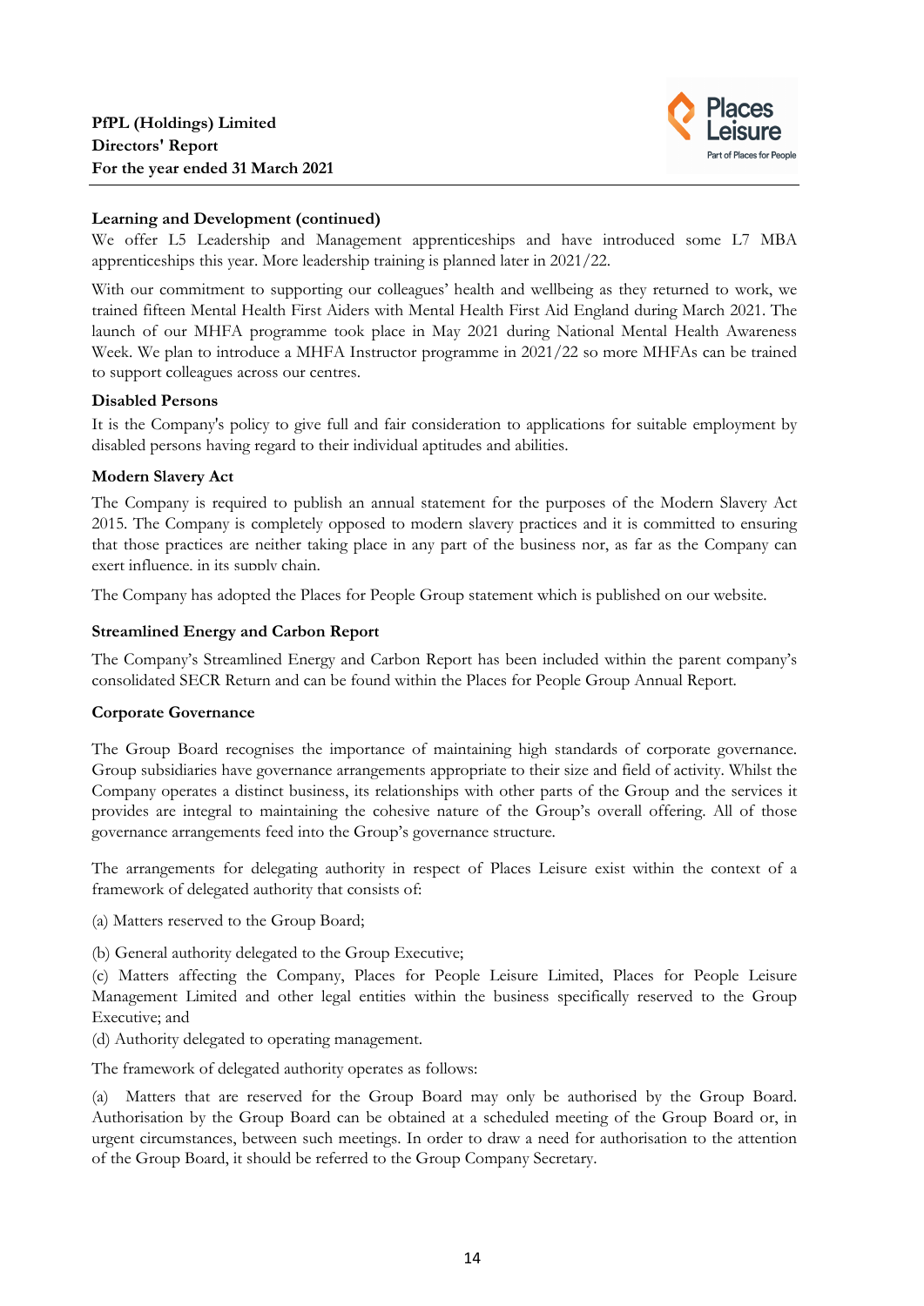#### Learning and Development (continued)

We offer L5 Leadership and Management apprenticeships and have introduced some L7 MBA apprenticeships this year. More leadership training is planned later in 2021/22.

With our commitment to supporting our colleagues' health and wellbeing as they returned to work, we trained fifteen Mental Health First Aiders with Mental Health First Aid England during March 2021. The launch of our MHFA programme took place in May 2021 during National Mental Health Awareness Week. We plan to introduce a MHFA Instructor programme in 2021/22 so more MHFAs can be trained to support colleagues across our centres.

#### Disabled Persons

It is the Company's policy to give full and fair consideration to applications for suitable employment by disabled persons having regard to their individual aptitudes and abilities.

#### Modern Slavery Act

The Company is required to publish an annual statement for the purposes of the Modern Slavery Act 2015. The Company is completely opposed to modern slavery practices and it is committed to ensuring that those practices are neither taking place in any part of the business nor, as far as the Company can exert influence, in its supply chain.

The Company has adopted the Places for People Group statement which is published on our website.

#### Streamlined Energy and Carbon Report

The Company's Streamlined Energy and Carbon Report has been included within the parent company's consolidated SECR Return and can be found within the Places for People Group Annual Report.

#### Corporate Governance

The Group Board recognises the importance of maintaining high standards of corporate governance. Group subsidiaries have governance arrangements appropriate to their size and field of activity. Whilst the Company operates a distinct business, its relationships with other parts of the Group and the services it provides are integral to maintaining the cohesive nature of the Group's overall offering. All of those governance arrangements feed into the Group's governance structure.

The arrangements for delegating authority in respect of Places Leisure exist within the context of a framework of delegated authority that consists of:

(a) Matters reserved to the Group Board;

(b) General authority delegated to the Group Executive;

(c) Matters affecting the Company, Places for People Leisure Limited, Places for People Leisure Management Limited and other legal entities within the business specifically reserved to the Group Executive; and

(d) Authority delegated to operating management.

The framework of delegated authority operates as follows:

(a) Matters that are reserved for the Group Board may only be authorised by the Group Board. Authorisation by the Group Board can be obtained at a scheduled meeting of the Group Board or, in urgent circumstances, between such meetings. In order to draw a need for authorisation to the attention of the Group Board, it should be referred to the Group Company Secretary.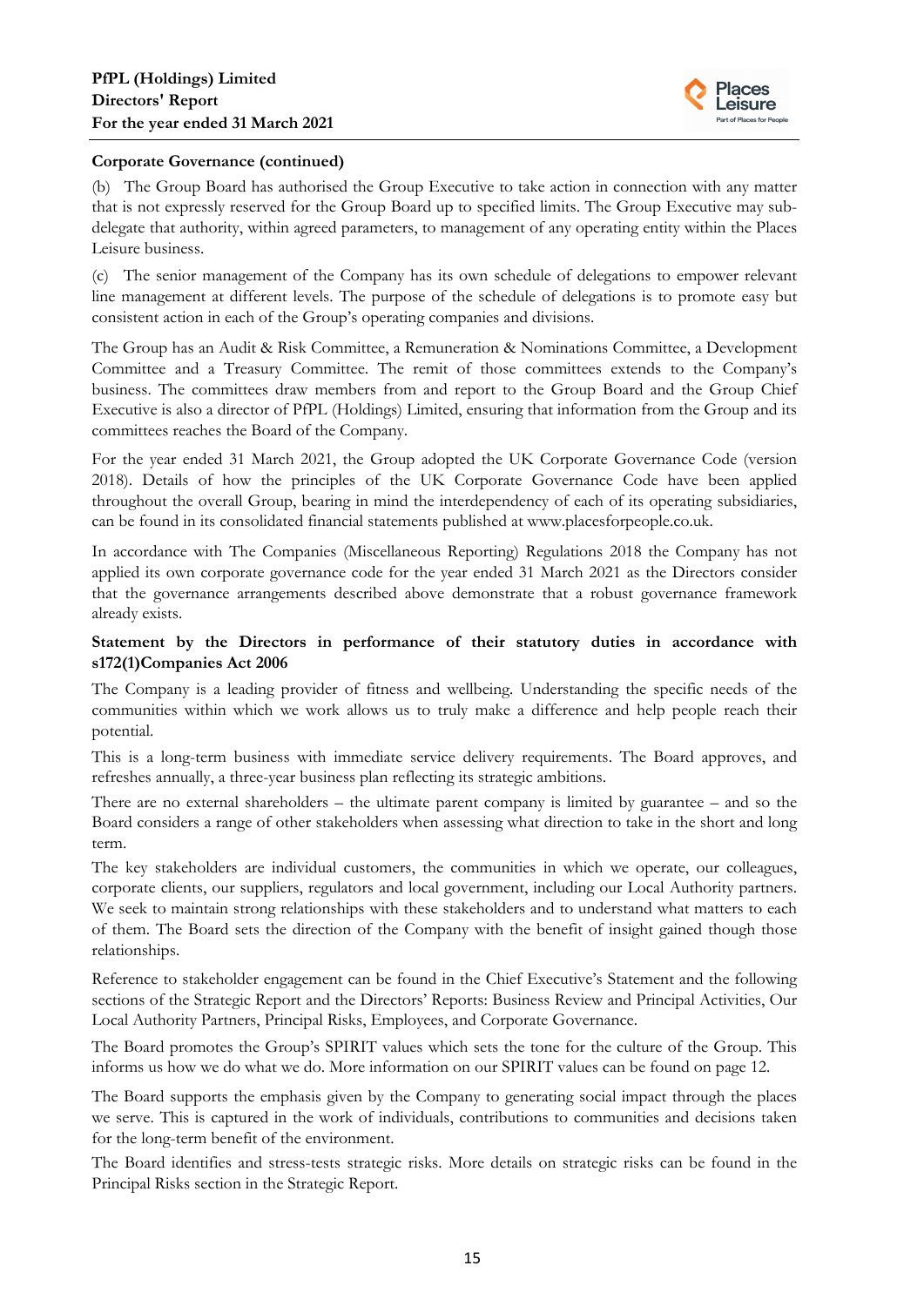### Corporate Governance (continued)

(b) The Group Board has authorised the Group Executive to take action in connection with any matter that is not expressly reserved for the Group Board up to specified limits. The Group Executive may sub-delegate that authority, within agreed parameters, to management of any operating entity within the Places Leisure business.

(c) The senior management of the Company has its own schedule of delegations to empower relevant line management at different levels. The purpose of the schedule of delegations is to promote easy but consistent action in each of the Group's operating companies and divisions.

The Group has an Audit & Risk Committee, a Remuneration & Nominations Committee, a Development Committee and a Treasury Committee. The remit of those committees extends to the Company's business. The committees draw members from and report to the Group Board and the Group Chief Executive is also a director of PfPL (Holdings) Limited, ensuring that information from the Group and its committees reaches the Board of the Company.

For the year ended 31 March 2021, the Group adopted the UK Corporate Governance Code (version 2018). Details of how the principles of the UK Corporate Governance Code have been applied throughout the overall Group, bearing in mind the interdependency of each of its operating subsidiaries, can be found in its consolidated financial statements published at www.placesforpeople.co.uk.

In accordance with The Companies (Miscellaneous Reporting) Regulations 2018 the Company has not applied its own corporate governance code for the year ended 31 March 2021 as the Directors consider that the governance arrangements described above demonstrate that a robust governance framework already exists.

### Statement by the Directors in performance of their statutory duties in accordance with s172(1)Companies Act 2006

The Company is a leading provider of fitness and wellbeing. Understanding the specific needs of the communities within which we work allows us to truly make a difference and help people reach their potential.

This is a long-term business with immediate service delivery requirements. The Board approves, and refreshes annually, a three-year business plan reflecting its strategic ambitions.

There are no external shareholders – the ultimate parent company is limited by guarantee – and so the Board considers a range of other stakeholders when assessing what direction to take in the short and long term.

The key stakeholders are individual customers, the communities in which we operate, our colleagues, corporate clients, our suppliers, regulators and local government, including our Local Authority partners. We seek to maintain strong relationships with these stakeholders and to understand what matters to each of them. The Board sets the direction of the Company with the benefit of insight gained though those relationships.

Reference to stakeholder engagement can be found in the Chief Executive's Statement and the following sections of the Strategic Report and the Directors' Reports: Business Review and Principal Activities, Our Local Authority Partners, Principal Risks, Employees, and Corporate Governance.

The Board promotes the Group's SPIRIT values which sets the tone for the culture of the Group. This informs us how we do what we do. More information on our SPIRIT values can be found on page 12.

The Board supports the emphasis given by the Company to generating social impact through the places we serve. This is captured in the work of individuals, contributions to communities and decisions taken for the long-term benefit of the environment.

The Board identifies and stress-tests strategic risks. More details on strategic risks can be found in the Principal Risks section in the Strategic Report.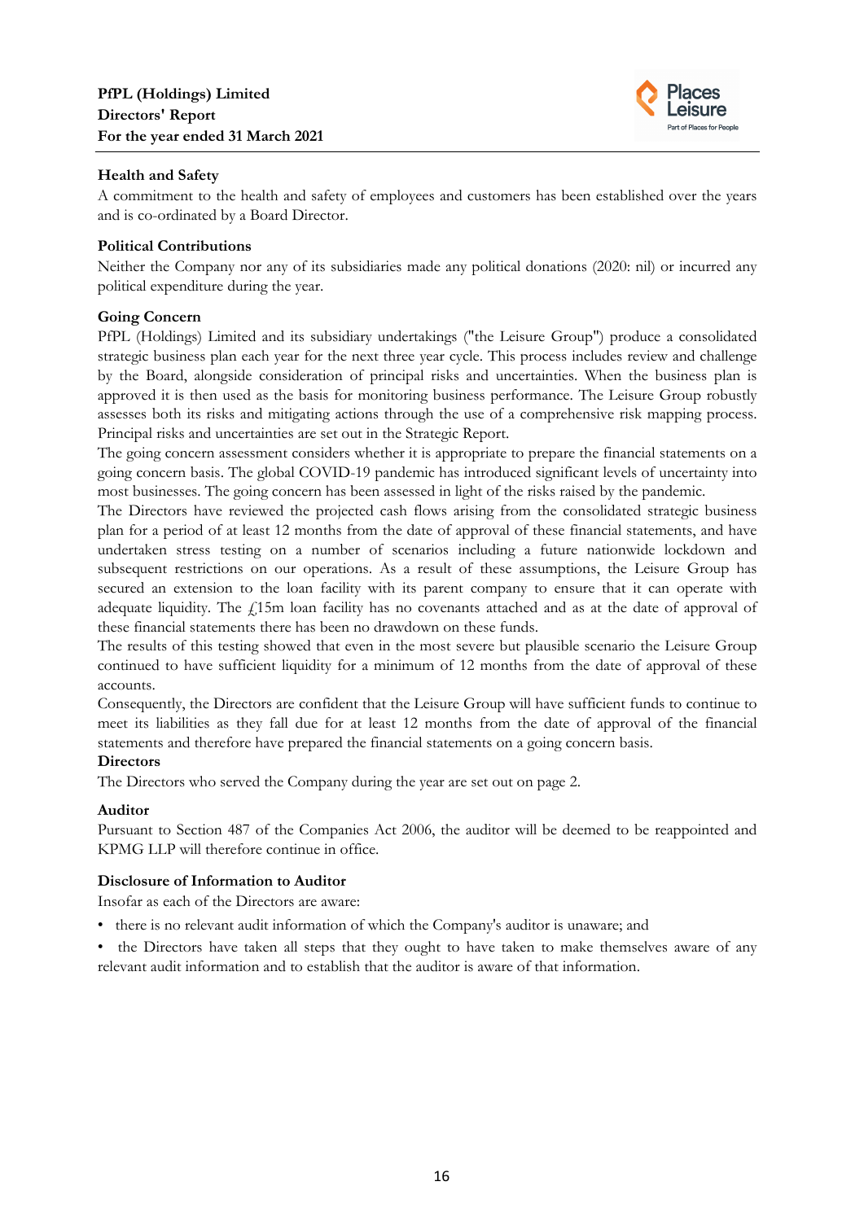## Health and Safety

A commitment to the health and safety of employees and customers has been established over the years and is co-ordinated by a Board Director.

## Political Contributions

Neither the Company nor any of its subsidiaries made any political donations (2020: nil) or incurred any political expenditure during the year.

## Going Concern

PfPL (Holdings) Limited and its subsidiary undertakings ("the Leisure Group") produce a consolidated strategic business plan each year for the next three year cycle. This process includes review and challenge by the Board, alongside consideration of principal risks and uncertainties. When the business plan is approved it is then used as the basis for monitoring business performance. The Leisure Group robustly assesses both its risks and mitigating actions through the use of a comprehensive risk mapping process. Principal risks and uncertainties are set out in the Strategic Report.

The going concern assessment considers whether it is appropriate to prepare the financial statements on a going concern basis. The global COVID-19 pandemic has introduced significant levels of uncertainty into most businesses. The going concern has been assessed in light of the risks raised by the pandemic.

The Directors have reviewed the projected cash flows arising from the consolidated strategic business plan for a period of at least 12 months from the date of approval of these financial statements, and have undertaken stress testing on a number of scenarios including a future nationwide lockdown and subsequent restrictions on our operations. As a result of these assumptions, the Leisure Group has secured an extension to the loan facility with its parent company to ensure that it can operate with adequate liquidity. The £15m loan facility has no covenants attached and as at the date of approval of these financial statements there has been no drawdown on these funds.

The results of this testing showed that even in the most severe but plausible scenario the Leisure Group continued to have sufficient liquidity for a minimum of 12 months from the date of approval of these accounts.

Consequently, the Directors are confident that the Leisure Group will have sufficient funds to continue to meet its liabilities as they fall due for at least 12 months from the date of approval of the financial statements and therefore have prepared the financial statements on a going concern basis.

## Directors

The Directors who served the Company during the year are set out on page 2.

## Auditor

Pursuant to Section 487 of the Companies Act 2006, the auditor will be deemed to be reappointed and KPMG LLP will therefore continue in office.

## Disclosure of Information to Auditor

Insofar as each of the Directors are aware:

- there is no relevant audit information of which the Company's auditor is unaware; and
- the Directors have taken all steps that they ought to have taken to make themselves aware of any relevant audit information and to establish that the auditor is aware of that information.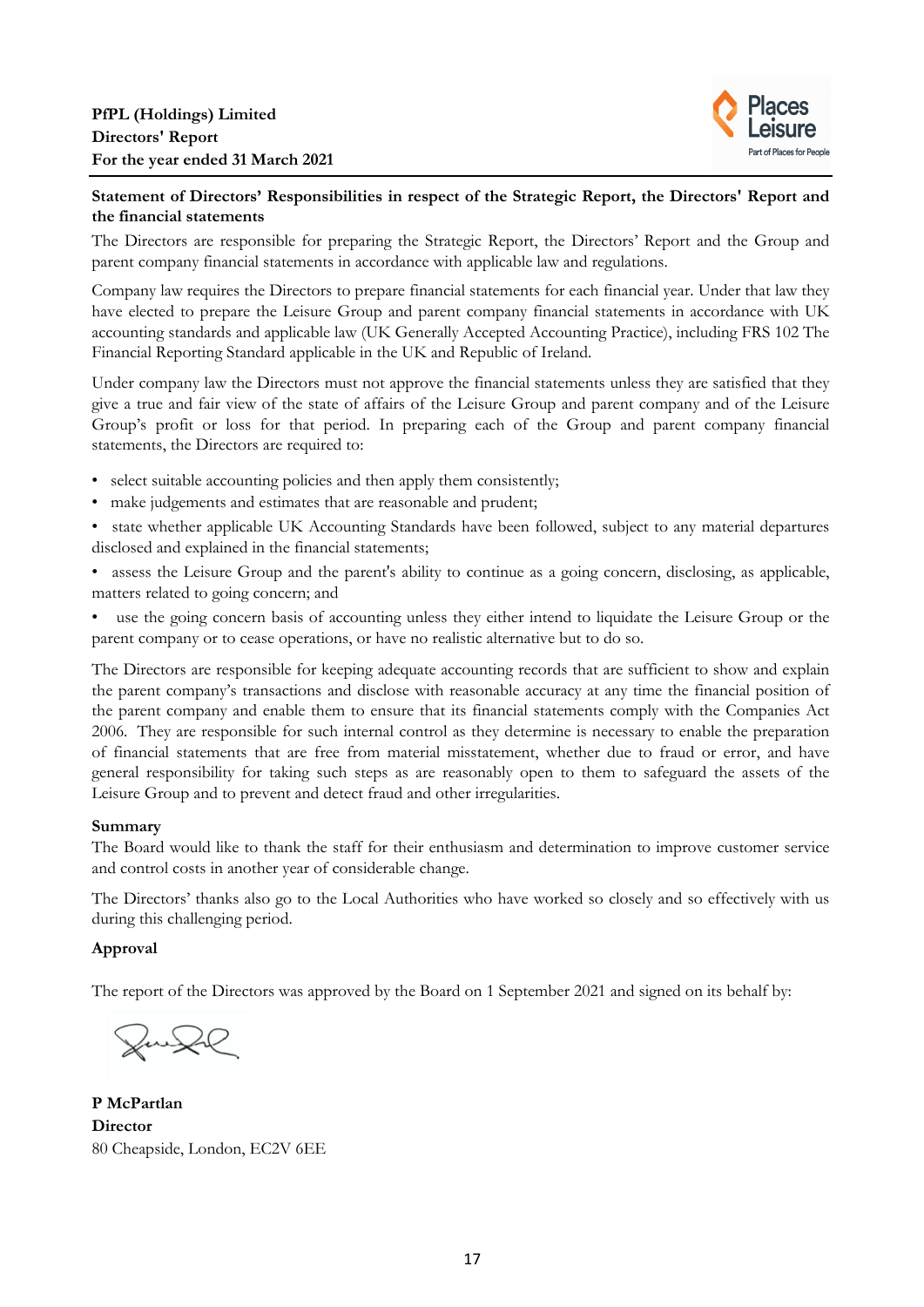**Statement of Directors' Responsibilities in respect of the Strategic Report, the Directors' Report and the financial statements**

The Directors are responsible for preparing the Strategic Report, the Directors' Report and the Group and parent company financial statements in accordance with applicable law and regulations.

Company law requires the Directors to prepare financial statements for each financial year. Under that law they have elected to prepare the Leisure Group and parent company financial statements in accordance with UK accounting standards and applicable law (UK Generally Accepted Accounting Practice), including FRS 102 The Financial Reporting Standard applicable in the UK and Republic of Ireland.

Under company law the Directors must not approve the financial statements unless they are satisfied that they give a true and fair view of the state of affairs of the Leisure Group and parent company and of the Leisure Group's profit or loss for that period. In preparing each of the Group and parent company financial statements, the Directors are required to:

- select suitable accounting policies and then apply them consistently;
- make judgements and estimates that are reasonable and prudent;
- state whether applicable UK Accounting Standards have been followed, subject to any material departures disclosed and explained in the financial statements;
- assess the Leisure Group and the parent's ability to continue as a going concern, disclosing, as applicable, matters related to going concern; and
- use the going concern basis of accounting unless they either intend to liquidate the Leisure Group or the parent company or to cease operations, or have no realistic alternative but to do so.

The Directors are responsible for keeping adequate accounting records that are sufficient to show and explain the parent company's transactions and disclose with reasonable accuracy at any time the financial position of the parent company and enable them to ensure that its financial statements comply with the Companies Act 2006. They are responsible for such internal control as they determine is necessary to enable the preparation of financial statements that are free from material misstatement, whether due to fraud or error, and have general responsibility for taking such steps as are reasonably open to them to safeguard the assets of the Leisure Group and to prevent and detect fraud and other irregularities.

**Summary**

The Board would like to thank the staff for their enthusiasm and determination to improve customer service and control costs in another year of considerable change.

The Directors' thanks also go to the Local Authorities who have worked so closely and so effectively with us during this challenging period.

**Approval**

The report of the Directors was approved by the Board on 1 September 2021 and signed on its behalf by:

**P McPartlan**
**Director**
80 Cheapside, London, EC2V 6EE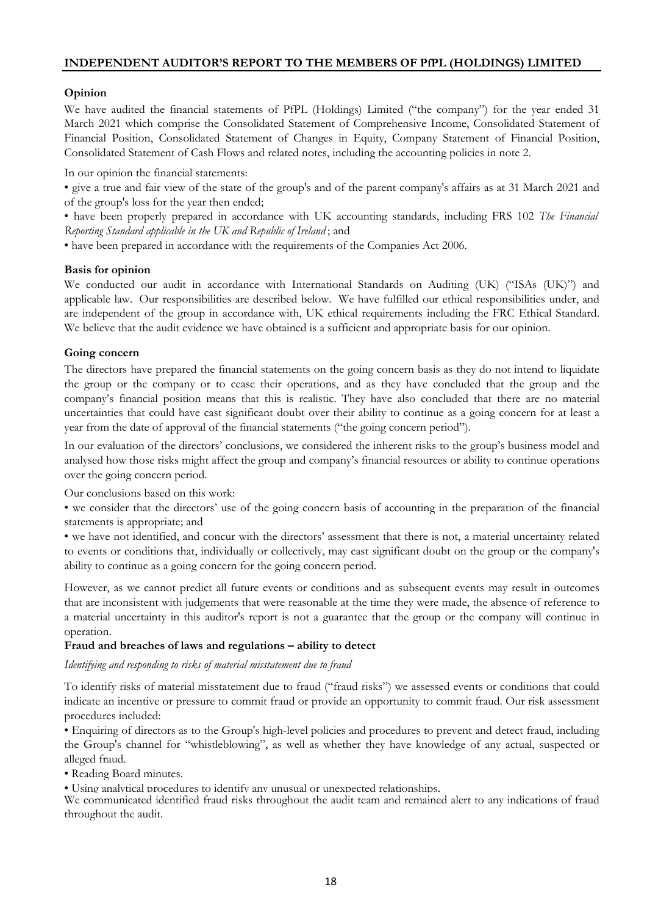# INDEPENDENT AUDITOR'S REPORT TO THE MEMBERS OF PfPL (HOLDINGS) LIMITED

**Opinion**

We have audited the financial statements of PfPL (Holdings) Limited ("the company") for the year ended 31 March 2021 which comprise the Consolidated Statement of Comprehensive Income, Consolidated Statement of Financial Position, Consolidated Statement of Changes in Equity, Company Statement of Financial Position, Consolidated Statement of Cash Flows and related notes, including the accounting policies in note 2.

In our opinion the financial statements:

- give a true and fair view of the state of the group's and of the parent company's affairs as at 31 March 2021 and of the group's loss for the year then ended;
- have been properly prepared in accordance with UK accounting standards, including FRS 102 *The Financial Reporting Standard applicable in the UK and Republic of Ireland*; and
- have been prepared in accordance with the requirements of the Companies Act 2006.

**Basis for opinion**

We conducted our audit in accordance with International Standards on Auditing (UK) ("ISAs (UK)") and applicable law. Our responsibilities are described below. We have fulfilled our ethical responsibilities under, and are independent of the group in accordance with, UK ethical requirements including the FRC Ethical Standard. We believe that the audit evidence we have obtained is a sufficient and appropriate basis for our opinion.

**Going concern**

The directors have prepared the financial statements on the going concern basis as they do not intend to liquidate the group or the company or to cease their operations, and as they have concluded that the group and the company's financial position means that this is realistic. They have also concluded that there are no material uncertainties that could have cast significant doubt over their ability to continue as a going concern for at least a year from the date of approval of the financial statements ("the going concern period").

In our evaluation of the directors' conclusions, we considered the inherent risks to the group's business model and analysed how those risks might affect the group and company's financial resources or ability to continue operations over the going concern period.

Our conclusions based on this work:

- we consider that the directors' use of the going concern basis of accounting in the preparation of the financial statements is appropriate; and
- we have not identified, and concur with the directors' assessment that there is not, a material uncertainty related to events or conditions that, individually or collectively, may cast significant doubt on the group or the company's ability to continue as a going concern for the going concern period.

However, as we cannot predict all future events or conditions and as subsequent events may result in outcomes that are inconsistent with judgements that were reasonable at the time they were made, the absence of reference to a material uncertainty in this auditor's report is not a guarantee that the group or the company will continue in operation.

**Fraud and breaches of laws and regulations – ability to detect**

*Identifying and responding to risks of material misstatement due to fraud*

To identify risks of material misstatement due to fraud ("fraud risks") we assessed events or conditions that could indicate an incentive or pressure to commit fraud or provide an opportunity to commit fraud. Our risk assessment procedures included:

- Enquiring of directors as to the Group's high-level policies and procedures to prevent and detect fraud, including the Group's channel for "whistleblowing", as well as whether they have knowledge of any actual, suspected or alleged fraud.
- Reading Board minutes.
- Using analytical procedures to identify any unusual or unexpected relationships.

We communicated identified fraud risks throughout the audit team and remained alert to any indications of fraud throughout the audit.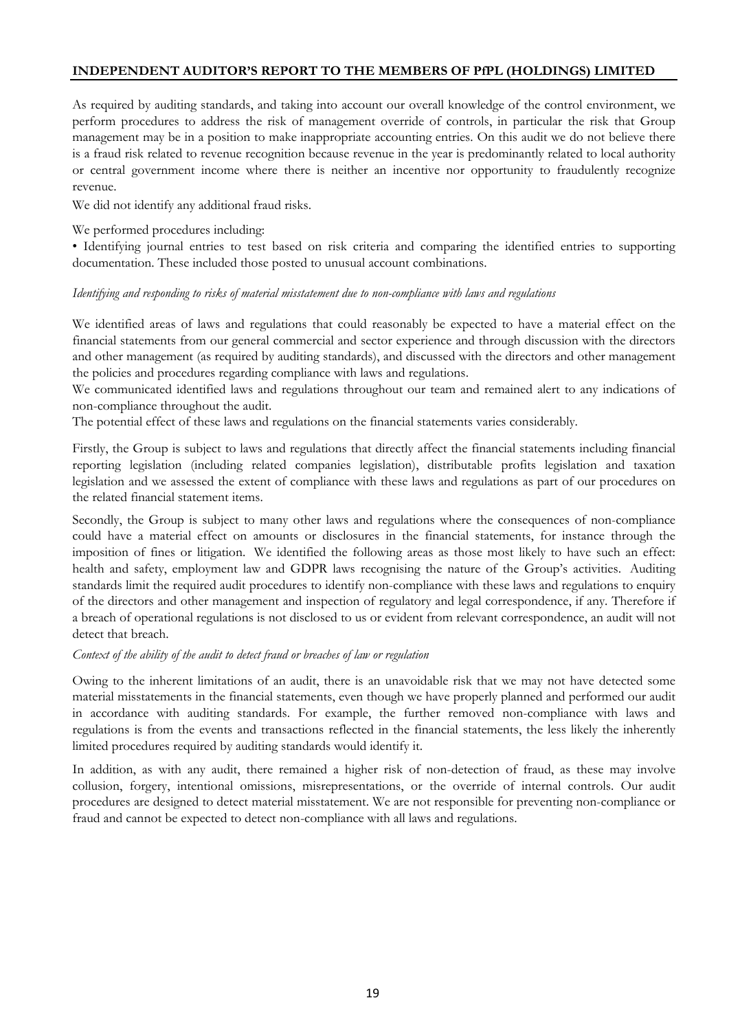As required by auditing standards, and taking into account our overall knowledge of the control environment, we perform procedures to address the risk of management override of controls, in particular the risk that Group management may be in a position to make inappropriate accounting entries. On this audit we do not believe there is a fraud risk related to revenue recognition because revenue in the year is predominantly related to local authority or central government income where there is neither an incentive nor opportunity to fraudulently recognize revenue.

We did not identify any additional fraud risks.

We performed procedures including:

• Identifying journal entries to test based on risk criteria and comparing the identified entries to supporting documentation. These included those posted to unusual account combinations.

*Identifying and responding to risks of material misstatement due to non-compliance with laws and regulations*

We identified areas of laws and regulations that could reasonably be expected to have a material effect on the financial statements from our general commercial and sector experience and through discussion with the directors and other management (as required by auditing standards), and discussed with the directors and other management the policies and procedures regarding compliance with laws and regulations.

We communicated identified laws and regulations throughout our team and remained alert to any indications of non-compliance throughout the audit.

The potential effect of these laws and regulations on the financial statements varies considerably.

Firstly, the Group is subject to laws and regulations that directly affect the financial statements including financial reporting legislation (including related companies legislation), distributable profits legislation and taxation legislation and we assessed the extent of compliance with these laws and regulations as part of our procedures on the related financial statement items.

Secondly, the Group is subject to many other laws and regulations where the consequences of non-compliance could have a material effect on amounts or disclosures in the financial statements, for instance through the imposition of fines or litigation. We identified the following areas as those most likely to have such an effect: health and safety, employment law and GDPR laws recognising the nature of the Group's activities. Auditing standards limit the required audit procedures to identify non-compliance with these laws and regulations to enquiry of the directors and other management and inspection of regulatory and legal correspondence, if any. Therefore if a breach of operational regulations is not disclosed to us or evident from relevant correspondence, an audit will not detect that breach.

*Context of the ability of the audit to detect fraud or breaches of law or regulation*

Owing to the inherent limitations of an audit, there is an unavoidable risk that we may not have detected some material misstatements in the financial statements, even though we have properly planned and performed our audit in accordance with auditing standards. For example, the further removed non-compliance with laws and regulations is from the events and transactions reflected in the financial statements, the less likely the inherently limited procedures required by auditing standards would identify it.

In addition, as with any audit, there remained a higher risk of non-detection of fraud, as these may involve collusion, forgery, intentional omissions, misrepresentations, or the override of internal controls. Our audit procedures are designed to detect material misstatement. We are not responsible for preventing non-compliance or fraud and cannot be expected to detect non-compliance with all laws and regulations.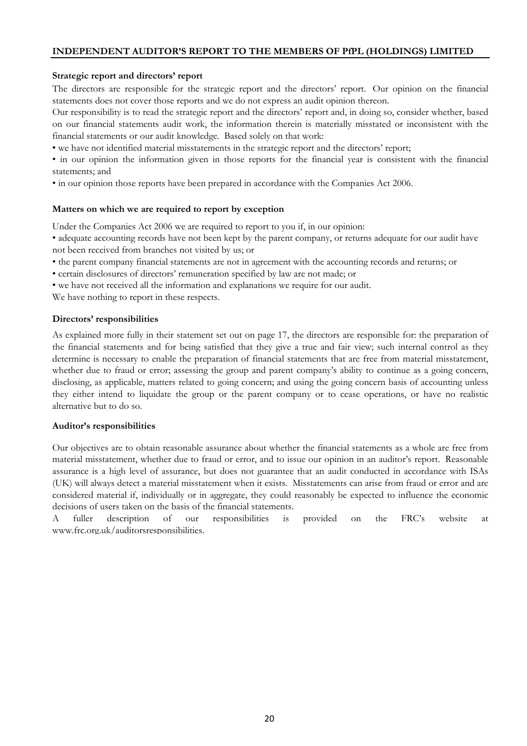# INDEPENDENT AUDITOR'S REPORT TO THE MEMBERS OF PfPL (HOLDINGS) LIMITED

**Strategic report and directors' report**

The directors are responsible for the strategic report and the directors' report. Our opinion on the financial statements does not cover those reports and we do not express an audit opinion thereon.

Our responsibility is to read the strategic report and the directors' report and, in doing so, consider whether, based on our financial statements audit work, the information therein is materially misstated or inconsistent with the financial statements or our audit knowledge. Based solely on that work:

• we have not identified material misstatements in the strategic report and the directors' report;

• in our opinion the information given in those reports for the financial year is consistent with the financial statements; and

• in our opinion those reports have been prepared in accordance with the Companies Act 2006.

**Matters on which we are required to report by exception**

Under the Companies Act 2006 we are required to report to you if, in our opinion:

• adequate accounting records have not been kept by the parent company, or returns adequate for our audit have not been received from branches not visited by us; or

• the parent company financial statements are not in agreement with the accounting records and returns; or

• certain disclosures of directors' remuneration specified by law are not made; or

• we have not received all the information and explanations we require for our audit.

We have nothing to report in these respects.

**Directors' responsibilities**

As explained more fully in their statement set out on page 17, the directors are responsible for: the preparation of the financial statements and for being satisfied that they give a true and fair view; such internal control as they determine is necessary to enable the preparation of financial statements that are free from material misstatement, whether due to fraud or error; assessing the group and parent company's ability to continue as a going concern, disclosing, as applicable, matters related to going concern; and using the going concern basis of accounting unless they either intend to liquidate the group or the parent company or to cease operations, or have no realistic alternative but to do so.

**Auditor's responsibilities**

Our objectives are to obtain reasonable assurance about whether the financial statements as a whole are free from material misstatement, whether due to fraud or error, and to issue our opinion in an auditor's report. Reasonable assurance is a high level of assurance, but does not guarantee that an audit conducted in accordance with ISAs (UK) will always detect a material misstatement when it exists. Misstatements can arise from fraud or error and are considered material if, individually or in aggregate, they could reasonably be expected to influence the economic decisions of users taken on the basis of the financial statements.

A fuller description of our responsibilities is provided on the FRC's website at www.frc.org.uk/auditorsresponsibilities.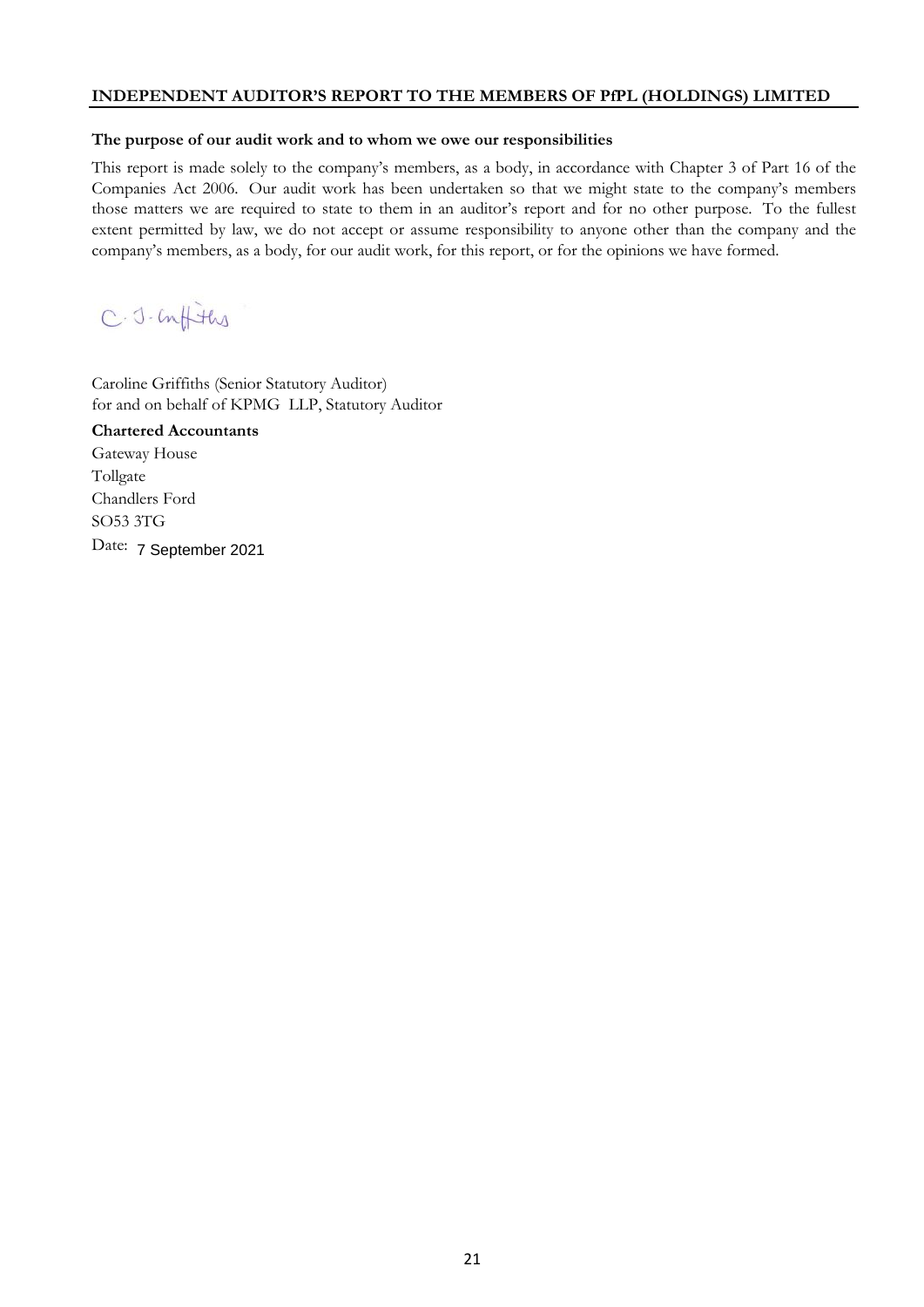## INDEPENDENT AUDITOR'S REPORT TO THE MEMBERS OF PfPL (HOLDINGS) LIMITED

**The purpose of our audit work and to whom we owe our responsibilities**

This report is made solely to the company's members, as a body, in accordance with Chapter 3 of Part 16 of the Companies Act 2006. Our audit work has been undertaken so that we might state to the company's members those matters we are required to state to them in an auditor's report and for no other purpose. To the fullest extent permitted by law, we do not accept or assume responsibility to anyone other than the company and the company's members, as a body, for our audit work, for this report, or for the opinions we have formed.

C. J. Griffiths

Caroline Griffiths (Senior Statutory Auditor)
for and on behalf of KPMG LLP, Statutory Auditor

**Chartered Accountants**

Gateway House
Tollgate
Chandlers Ford
SO53 3TG

Date: 7 September 2021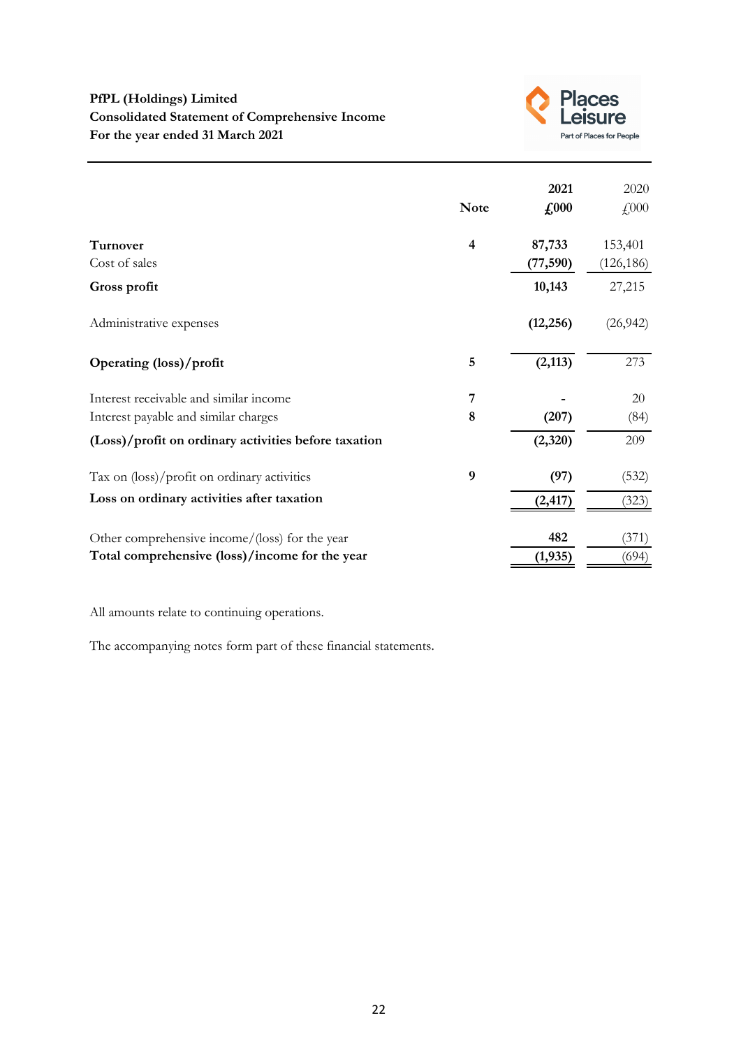**PfPL (Holdings) Limited**
**Consolidated Statement of Comprehensive Income**
**For the year ended 31 March 2021**

| | Note | 2021 £000 | 2020 £000 |
|---|---|---|---|
| **Turnover** | 4 | 87,733 | 153,401 |
| Cost of sales | | (77,590) | (126,186) |
| **Gross profit** | | 10,143 | 27,215 |
| Administrative expenses | | (12,256) | (26,942) |
| **Operating (loss)/profit** | 5 | (2,113) | 273 |
| Interest receivable and similar income | 7 | - | 20 |
| Interest payable and similar charges | 8 | (207) | (84) |
| **(Loss)/profit on ordinary activities before taxation** | | (2,320) | 209 |
| Tax on (loss)/profit on ordinary activities | 9 | (97) | (532) |
| **Loss on ordinary activities after taxation** | | (2,417) | (323) |
| Other comprehensive income/(loss) for the year | | 482 | (371) |
| **Total comprehensive (loss)/income for the year** | | (1,935) | (694) |

All amounts relate to continuing operations.

The accompanying notes form part of these financial statements.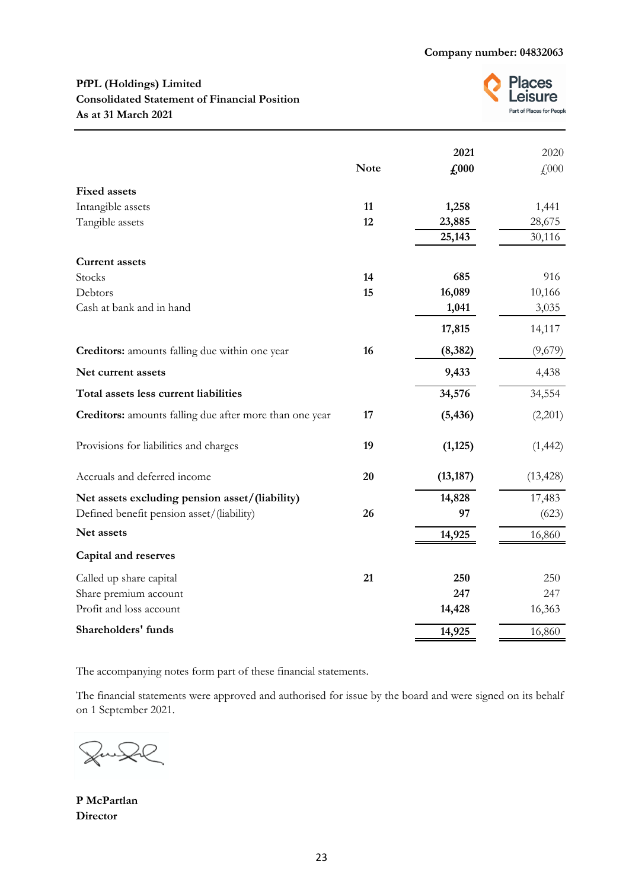Company number: 04832063

**PfPL (Holdings) Limited**
**Consolidated Statement of Financial Position**
**As at 31 March 2021**

| | Note | 2021 £000 | 2020 £000 |
|---|---|---|---|
| **Fixed assets** | | | |
| Intangible assets | 11 | 1,258 | 1,441 |
| Tangible assets | 12 | 23,885 | 28,675 |
| | | 25,143 | 30,116 |
| **Current assets** | | | |
| Stocks | 14 | 685 | 916 |
| Debtors | 15 | 16,089 | 10,166 |
| Cash at bank and in hand | | 1,041 | 3,035 |
| | | 17,815 | 14,117 |
| **Creditors:** amounts falling due within one year | 16 | (8,382) | (9,679) |
| **Net current assets** | | 9,433 | 4,438 |
| **Total assets less current liabilities** | | 34,576 | 34,554 |
| **Creditors:** amounts falling due after more than one year | 17 | (5,436) | (2,201) |
| Provisions for liabilities and charges | 19 | (1,125) | (1,442) |
| Accruals and deferred income | 20 | (13,187) | (13,428) |
| **Net assets excluding pension asset/(liability)** | | 14,828 | 17,483 |
| Defined benefit pension asset/(liability) | 26 | 97 | (623) |
| **Net assets** | | 14,925 | 16,860 |
| **Capital and reserves** | | | |
| Called up share capital | 21 | 250 | 250 |
| Share premium account | | 247 | 247 |
| Profit and loss account | | 14,428 | 16,363 |
| **Shareholders' funds** | | 14,925 | 16,860 |

The accompanying notes form part of these financial statements.

The financial statements were approved and authorised for issue by the board and were signed on its behalf on 1 September 2021.

**P McPartlan**
**Director**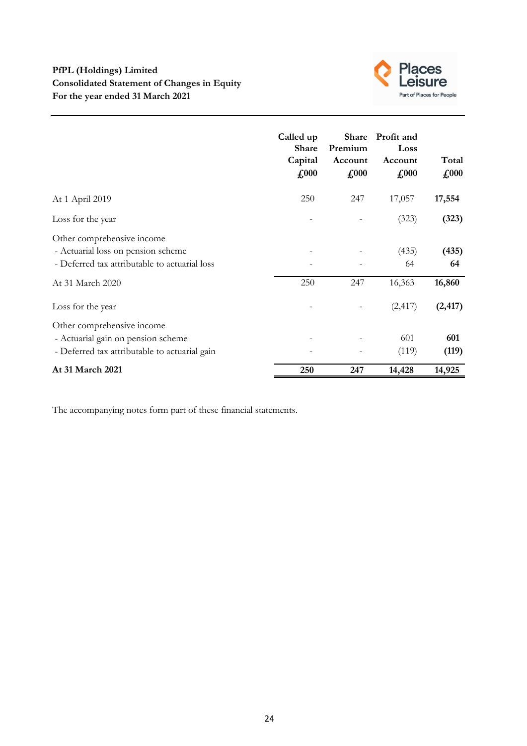**PfPL (Holdings) Limited**
**Consolidated Statement of Changes in Equity**
**For the year ended 31 March 2021**

| | Called up Share Capital £000 | Share Premium Account £000 | Profit and Loss Account £000 | Total £000 |
|---|---|---|---|---|
| At 1 April 2019 | 250 | 247 | 17,057 | **17,554** |
| Loss for the year | - | - | (323) | **(323)** |
| Other comprehensive income | | | | |
| - Actuarial loss on pension scheme | - | - | (435) | **(435)** |
| - Deferred tax attributable to actuarial loss | - | - | 64 | **64** |
| At 31 March 2020 | 250 | 247 | 16,363 | **16,860** |
| Loss for the year | - | - | (2,417) | **(2,417)** |
| Other comprehensive income | | | | |
| - Actuarial gain on pension scheme | - | - | 601 | **601** |
| - Deferred tax attributable to actuarial gain | - | - | (119) | **(119)** |
| **At 31 March 2021** | **250** | **247** | **14,428** | **14,925** |

The accompanying notes form part of these financial statements.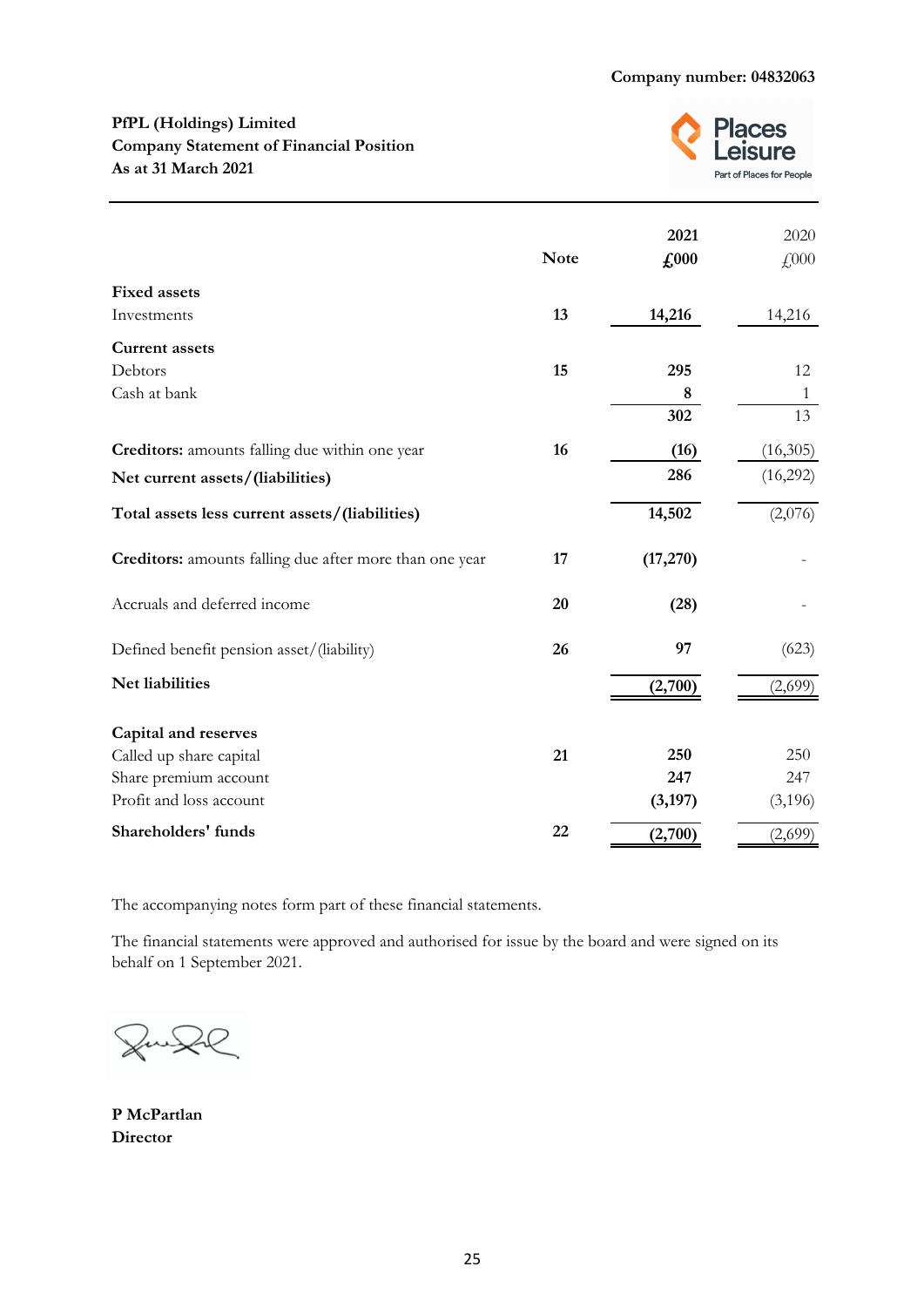Company number: 04832063

**PfPL (Holdings) Limited**
**Company Statement of Financial Position**
**As at 31 March 2021**

| | Note | 2021 £000 | 2020 £000 |
|---|---|---|---|
| **Fixed assets** | | | |
| Investments | 13 | **14,216** | 14,216 |
| **Current assets** | | | |
| Debtors | 15 | **295** | 12 |
| Cash at bank | | **8** | 1 |
| | | **302** | 13 |
| **Creditors:** amounts falling due within one year | 16 | **(16)** | (16,305) |
| **Net current assets/(liabilities)** | | **286** | (16,292) |
| **Total assets less current assets/(liabilities)** | | **14,502** | (2,076) |
| **Creditors:** amounts falling due after more than one year | 17 | **(17,270)** | - |
| Accruals and deferred income | 20 | **(28)** | - |
| Defined benefit pension asset/(liability) | 26 | **97** | (623) |
| **Net liabilities** | | **(2,700)** | (2,699) |
| **Capital and reserves** | | | |
| Called up share capital | 21 | **250** | 250 |
| Share premium account | | **247** | 247 |
| Profit and loss account | | **(3,197)** | (3,196) |
| **Shareholders' funds** | 22 | **(2,700)** | (2,699) |

The accompanying notes form part of these financial statements.

The financial statements were approved and authorised for issue by the board and were signed on its behalf on 1 September 2021.

**P McPartlan**
**Director**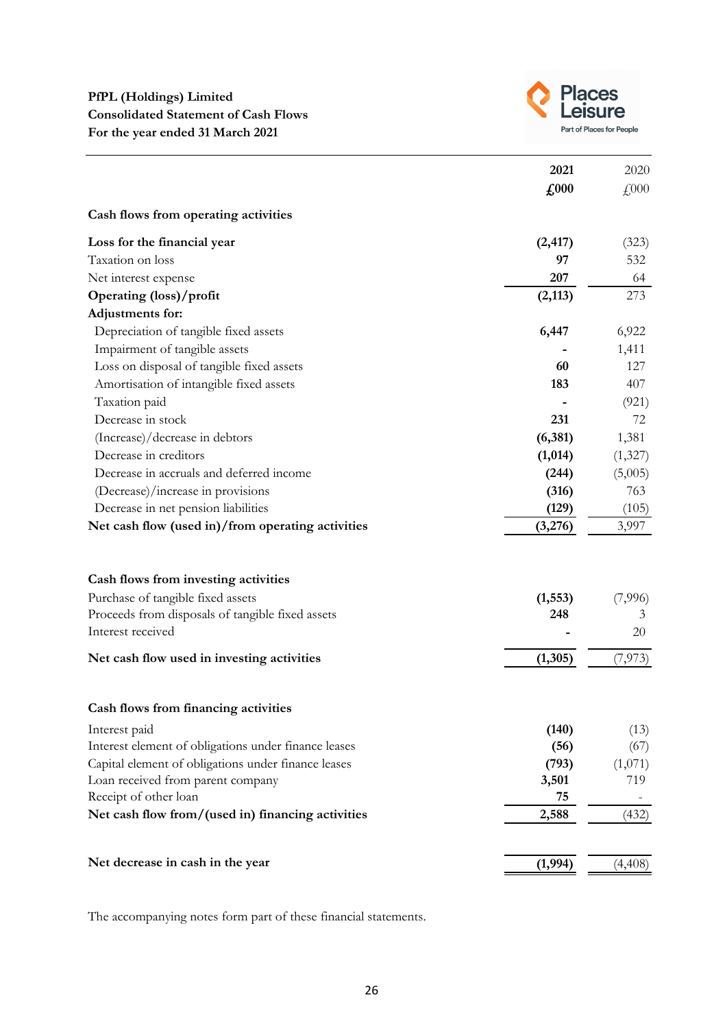**PfPL (Holdings) Limited**
**Consolidated Statement of Cash Flows**
**For the year ended 31 March 2021**

| | **2021** | 2020 |
|---|---|---|
| | **£000** | £000 |
| **Cash flows from operating activities** | | |
| **Loss for the financial year** | **(2,417)** | (323) |
| Taxation on loss | **97** | 532 |
| Net interest expense | **207** | 64 |
| **Operating (loss)/profit** | **(2,113)** | 273 |
| **Adjustments for:** | | |
| Depreciation of tangible fixed assets | **6,447** | 6,922 |
| Impairment of tangible assets | **-** | 1,411 |
| Loss on disposal of tangible fixed assets | **60** | 127 |
| Amortisation of intangible fixed assets | **183** | 407 |
| Taxation paid | **-** | (921) |
| Decrease in stock | **231** | 72 |
| (Increase)/decrease in debtors | **(6,381)** | 1,381 |
| Decrease in creditors | **(1,014)** | (1,327) |
| Decrease in accruals and deferred income | **(244)** | (5,005) |
| (Decrease)/increase in provisions | **(316)** | 763 |
| Decrease in net pension liabilities | **(129)** | (105) |
| **Net cash flow (used in)/from operating activities** | **(3,276)** | 3,997 |
| | | |
| **Cash flows from investing activities** | | |
| Purchase of tangible fixed assets | **(1,553)** | (7,996) |
| Proceeds from disposals of tangible fixed assets | **248** | 3 |
| Interest received | **-** | 20 |
| **Net cash flow used in investing activities** | **(1,305)** | (7,973) |
| | | |
| **Cash flows from financing activities** | | |
| Interest paid | **(140)** | (13) |
| Interest element of obligations under finance leases | **(56)** | (67) |
| Capital element of obligations under finance leases | **(793)** | (1,071) |
| Loan received from parent company | **3,501** | 719 |
| Receipt of other loan | **75** | - |
| **Net cash flow from/(used in) financing activities** | **2,588** | (432) |
| | | |
| **Net decrease in cash in the year** | **(1,994)** | (4,408) |

The accompanying notes form part of these financial statements.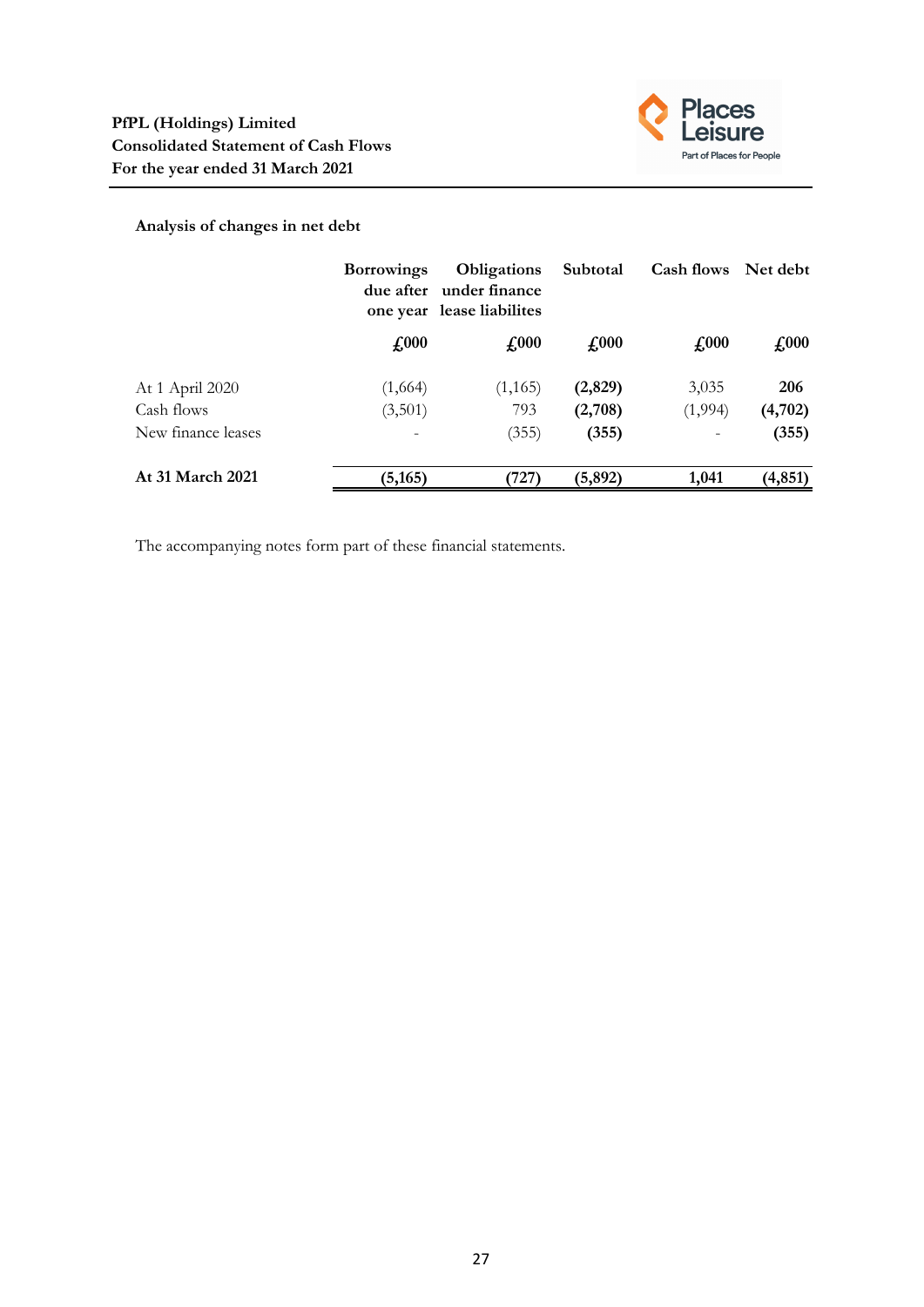**PfPL (Holdings) Limited**
**Consolidated Statement of Cash Flows**
**For the year ended 31 March 2021**

### Analysis of changes in net debt

| | Borrowings due after one year | Obligations under finance lease liabilites | Subtotal | Cash flows | Net debt |
|---|---|---|---|---|---|
| | £000 | £000 | £000 | £000 | £000 |
| At 1 April 2020 | (1,664) | (1,165) | **(2,829)** | 3,035 | **206** |
| Cash flows | (3,501) | 793 | **(2,708)** | (1,994) | **(4,702)** |
| New finance leases | - | (355) | **(355)** | - | **(355)** |
| **At 31 March 2021** | **(5,165)** | **(727)** | **(5,892)** | **1,041** | **(4,851)** |

The accompanying notes form part of these financial statements.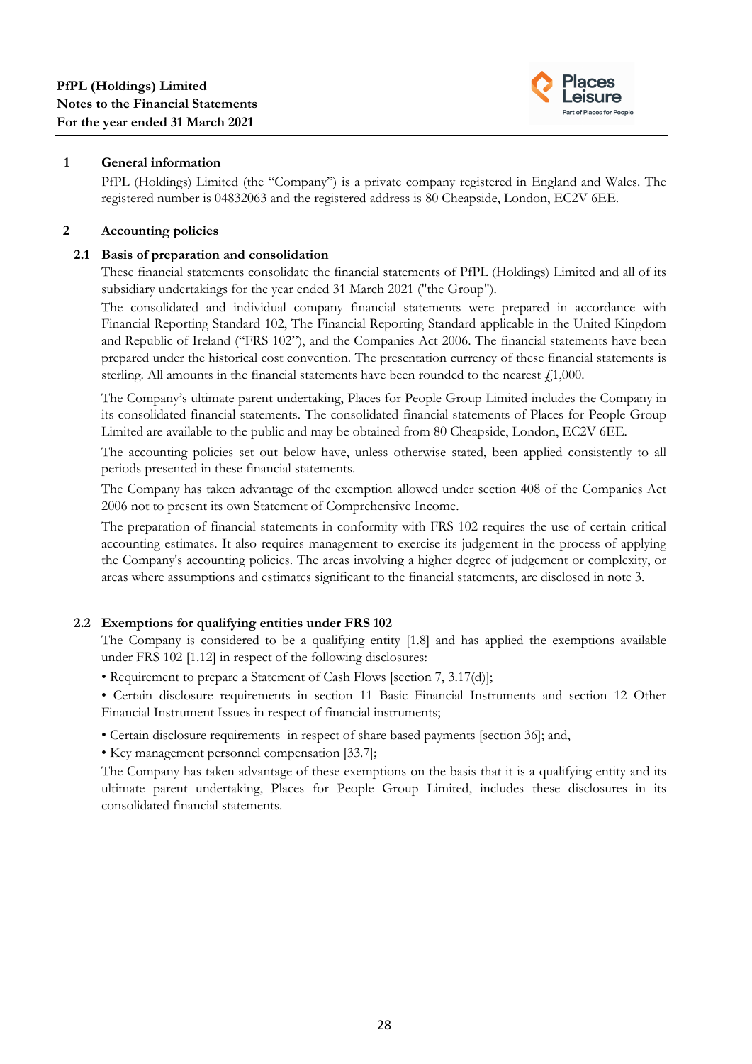## 1 General information

PfPL (Holdings) Limited (the "Company") is a private company registered in England and Wales. The registered number is 04832063 and the registered address is 80 Cheapside, London, EC2V 6EE.

## 2 Accounting policies

### 2.1 Basis of preparation and consolidation

These financial statements consolidate the financial statements of PfPL (Holdings) Limited and all of its subsidiary undertakings for the year ended 31 March 2021 ("the Group").

The consolidated and individual company financial statements were prepared in accordance with Financial Reporting Standard 102, The Financial Reporting Standard applicable in the United Kingdom and Republic of Ireland ("FRS 102"), and the Companies Act 2006. The financial statements have been prepared under the historical cost convention. The presentation currency of these financial statements is sterling. All amounts in the financial statements have been rounded to the nearest £1,000.

The Company's ultimate parent undertaking, Places for People Group Limited includes the Company in its consolidated financial statements. The consolidated financial statements of Places for People Group Limited are available to the public and may be obtained from 80 Cheapside, London, EC2V 6EE.

The accounting policies set out below have, unless otherwise stated, been applied consistently to all periods presented in these financial statements.

The Company has taken advantage of the exemption allowed under section 408 of the Companies Act 2006 not to present its own Statement of Comprehensive Income.

The preparation of financial statements in conformity with FRS 102 requires the use of certain critical accounting estimates. It also requires management to exercise its judgement in the process of applying the Company's accounting policies. The areas involving a higher degree of judgement or complexity, or areas where assumptions and estimates significant to the financial statements, are disclosed in note 3.

### 2.2 Exemptions for qualifying entities under FRS 102

The Company is considered to be a qualifying entity [1.8] and has applied the exemptions available under FRS 102 [1.12] in respect of the following disclosures:

- Requirement to prepare a Statement of Cash Flows [section 7, 3.17(d)];
- Certain disclosure requirements in section 11 Basic Financial Instruments and section 12 Other Financial Instrument Issues in respect of financial instruments;
- Certain disclosure requirements in respect of share based payments [section 36]; and,
- Key management personnel compensation [33.7];

The Company has taken advantage of these exemptions on the basis that it is a qualifying entity and its ultimate parent undertaking, Places for People Group Limited, includes these disclosures in its consolidated financial statements.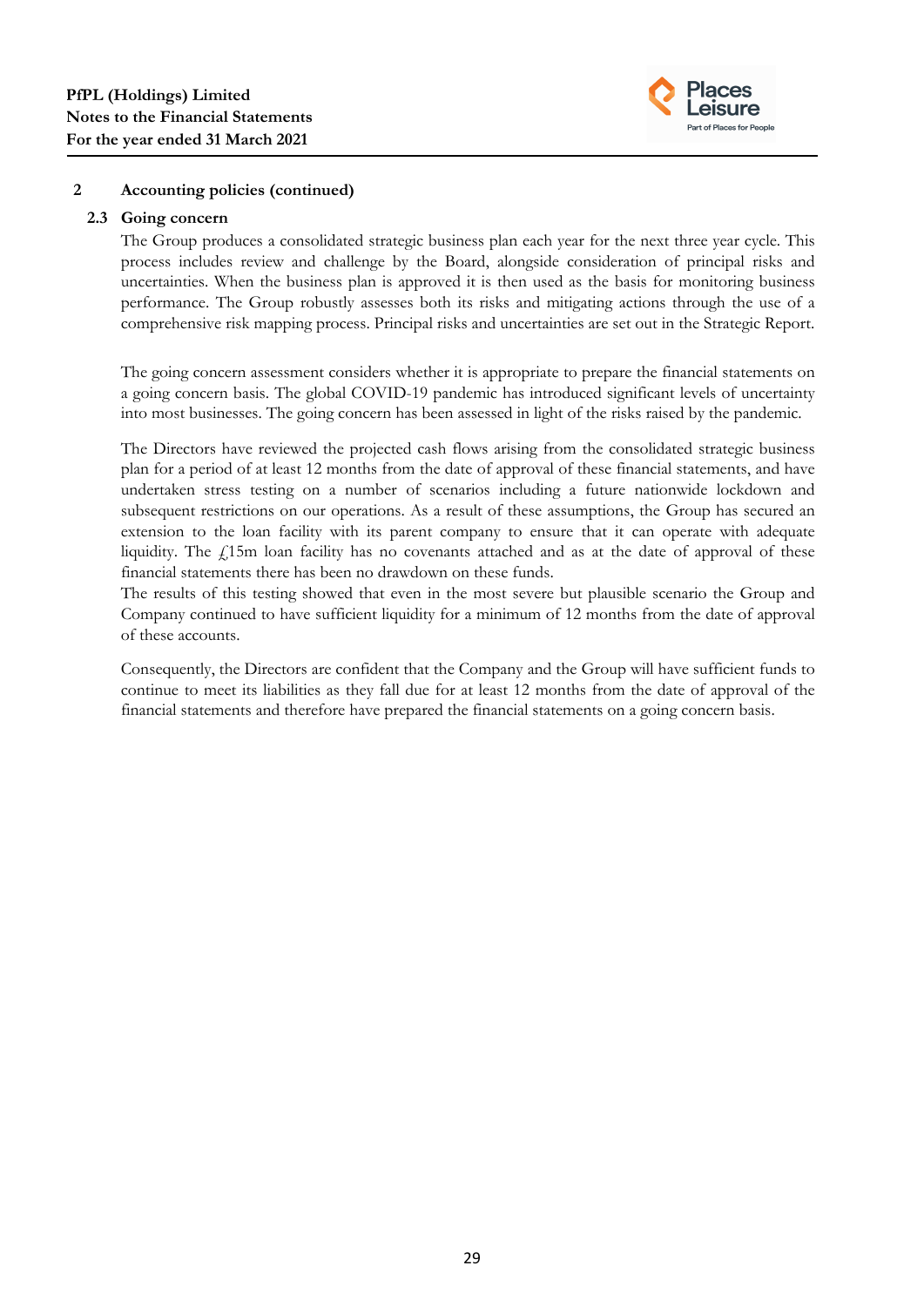## 2 Accounting policies (continued)

### 2.3 Going concern

The Group produces a consolidated strategic business plan each year for the next three year cycle. This process includes review and challenge by the Board, alongside consideration of principal risks and uncertainties. When the business plan is approved it is then used as the basis for monitoring business performance. The Group robustly assesses both its risks and mitigating actions through the use of a comprehensive risk mapping process. Principal risks and uncertainties are set out in the Strategic Report.

The going concern assessment considers whether it is appropriate to prepare the financial statements on a going concern basis. The global COVID-19 pandemic has introduced significant levels of uncertainty into most businesses. The going concern has been assessed in light of the risks raised by the pandemic.

The Directors have reviewed the projected cash flows arising from the consolidated strategic business plan for a period of at least 12 months from the date of approval of these financial statements, and have undertaken stress testing on a number of scenarios including a future nationwide lockdown and subsequent restrictions on our operations. As a result of these assumptions, the Group has secured an extension to the loan facility with its parent company to ensure that it can operate with adequate liquidity. The £15m loan facility has no covenants attached and as at the date of approval of these financial statements there has been no drawdown on these funds.

The results of this testing showed that even in the most severe but plausible scenario the Group and Company continued to have sufficient liquidity for a minimum of 12 months from the date of approval of these accounts.

Consequently, the Directors are confident that the Company and the Group will have sufficient funds to continue to meet its liabilities as they fall due for at least 12 months from the date of approval of the financial statements and therefore have prepared the financial statements on a going concern basis.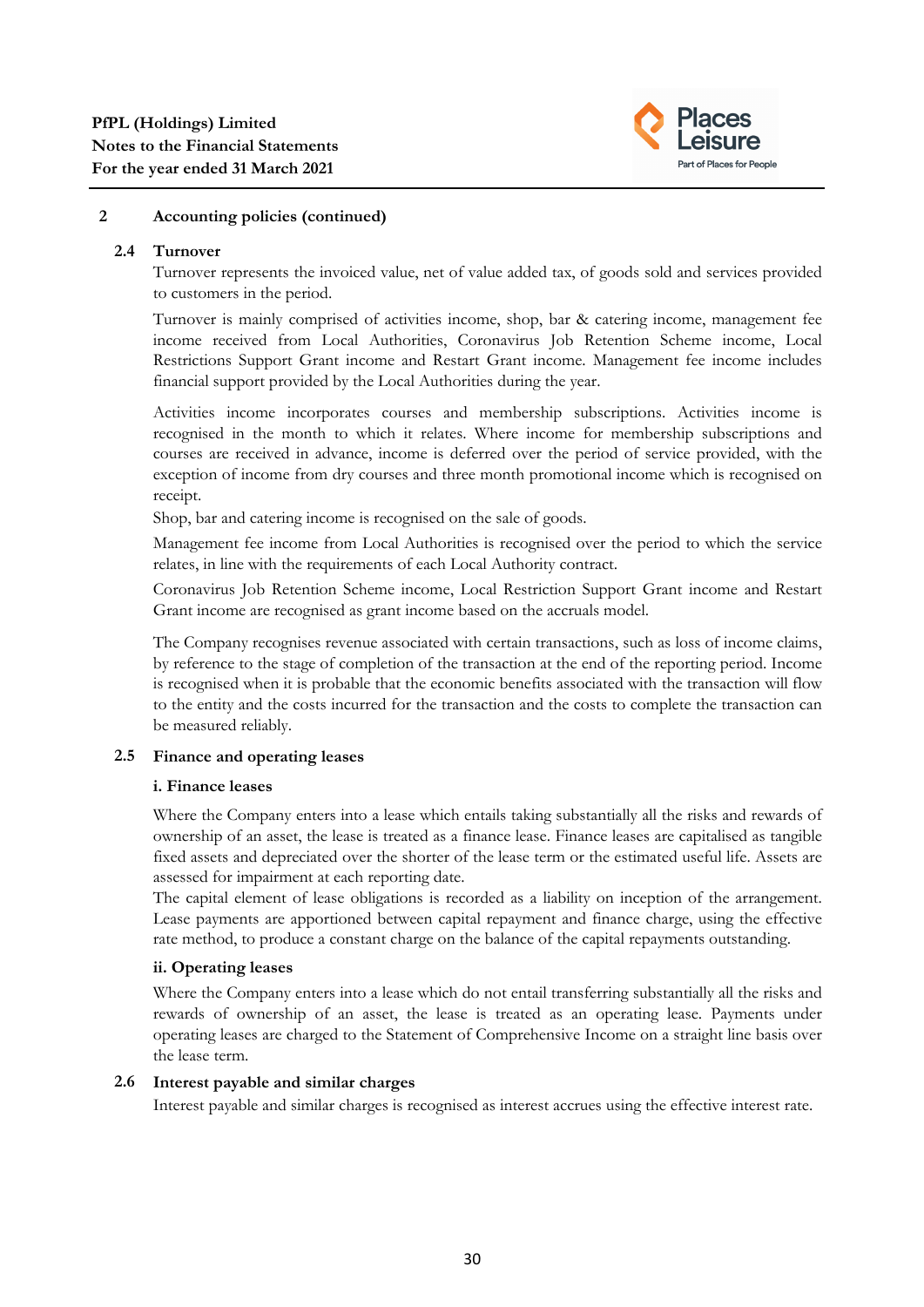## 2 Accounting policies (continued)

### 2.4 Turnover

Turnover represents the invoiced value, net of value added tax, of goods sold and services provided to customers in the period.

Turnover is mainly comprised of activities income, shop, bar & catering income, management fee income received from Local Authorities, Coronavirus Job Retention Scheme income, Local Restrictions Support Grant income and Restart Grant income. Management fee income includes financial support provided by the Local Authorities during the year.

Activities income incorporates courses and membership subscriptions. Activities income is recognised in the month to which it relates. Where income for membership subscriptions and courses are received in advance, income is deferred over the period of service provided, with the exception of income from dry courses and three month promotional income which is recognised on receipt.

Shop, bar and catering income is recognised on the sale of goods.

Management fee income from Local Authorities is recognised over the period to which the service relates, in line with the requirements of each Local Authority contract.

Coronavirus Job Retention Scheme income, Local Restriction Support Grant income and Restart Grant income are recognised as grant income based on the accruals model.

The Company recognises revenue associated with certain transactions, such as loss of income claims, by reference to the stage of completion of the transaction at the end of the reporting period. Income is recognised when it is probable that the economic benefits associated with the transaction will flow to the entity and the costs incurred for the transaction and the costs to complete the transaction can be measured reliably.

### 2.5 Finance and operating leases

**i. Finance leases**

Where the Company enters into a lease which entails taking substantially all the risks and rewards of ownership of an asset, the lease is treated as a finance lease. Finance leases are capitalised as tangible fixed assets and depreciated over the shorter of the lease term or the estimated useful life. Assets are assessed for impairment at each reporting date.

The capital element of lease obligations is recorded as a liability on inception of the arrangement. Lease payments are apportioned between capital repayment and finance charge, using the effective rate method, to produce a constant charge on the balance of the capital repayments outstanding.

**ii. Operating leases**

Where the Company enters into a lease which do not entail transferring substantially all the risks and rewards of ownership of an asset, the lease is treated as an operating lease. Payments under operating leases are charged to the Statement of Comprehensive Income on a straight line basis over the lease term.

### 2.6 Interest payable and similar charges

Interest payable and similar charges is recognised as interest accrues using the effective interest rate.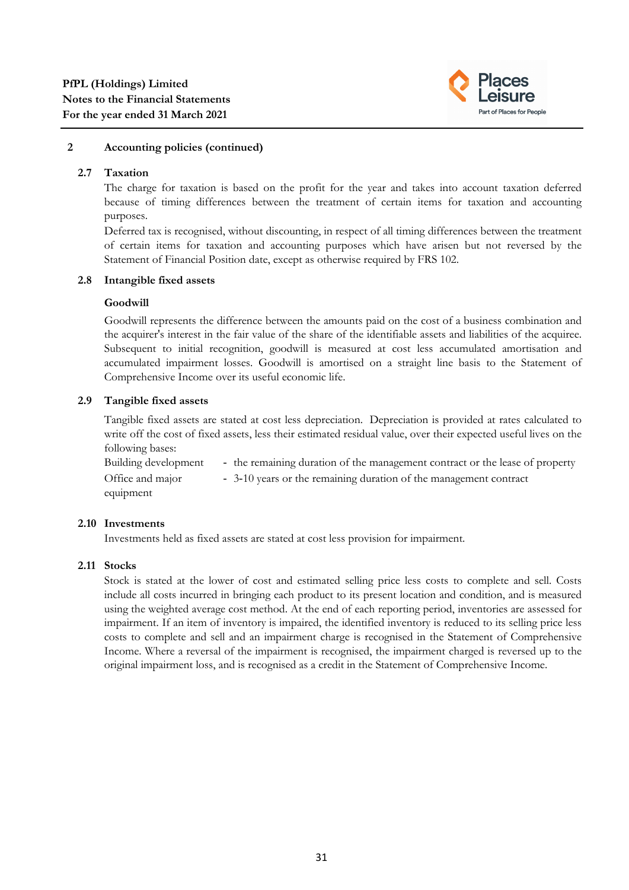## 2 Accounting policies (continued)

### 2.7 Taxation

The charge for taxation is based on the profit for the year and takes into account taxation deferred because of timing differences between the treatment of certain items for taxation and accounting purposes.

Deferred tax is recognised, without discounting, in respect of all timing differences between the treatment of certain items for taxation and accounting purposes which have arisen but not reversed by the Statement of Financial Position date, except as otherwise required by FRS 102.

### 2.8 Intangible fixed assets

**Goodwill**

Goodwill represents the difference between the amounts paid on the cost of a business combination and the acquirer's interest in the fair value of the share of the identifiable assets and liabilities of the acquiree. Subsequent to initial recognition, goodwill is measured at cost less accumulated amortisation and accumulated impairment losses. Goodwill is amortised on a straight line basis to the Statement of Comprehensive Income over its useful economic life.

### 2.9 Tangible fixed assets

Tangible fixed assets are stated at cost less depreciation. Depreciation is provided at rates calculated to write off the cost of fixed assets, less their estimated residual value, over their expected useful lives on the following bases:

| | |
|---|---|
| Building development | - the remaining duration of the management contract or the lease of property |
| Office and major equipment | - 3-10 years or the remaining duration of the management contract |

### 2.10 Investments

Investments held as fixed assets are stated at cost less provision for impairment.

### 2.11 Stocks

Stock is stated at the lower of cost and estimated selling price less costs to complete and sell. Costs include all costs incurred in bringing each product to its present location and condition, and is measured using the weighted average cost method. At the end of each reporting period, inventories are assessed for impairment. If an item of inventory is impaired, the identified inventory is reduced to its selling price less costs to complete and sell and an impairment charge is recognised in the Statement of Comprehensive Income. Where a reversal of the impairment is recognised, the impairment charged is reversed up to the original impairment loss, and is recognised as a credit in the Statement of Comprehensive Income.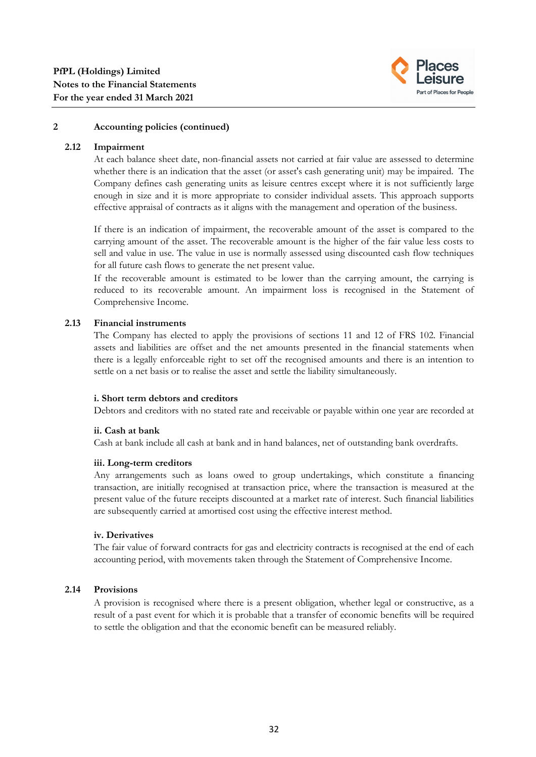## 2 Accounting policies (continued)

### 2.12 Impairment

At each balance sheet date, non-financial assets not carried at fair value are assessed to determine whether there is an indication that the asset (or asset's cash generating unit) may be impaired. The Company defines cash generating units as leisure centres except where it is not sufficiently large enough in size and it is more appropriate to consider individual assets. This approach supports effective appraisal of contracts as it aligns with the management and operation of the business.

If there is an indication of impairment, the recoverable amount of the asset is compared to the carrying amount of the asset. The recoverable amount is the higher of the fair value less costs to sell and value in use. The value in use is normally assessed using discounted cash flow techniques for all future cash flows to generate the net present value.

If the recoverable amount is estimated to be lower than the carrying amount, the carrying is reduced to its recoverable amount. An impairment loss is recognised in the Statement of Comprehensive Income.

### 2.13 Financial instruments

The Company has elected to apply the provisions of sections 11 and 12 of FRS 102. Financial assets and liabilities are offset and the net amounts presented in the financial statements when there is a legally enforceable right to set off the recognised amounts and there is an intention to settle on a net basis or to realise the asset and settle the liability simultaneously.

**i. Short term debtors and creditors**

Debtors and creditors with no stated rate and receivable or payable within one year are recorded at

**ii. Cash at bank**

Cash at bank include all cash at bank and in hand balances, net of outstanding bank overdrafts.

**iii. Long-term creditors**

Any arrangements such as loans owed to group undertakings, which constitute a financing transaction, are initially recognised at transaction price, where the transaction is measured at the present value of the future receipts discounted at a market rate of interest. Such financial liabilities are subsequently carried at amortised cost using the effective interest method.

**iv. Derivatives**

The fair value of forward contracts for gas and electricity contracts is recognised at the end of each accounting period, with movements taken through the Statement of Comprehensive Income.

### 2.14 Provisions

A provision is recognised where there is a present obligation, whether legal or constructive, as a result of a past event for which it is probable that a transfer of economic benefits will be required to settle the obligation and that the economic benefit can be measured reliably.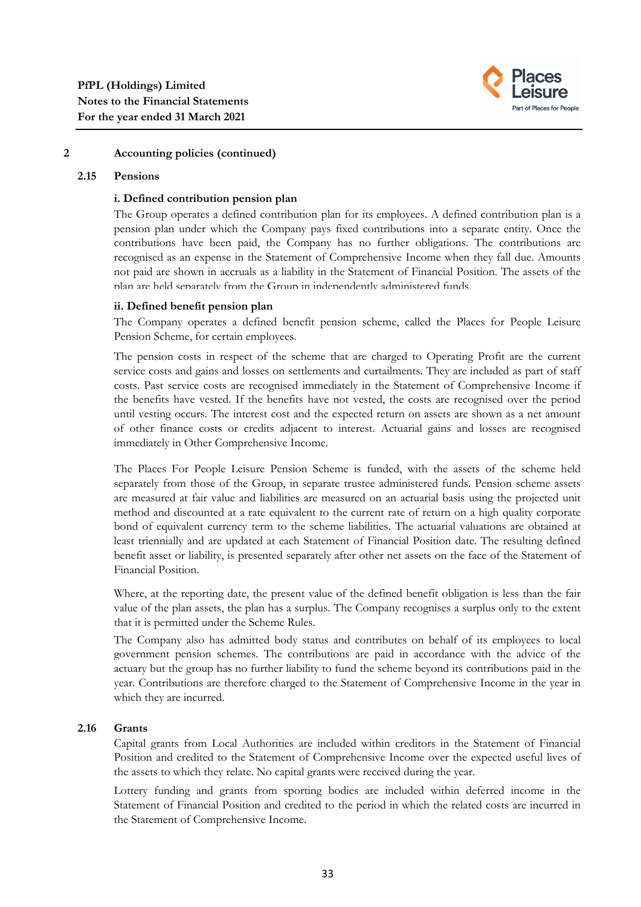## 2 Accounting policies (continued)

### 2.15 Pensions

**i. Defined contribution pension plan**

The Group operates a defined contribution plan for its employees. A defined contribution plan is a pension plan under which the Company pays fixed contributions into a separate entity. Once the contributions have been paid, the Company has no further obligations. The contributions are recognised as an expense in the Statement of Comprehensive Income when they fall due. Amounts not paid are shown in accruals as a liability in the Statement of Financial Position. The assets of the plan are held separately from the Group in independently administered funds.

**ii. Defined benefit pension plan**

The Company operates a defined benefit pension scheme, called the Places for People Leisure Pension Scheme, for certain employees.

The pension costs in respect of the scheme that are charged to Operating Profit are the current service costs and gains and losses on settlements and curtailments. They are included as part of staff costs. Past service costs are recognised immediately in the Statement of Comprehensive Income if the benefits have vested. If the benefits have not vested, the costs are recognised over the period until vesting occurs. The interest cost and the expected return on assets are shown as a net amount of other finance costs or credits adjacent to interest. Actuarial gains and losses are recognised immediately in Other Comprehensive Income.

The Places For People Leisure Pension Scheme is funded, with the assets of the scheme held separately from those of the Group, in separate trustee administered funds. Pension scheme assets are measured at fair value and liabilities are measured on an actuarial basis using the projected unit method and discounted at a rate equivalent to the current rate of return on a high quality corporate bond of equivalent currency term to the scheme liabilities. The actuarial valuations are obtained at least triennially and are updated at each Statement of Financial Position date. The resulting defined benefit asset or liability, is presented separately after other net assets on the face of the Statement of Financial Position.

Where, at the reporting date, the present value of the defined benefit obligation is less than the fair value of the plan assets, the plan has a surplus. The Company recognises a surplus only to the extent that it is permitted under the Scheme Rules.

The Company also has admitted body status and contributes on behalf of its employees to local government pension schemes. The contributions are paid in accordance with the advice of the actuary but the group has no further liability to fund the scheme beyond its contributions paid in the year. Contributions are therefore charged to the Statement of Comprehensive Income in the year in which they are incurred.

### 2.16 Grants

Capital grants from Local Authorities are included within creditors in the Statement of Financial Position and credited to the Statement of Comprehensive Income over the expected useful lives of the assets to which they relate. No capital grants were received during the year.

Lottery funding and grants from sporting bodies are included within deferred income in the Statement of Financial Position and credited to the period in which the related costs are incurred in the Statement of Comprehensive Income.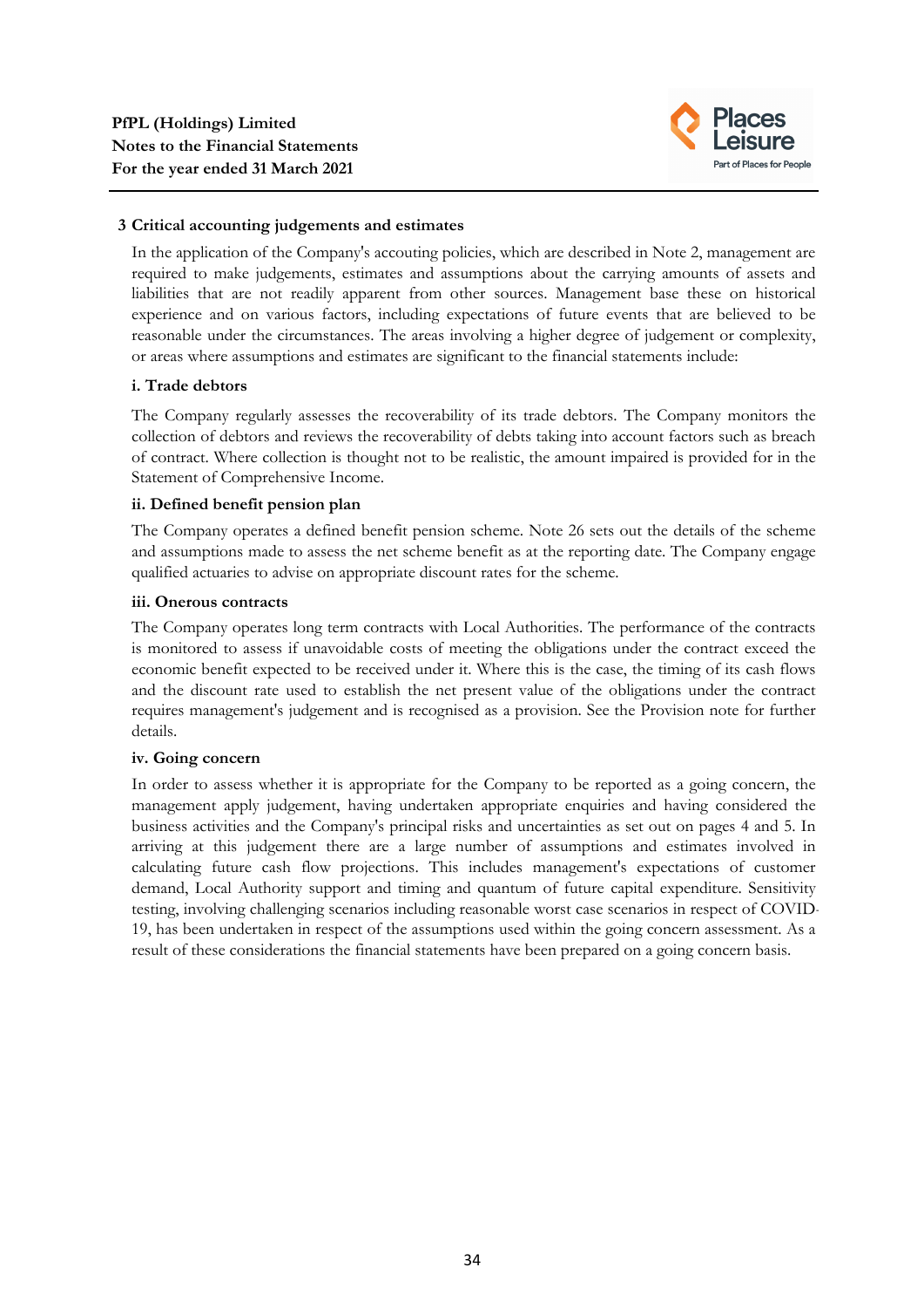## 3 Critical accounting judgements and estimates

In the application of the Company's accouting policies, which are described in Note 2, management are required to make judgements, estimates and assumptions about the carrying amounts of assets and liabilities that are not readily apparent from other sources. Management base these on historical experience and on various factors, including expectations of future events that are believed to be reasonable under the circumstances. The areas involving a higher degree of judgement or complexity, or areas where assumptions and estimates are significant to the financial statements include:

### i. Trade debtors

The Company regularly assesses the recoverability of its trade debtors. The Company monitors the collection of debtors and reviews the recoverability of debts taking into account factors such as breach of contract. Where collection is thought not to be realistic, the amount impaired is provided for in the Statement of Comprehensive Income.

### ii. Defined benefit pension plan

The Company operates a defined benefit pension scheme. Note 26 sets out the details of the scheme and assumptions made to assess the net scheme benefit as at the reporting date. The Company engage qualified actuaries to advise on appropriate discount rates for the scheme.

### iii. Onerous contracts

The Company operates long term contracts with Local Authorities. The performance of the contracts is monitored to assess if unavoidable costs of meeting the obligations under the contract exceed the economic benefit expected to be received under it. Where this is the case, the timing of its cash flows and the discount rate used to establish the net present value of the obligations under the contract requires management's judgement and is recognised as a provision. See the Provision note for further details.

### iv. Going concern

In order to assess whether it is appropriate for the Company to be reported as a going concern, the management apply judgement, having undertaken appropriate enquiries and having considered the business activities and the Company's principal risks and uncertainties as set out on pages 4 and 5. In arriving at this judgement there are a large number of assumptions and estimates involved in calculating future cash flow projections. This includes management's expectations of customer demand, Local Authority support and timing and quantum of future capital expenditure. Sensitivity testing, involving challenging scenarios including reasonable worst case scenarios in respect of COVID-19, has been undertaken in respect of the assumptions used within the going concern assessment. As a result of these considerations the financial statements have been prepared on a going concern basis.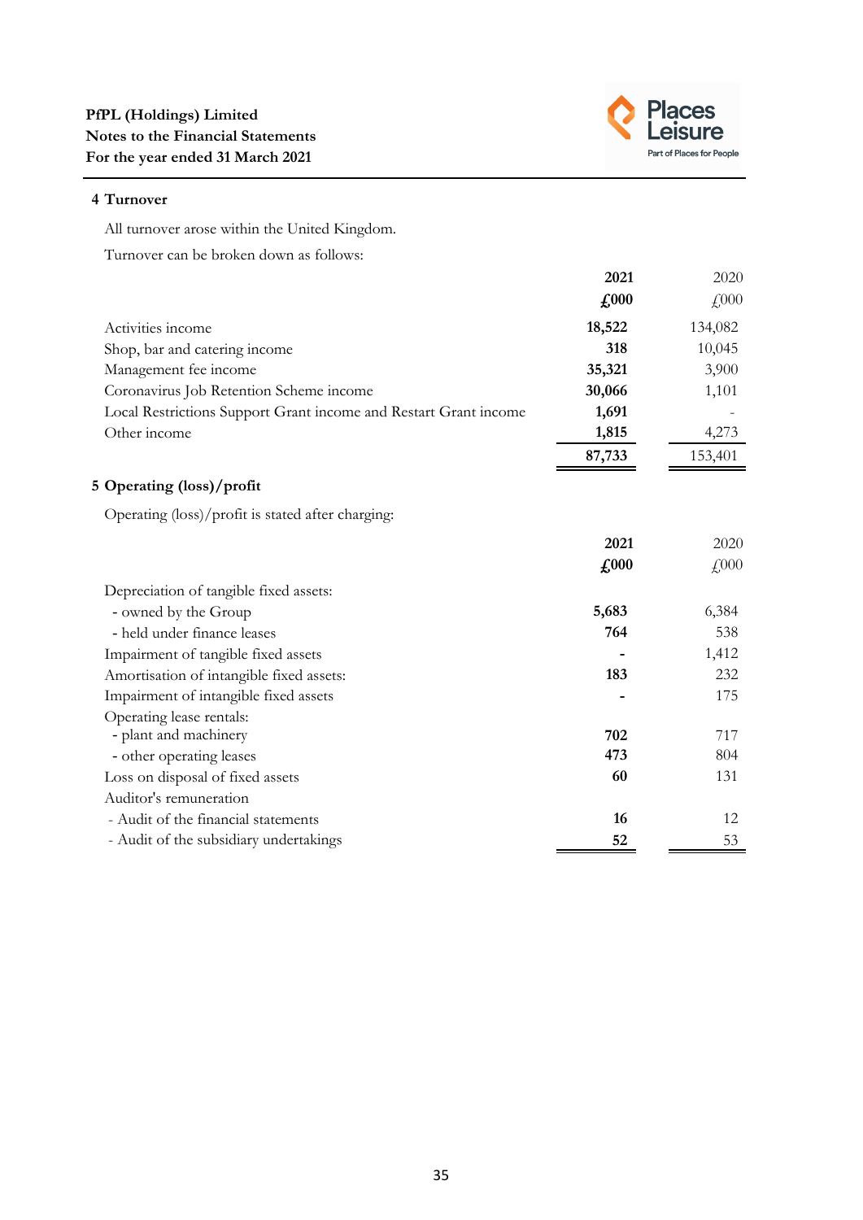# 4 Turnover

All turnover arose within the United Kingdom.

Turnover can be broken down as follows:

| | **2021** | 2020 |
|---|---|---|
| | **£000** | £000 |
| Activities income | **18,522** | 134,082 |
| Shop, bar and catering income | **318** | 10,045 |
| Management fee income | **35,321** | 3,900 |
| Coronavirus Job Retention Scheme income | **30,066** | 1,101 |
| Local Restrictions Support Grant income and Restart Grant income | **1,691** | - |
| Other income | **1,815** | 4,273 |
| | **87,733** | 153,401 |

# 5 Operating (loss)/profit

Operating (loss)/profit is stated after charging:

| | **2021** | 2020 |
|---|---|---|
| | **£000** | £000 |
| Depreciation of tangible fixed assets: | | |
| - owned by the Group | **5,683** | 6,384 |
| - held under finance leases | **764** | 538 |
| Impairment of tangible fixed assets | **-** | 1,412 |
| Amortisation of intangible fixed assets: | **183** | 232 |
| Impairment of intangible fixed assets | **-** | 175 |
| Operating lease rentals: | | |
| - plant and machinery | **702** | 717 |
| - other operating leases | **473** | 804 |
| Loss on disposal of fixed assets | **60** | 131 |
| Auditor's remuneration | | |
| - Audit of the financial statements | **16** | 12 |
| - Audit of the subsidiary undertakings | **52** | 53 |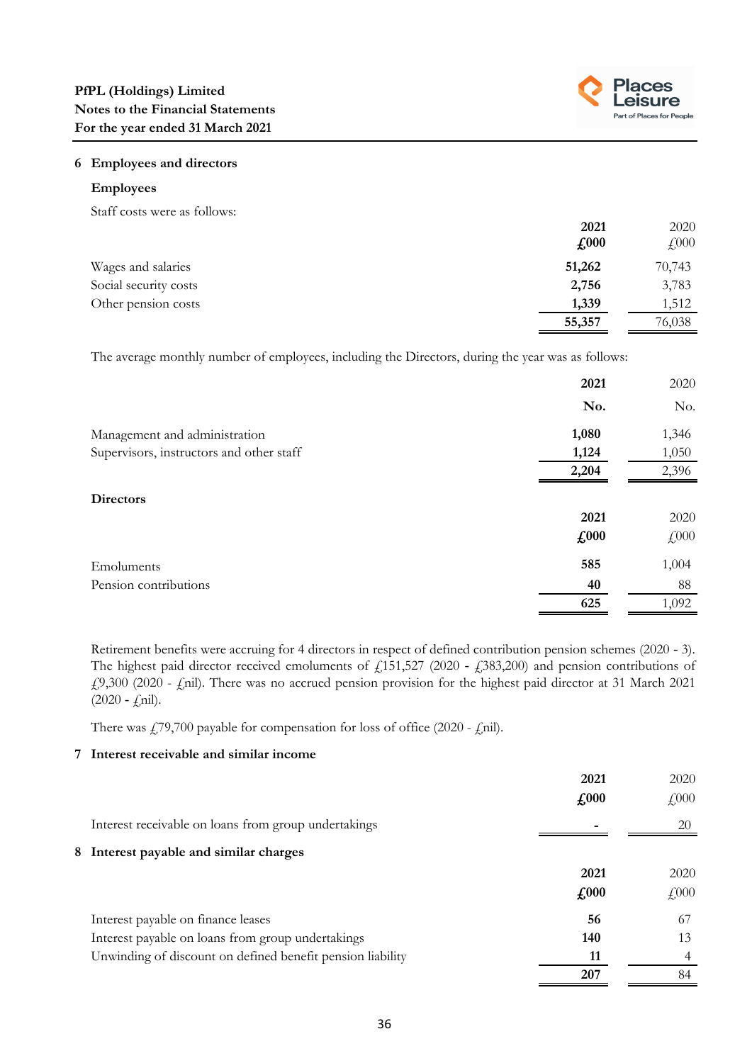## 6 Employees and directors

### Employees

Staff costs were as follows:

| | 2021 | 2020 |
|---|---|---|
| | £000 | £000 |
| Wages and salaries | **51,262** | 70,743 |
| Social security costs | **2,756** | 3,783 |
| Other pension costs | **1,339** | 1,512 |
| | **55,357** | 76,038 |

The average monthly number of employees, including the Directors, during the year was as follows:

| | 2021 | 2020 |
|---|---|---|
| | No. | No. |
| Management and administration | **1,080** | 1,346 |
| Supervisors, instructors and other staff | **1,124** | 1,050 |
| | **2,204** | 2,396 |

### Directors

| | 2021 | 2020 |
|---|---|---|
| | £000 | £000 |
| Emoluments | **585** | 1,004 |
| Pension contributions | **40** | 88 |
| | **625** | 1,092 |

Retirement benefits were accruing for 4 directors in respect of defined contribution pension schemes (2020 - 3). The highest paid director received emoluments of £151,527 (2020 - £383,200) and pension contributions of £9,300 (2020 - £nil). There was no accrued pension provision for the highest paid director at 31 March 2021 (2020 - £nil).

There was £79,700 payable for compensation for loss of office (2020 - £nil).

## 7 Interest receivable and similar income

| | 2021 | 2020 |
|---|---|---|
| | £000 | £000 |
| Interest receivable on loans from group undertakings | **-** | 20 |

## 8 Interest payable and similar charges

| | 2021 | 2020 |
|---|---|---|
| | £000 | £000 |
| Interest payable on finance leases | **56** | 67 |
| Interest payable on loans from group undertakings | **140** | 13 |
| Unwinding of discount on defined benefit pension liability | **11** | 4 |
| | **207** | 84 |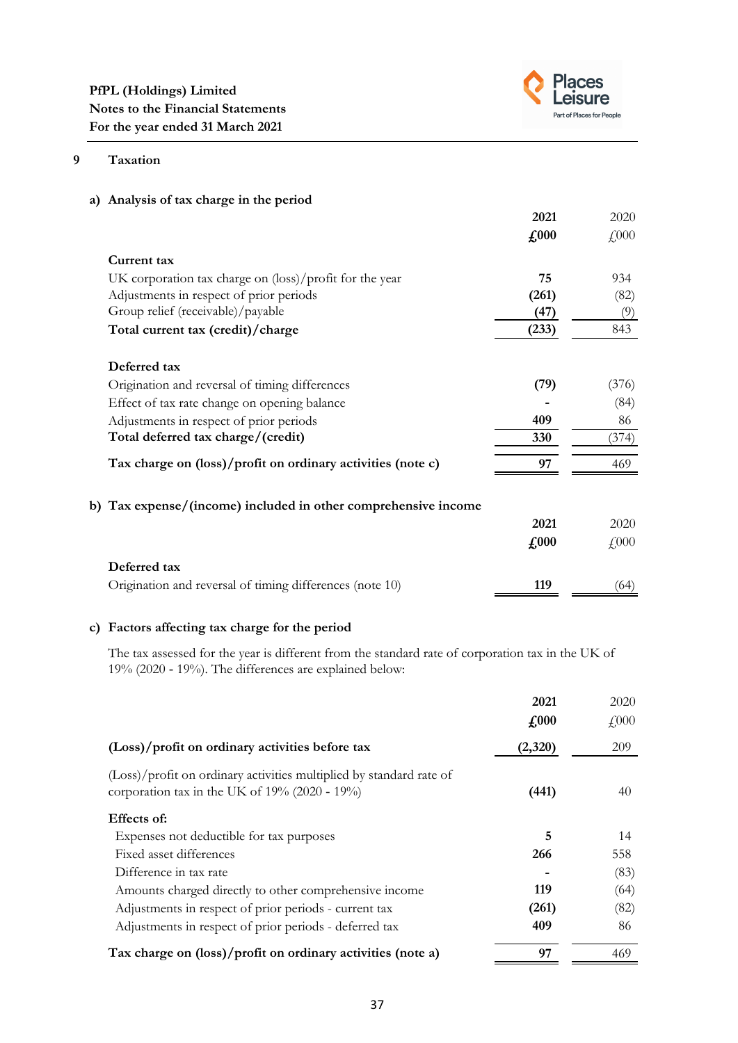## 9 Taxation

### a) Analysis of tax charge in the period

| | 2021 £000 | 2020 £000 |
|---|---|---|
| **Current tax** | | |
| UK corporation tax charge on (loss)/profit for the year | 75 | 934 |
| Adjustments in respect of prior periods | (261) | (82) |
| Group relief (receivable)/payable | (47) | (9) |
| **Total current tax (credit)/charge** | (233) | 843 |
| **Deferred tax** | | |
| Origination and reversal of timing differences | (79) | (376) |
| Effect of tax rate change on opening balance | - | (84) |
| Adjustments in respect of prior periods | 409 | 86 |
| **Total deferred tax charge/(credit)** | 330 | (374) |
| **Tax charge on (loss)/profit on ordinary activities (note c)** | 97 | 469 |

### b) Tax expense/(income) included in other comprehensive income

| | 2021 £000 | 2020 £000 |
|---|---|---|
| **Deferred tax** | | |
| Origination and reversal of timing differences (note 10) | 119 | (64) |

### c) Factors affecting tax charge for the period

The tax assessed for the year is different from the standard rate of corporation tax in the UK of 19% (2020 - 19%). The differences are explained below:

| | 2021 £000 | 2020 £000 |
|---|---|---|
| **(Loss)/profit on ordinary activities before tax** | (2,320) | 209 |
| (Loss)/profit on ordinary activities multiplied by standard rate of corporation tax in the UK of 19% (2020 - 19%) | (441) | 40 |
| **Effects of:** | | |
| Expenses not deductible for tax purposes | 5 | 14 |
| Fixed asset differences | 266 | 558 |
| Difference in tax rate | - | (83) |
| Amounts charged directly to other comprehensive income | 119 | (64) |
| Adjustments in respect of prior periods - current tax | (261) | (82) |
| Adjustments in respect of prior periods - deferred tax | 409 | 86 |
| **Tax charge on (loss)/profit on ordinary activities (note a)** | 97 | 469 |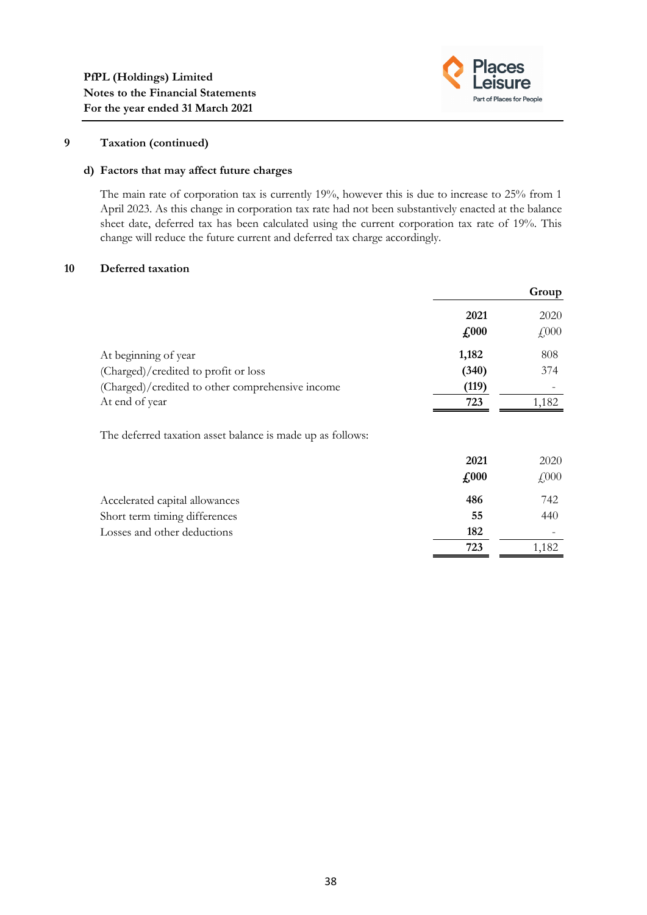## 9 Taxation (continued)

### d) Factors that may affect future charges

The main rate of corporation tax is currently 19%, however this is due to increase to 25% from 1 April 2023. As this change in corporation tax rate had not been substantively enacted at the balance sheet date, deferred tax has been calculated using the current corporation tax rate of 19%. This change will reduce the future current and deferred tax charge accordingly.

## 10 Deferred taxation

| | Group | |
|---|---|---|
| | **2021** | 2020 |
| | **£000** | £000 |
| At beginning of year | **1,182** | 808 |
| (Charged)/credited to profit or loss | **(340)** | 374 |
| (Charged)/credited to other comprehensive income | **(119)** | - |
| At end of year | **723** | 1,182 |

The deferred taxation asset balance is made up as follows:

| | **2021** | 2020 |
|---|---|---|
| | **£000** | £000 |
| Accelerated capital allowances | **486** | 742 |
| Short term timing differences | **55** | 440 |
| Losses and other deductions | **182** | - |
| | **723** | 1,182 |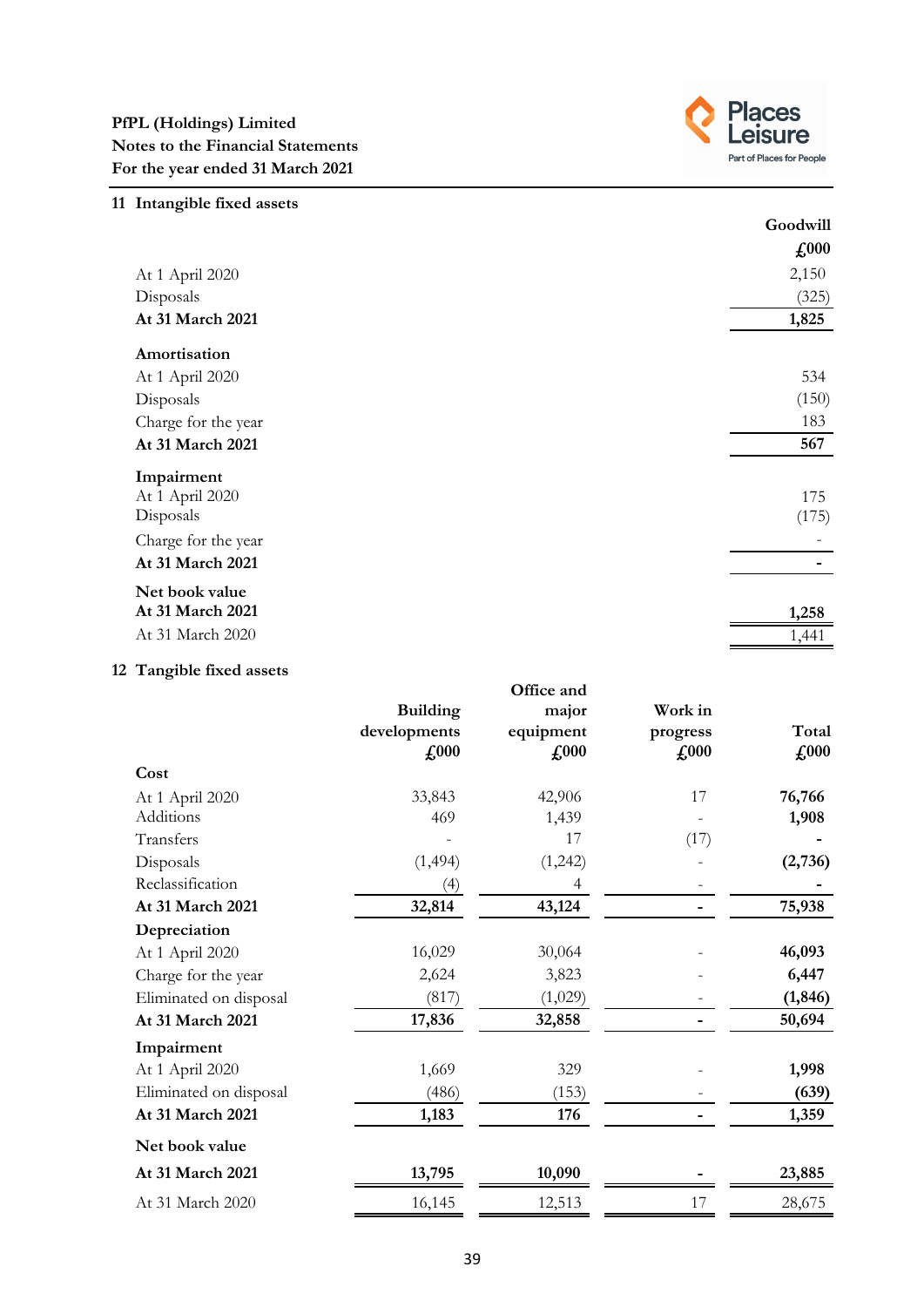## 11 Intangible fixed assets

| | Goodwill |
|---|---|
| | £000 |
| At 1 April 2020 | 2,150 |
| Disposals | (325) |
| **At 31 March 2021** | **1,825** |
| **Amortisation** | |
| At 1 April 2020 | 534 |
| Disposals | (150) |
| Charge for the year | 183 |
| **At 31 March 2021** | **567** |
| **Impairment** | |
| At 1 April 2020 | 175 |
| Disposals | (175) |
| Charge for the year | - |
| **At 31 March 2021** | **-** |
| **Net book value** | |
| **At 31 March 2021** | **1,258** |
| At 31 March 2020 | 1,441 |

## 12 Tangible fixed assets

| | Building developments | Office and major equipment | Work in progress | Total |
|---|---|---|---|---|
| | £000 | £000 | £000 | £000 |
| **Cost** | | | | |
| At 1 April 2020 | 33,843 | 42,906 | 17 | **76,766** |
| Additions | 469 | 1,439 | - | **1,908** |
| Transfers | - | 17 | (17) | **-** |
| Disposals | (1,494) | (1,242) | - | **(2,736)** |
| Reclassification | (4) | 4 | - | **-** |
| **At 31 March 2021** | **32,814** | **43,124** | **-** | **75,938** |
| **Depreciation** | | | | |
| At 1 April 2020 | 16,029 | 30,064 | - | **46,093** |
| Charge for the year | 2,624 | 3,823 | - | **6,447** |
| Eliminated on disposal | (817) | (1,029) | - | **(1,846)** |
| **At 31 March 2021** | **17,836** | **32,858** | **-** | **50,694** |
| **Impairment** | | | | |
| At 1 April 2020 | 1,669 | 329 | - | **1,998** |
| Eliminated on disposal | (486) | (153) | - | **(639)** |
| **At 31 March 2021** | **1,183** | **176** | **-** | **1,359** |
| **Net book value** | | | | |
| **At 31 March 2021** | **13,795** | **10,090** | **-** | **23,885** |
| At 31 March 2020 | 16,145 | 12,513 | 17 | 28,675 |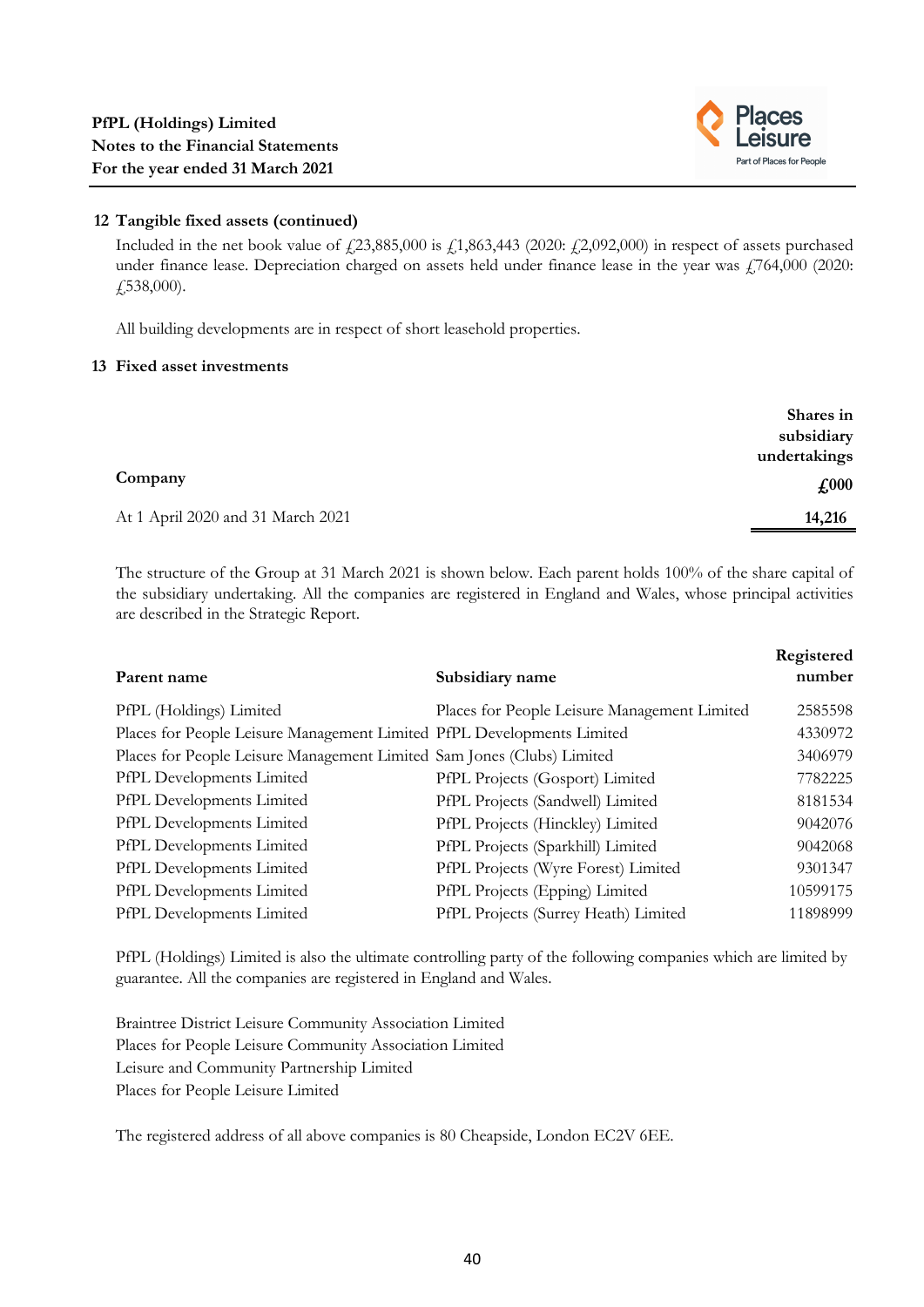## 12 Tangible fixed assets (continued)

Included in the net book value of £23,885,000 is £1,863,443 (2020: £2,092,000) in respect of assets purchased under finance lease. Depreciation charged on assets held under finance lease in the year was £764,000 (2020: £538,000).

All building developments are in respect of short leasehold properties.

## 13 Fixed asset investments

| Company | Shares in subsidiary undertakings £000 |
|---|---|
| At 1 April 2020 and 31 March 2021 | 14,216 |

The structure of the Group at 31 March 2021 is shown below. Each parent holds 100% of the share capital of the subsidiary undertaking. All the companies are registered in England and Wales, whose principal activities are described in the Strategic Report.

| Parent name | Subsidiary name | Registered number |
|---|---|---|
| PfPL (Holdings) Limited | Places for People Leisure Management Limited | 2585598 |
| Places for People Leisure Management Limited | PfPL Developments Limited | 4330972 |
| Places for People Leisure Management Limited | Sam Jones (Clubs) Limited | 3406979 |
| PfPL Developments Limited | PfPL Projects (Gosport) Limited | 7782225 |
| PfPL Developments Limited | PfPL Projects (Sandwell) Limited | 8181534 |
| PfPL Developments Limited | PfPL Projects (Hinckley) Limited | 9042076 |
| PfPL Developments Limited | PfPL Projects (Sparkhill) Limited | 9042068 |
| PfPL Developments Limited | PfPL Projects (Wyre Forest) Limited | 9301347 |
| PfPL Developments Limited | PfPL Projects (Epping) Limited | 10599175 |
| PfPL Developments Limited | PfPL Projects (Surrey Heath) Limited | 11898999 |

PfPL (Holdings) Limited is also the ultimate controlling party of the following companies which are limited by guarantee. All the companies are registered in England and Wales.

Braintree District Leisure Community Association Limited
Places for People Leisure Community Association Limited
Leisure and Community Partnership Limited
Places for People Leisure Limited

The registered address of all above companies is 80 Cheapside, London EC2V 6EE.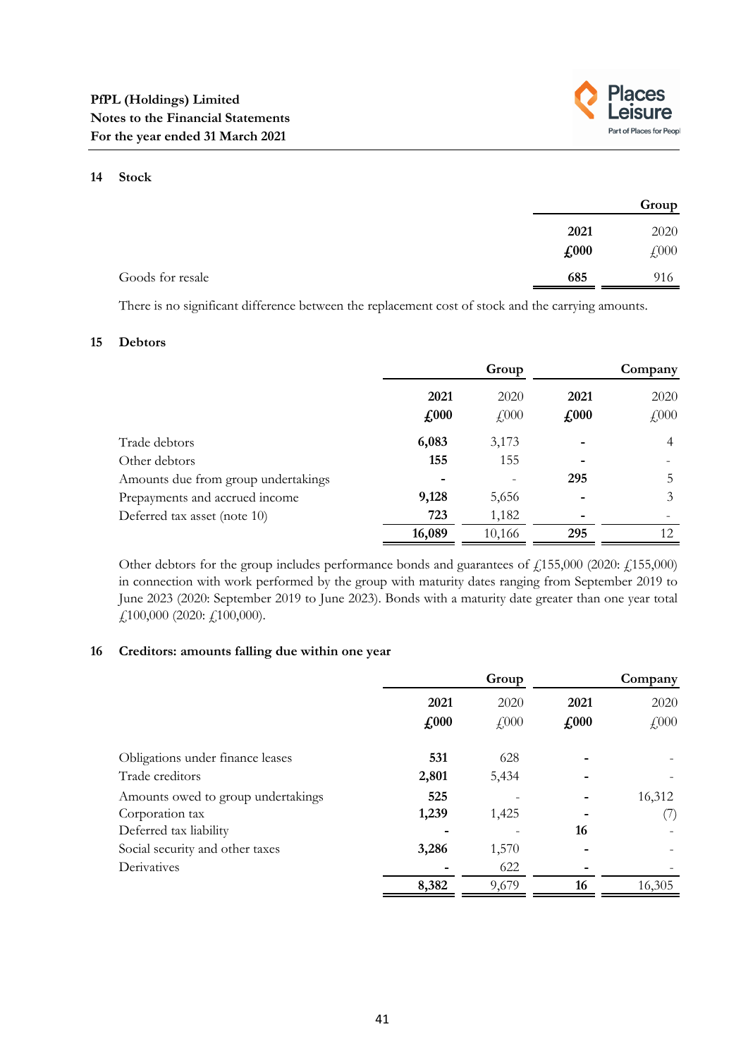## 14 Stock

| | Group | |
|---|---|---|
| | **2021** | 2020 |
| | **£000** | £000 |
| Goods for resale | **685** | 916 |

There is no significant difference between the replacement cost of stock and the carrying amounts.

## 15 Debtors

| | Group | | Company | |
|---|---|---|---|---|
| | **2021** | 2020 | **2021** | 2020 |
| | **£000** | £000 | **£000** | £000 |
| Trade debtors | **6,083** | 3,173 | **-** | 4 |
| Other debtors | **155** | 155 | **-** | - |
| Amounts due from group undertakings | **-** | - | **295** | 5 |
| Prepayments and accrued income | **9,128** | 5,656 | **-** | 3 |
| Deferred tax asset (note 10) | **723** | 1,182 | **-** | - |
| | **16,089** | 10,166 | **295** | 12 |

Other debtors for the group includes performance bonds and guarantees of £155,000 (2020: £155,000) in connection with work performed by the group with maturity dates ranging from September 2019 to June 2023 (2020: September 2019 to June 2023). Bonds with a maturity date greater than one year total £100,000 (2020: £100,000).

## 16 Creditors: amounts falling due within one year

| | Group | | Company | |
|---|---|---|---|---|
| | **2021** | 2020 | **2021** | 2020 |
| | **£000** | £000 | **£000** | £000 |
| Obligations under finance leases | **531** | 628 | **-** | - |
| Trade creditors | **2,801** | 5,434 | **-** | - |
| Amounts owed to group undertakings | **525** | - | **-** | 16,312 |
| Corporation tax | **1,239** | 1,425 | **-** | (7) |
| Deferred tax liability | **-** | - | **16** | - |
| Social security and other taxes | **3,286** | 1,570 | **-** | - |
| Derivatives | **-** | 622 | **-** | - |
| | **8,382** | 9,679 | **16** | 16,305 |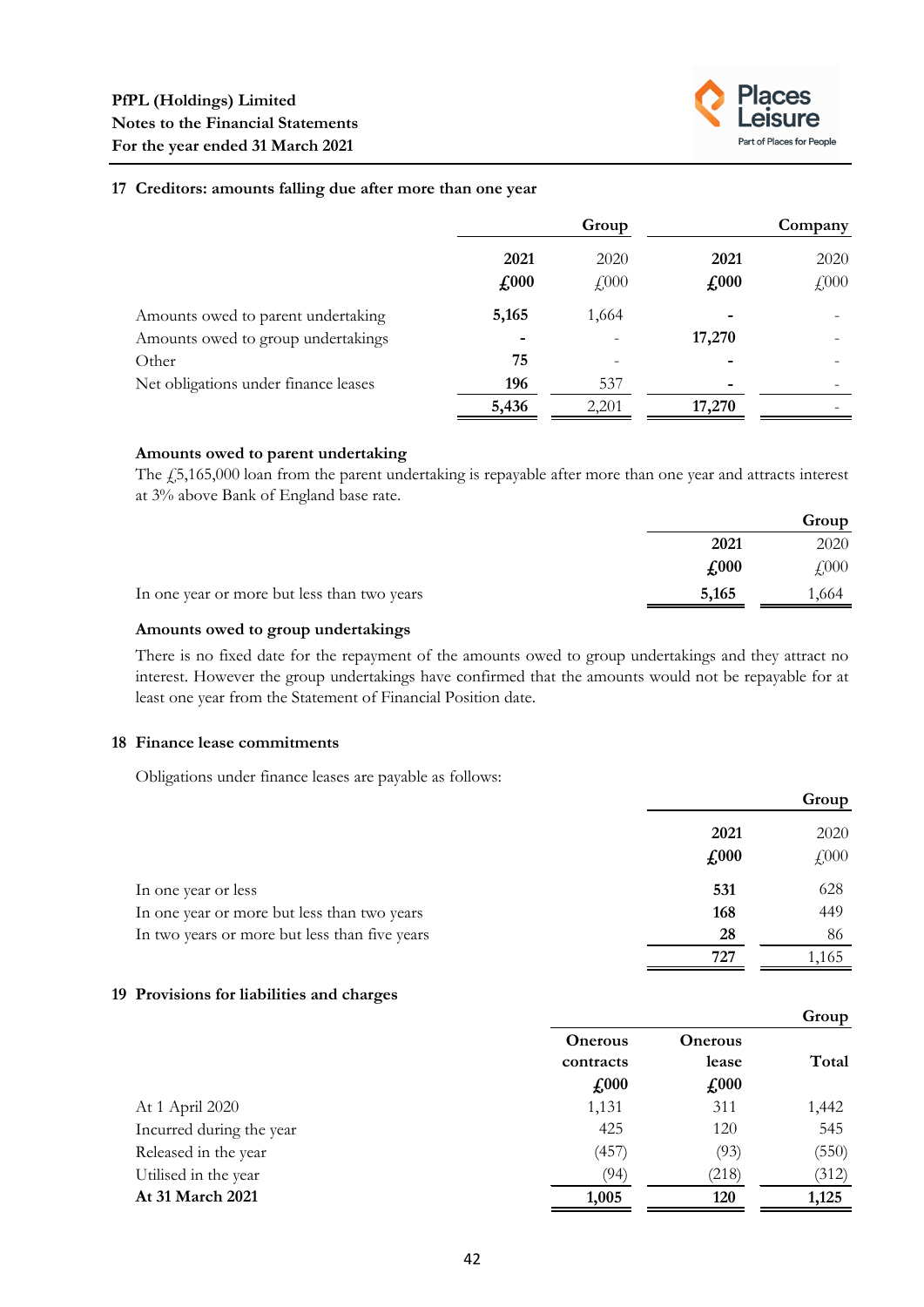## 17 Creditors: amounts falling due after more than one year

| | Group | | Company | |
|---|---|---|---|---|
| | **2021** | 2020 | **2021** | 2020 |
| | **£000** | £000 | **£000** | £000 |
| Amounts owed to parent undertaking | **5,165** | 1,664 | **-** | - |
| Amounts owed to group undertakings | **-** | - | **17,270** | - |
| Other | **75** | - | **-** | - |
| Net obligations under finance leases | **196** | 537 | **-** | - |
| | **5,436** | 2,201 | **17,270** | - |

### Amounts owed to parent undertaking

The £5,165,000 loan from the parent undertaking is repayable after more than one year and attracts interest at 3% above Bank of England base rate.

| | Group | |
|---|---|---|
| | **2021** | 2020 |
| | **£000** | £000 |
| In one year or more but less than two years | **5,165** | 1,664 |

### Amounts owed to group undertakings

There is no fixed date for the repayment of the amounts owed to group undertakings and they attract no interest. However the group undertakings have confirmed that the amounts would not be repayable for at least one year from the Statement of Financial Position date.

## 18 Finance lease commitments

Obligations under finance leases are payable as follows:

| | Group | |
|---|---|---|
| | **2021** | 2020 |
| | **£000** | £000 |
| In one year or less | **531** | 628 |
| In one year or more but less than two years | **168** | 449 |
| In two years or more but less than five years | **28** | 86 |
| | **727** | 1,165 |

## 19 Provisions for liabilities and charges

| | | | Group |
|---|---|---|---|
| | **Onerous contracts** | **Onerous lease** | **Total** |
| | **£000** | **£000** | |
| At 1 April 2020 | 1,131 | 311 | 1,442 |
| Incurred during the year | 425 | 120 | 545 |
| Released in the year | (457) | (93) | (550) |
| Utilised in the year | (94) | (218) | (312) |
| **At 31 March 2021** | **1,005** | **120** | **1,125** |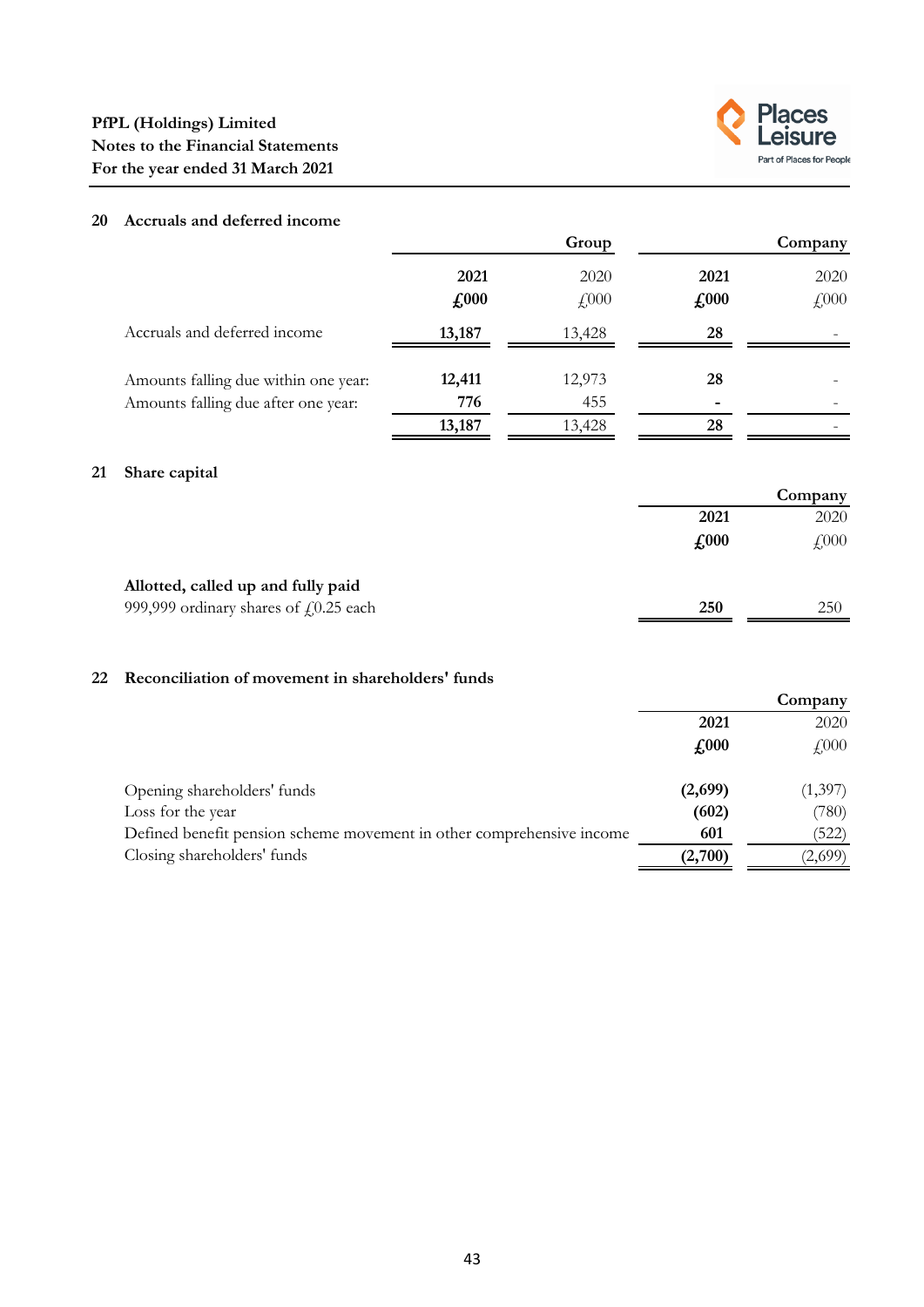## 20 Accruals and deferred income

| | Group | | Company | |
|---|---|---|---|---|
| | **2021** | 2020 | **2021** | 2020 |
| | **£000** | £000 | **£000** | £000 |
| Accruals and deferred income | **13,187** | 13,428 | **28** | - |
| Amounts falling due within one year: | **12,411** | 12,973 | **28** | - |
| Amounts falling due after one year: | **776** | 455 | **-** | - |
| | **13,187** | 13,428 | **28** | - |

## 21 Share capital

| | Company | |
|---|---|---|
| | **2021** | 2020 |
| | **£000** | £000 |
| **Allotted, called up and fully paid** | | |
| 999,999 ordinary shares of £0.25 each | **250** | 250 |

## 22 Reconciliation of movement in shareholders' funds

| | Company | |
|---|---|---|
| | **2021** | 2020 |
| | **£000** | £000 |
| Opening shareholders' funds | **(2,699)** | (1,397) |
| Loss for the year | **(602)** | (780) |
| Defined benefit pension scheme movement in other comprehensive income | **601** | (522) |
| Closing shareholders' funds | **(2,700)** | (2,699) |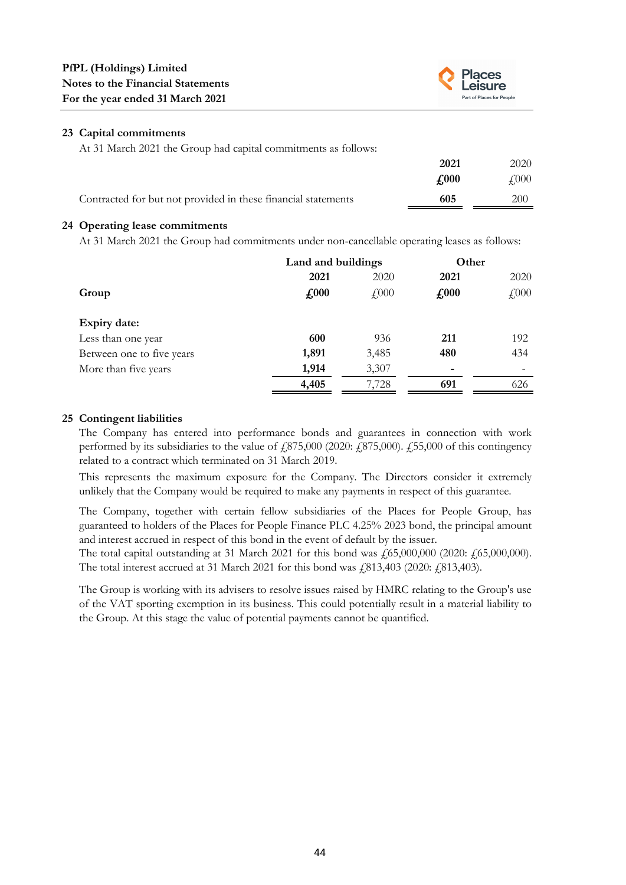## 23 Capital commitments

At 31 March 2021 the Group had capital commitments as follows:

| | 2021 | 2020 |
|---|---|---|
| | £000 | £000 |
| Contracted for but not provided in these financial statements | 605 | 200 |

## 24 Operating lease commitments

At 31 March 2021 the Group had commitments under non-cancellable operating leases as follows:

| | Land and buildings | | Other | |
|---|---|---|---|---|
| | 2021 | 2020 | 2021 | 2020 |
| Group | £000 | £000 | £000 | £000 |
| **Expiry date:** | | | | |
| Less than one year | 600 | 936 | 211 | 192 |
| Between one to five years | 1,891 | 3,485 | 480 | 434 |
| More than five years | 1,914 | 3,307 | - | - |
| | 4,405 | 7,728 | 691 | 626 |

## 25 Contingent liabilities

The Company has entered into performance bonds and guarantees in connection with work performed by its subsidiaries to the value of £875,000 (2020: £875,000). £55,000 of this contingency related to a contract which terminated on 31 March 2019.

This represents the maximum exposure for the Company. The Directors consider it extremely unlikely that the Company would be required to make any payments in respect of this guarantee.

The Company, together with certain fellow subsidiaries of the Places for People Group, has guaranteed to holders of the Places for People Finance PLC 4.25% 2023 bond, the principal amount and interest accrued in respect of this bond in the event of default by the issuer.

The total capital outstanding at 31 March 2021 for this bond was £65,000,000 (2020: £65,000,000). The total interest accrued at 31 March 2021 for this bond was £813,403 (2020: £813,403).

The Group is working with its advisers to resolve issues raised by HMRC relating to the Group's use of the VAT sporting exemption in its business. This could potentially result in a material liability to the Group. At this stage the value of potential payments cannot be quantified.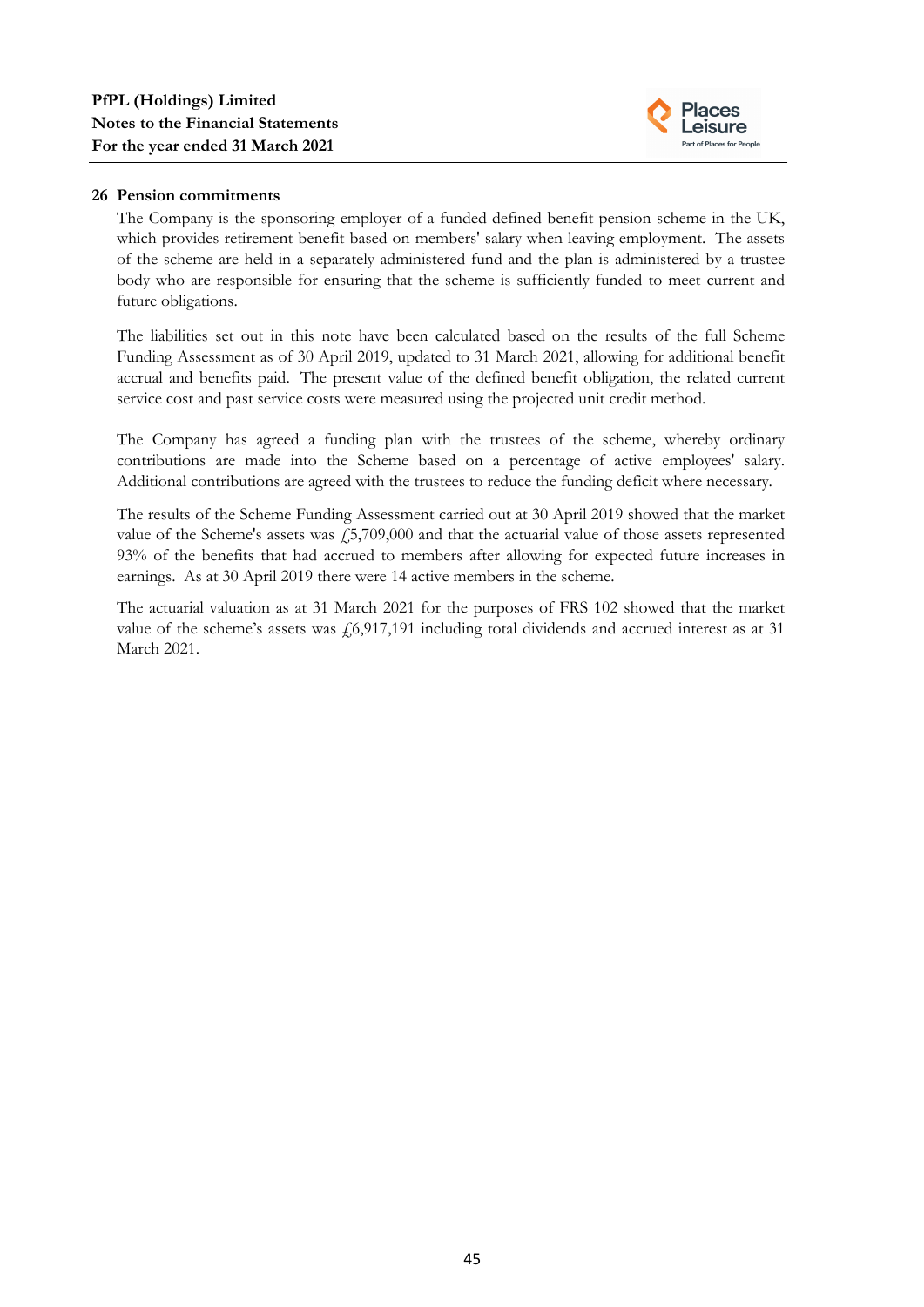## 26 Pension commitments

The Company is the sponsoring employer of a funded defined benefit pension scheme in the UK, which provides retirement benefit based on members' salary when leaving employment. The assets of the scheme are held in a separately administered fund and the plan is administered by a trustee body who are responsible for ensuring that the scheme is sufficiently funded to meet current and future obligations.

The liabilities set out in this note have been calculated based on the results of the full Scheme Funding Assessment as of 30 April 2019, updated to 31 March 2021, allowing for additional benefit accrual and benefits paid. The present value of the defined benefit obligation, the related current service cost and past service costs were measured using the projected unit credit method.

The Company has agreed a funding plan with the trustees of the scheme, whereby ordinary contributions are made into the Scheme based on a percentage of active employees' salary. Additional contributions are agreed with the trustees to reduce the funding deficit where necessary.

The results of the Scheme Funding Assessment carried out at 30 April 2019 showed that the market value of the Scheme's assets was £5,709,000 and that the actuarial value of those assets represented 93% of the benefits that had accrued to members after allowing for expected future increases in earnings. As at 30 April 2019 there were 14 active members in the scheme.

The actuarial valuation as at 31 March 2021 for the purposes of FRS 102 showed that the market value of the scheme's assets was £6,917,191 including total dividends and accrued interest as at 31 March 2021.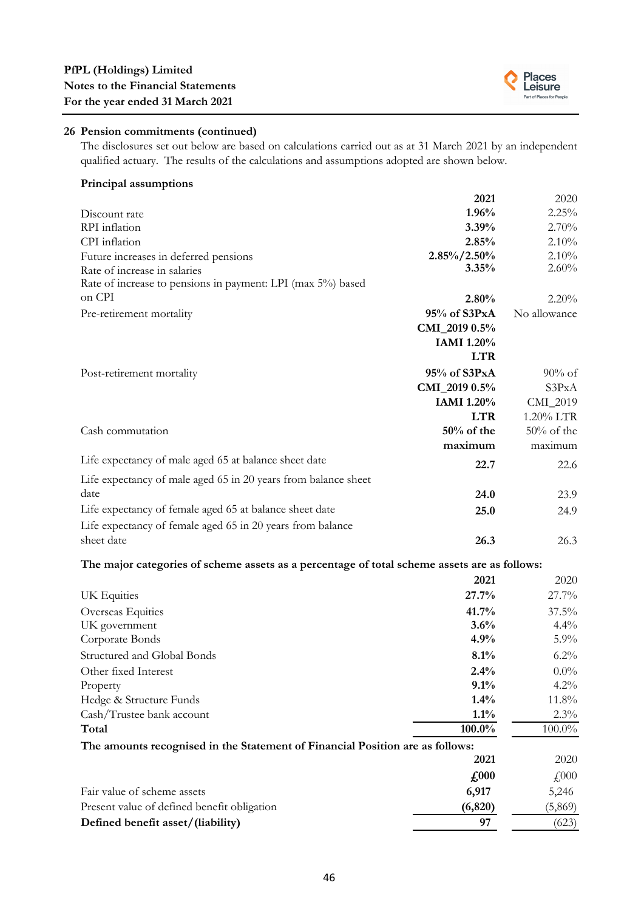## 26 Pension commitments (continued)

The disclosures set out below are based on calculations carried out as at 31 March 2021 by an independent qualified actuary. The results of the calculations and assumptions adopted are shown below.

### Principal assumptions

| | **2021** | 2020 |
|---|---|---|
| Discount rate | **1.96%** | 2.25% |
| RPI inflation | **3.39%** | 2.70% |
| CPI inflation | **2.85%** | 2.10% |
| Future increases in deferred pensions | **2.85%/2.50%** | 2.10% |
| Rate of increase in salaries | **3.35%** | 2.60% |
| Rate of increase to pensions in payment: LPI (max 5%) based on CPI | **2.80%** | 2.20% |
| Pre-retirement mortality | **95% of S3PxA CMI_2019 0.5% IAMI 1.20% LTR** | No allowance |
| Post-retirement mortality | **95% of S3PxA CMI_2019 0.5% IAMI 1.20% LTR** | 90% of S3PxA CMI_2019 1.20% LTR |
| Cash commutation | **50% of the maximum** | 50% of the maximum |
| Life expectancy of male aged 65 at balance sheet date | **22.7** | 22.6 |
| Life expectancy of male aged 65 in 20 years from balance sheet date | **24.0** | 23.9 |
| Life expectancy of female aged 65 at balance sheet date | **25.0** | 24.9 |
| Life expectancy of female aged 65 in 20 years from balance sheet date | **26.3** | 26.3 |

**The major categories of scheme assets as a percentage of total scheme assets are as follows:**

| | **2021** | 2020 |
|---|---|---|
| UK Equities | **27.7%** | 27.7% |
| Overseas Equities | **41.7%** | 37.5% |
| UK government | **3.6%** | 4.4% |
| Corporate Bonds | **4.9%** | 5.9% |
| Structured and Global Bonds | **8.1%** | 6.2% |
| Other fixed Interest | **2.4%** | 0.0% |
| Property | **9.1%** | 4.2% |
| Hedge & Structure Funds | **1.4%** | 11.8% |
| Cash/Trustee bank account | **1.1%** | 2.3% |
| **Total** | **100.0%** | 100.0% |

**The amounts recognised in the Statement of Financial Position are as follows:**

| | **2021** | 2020 |
|---|---|---|
| | **£000** | £000 |
| Fair value of scheme assets | **6,917** | 5,246 |
| Present value of defined benefit obligation | **(6,820)** | (5,869) |
| **Defined benefit asset/(liability)** | **97** | (623) |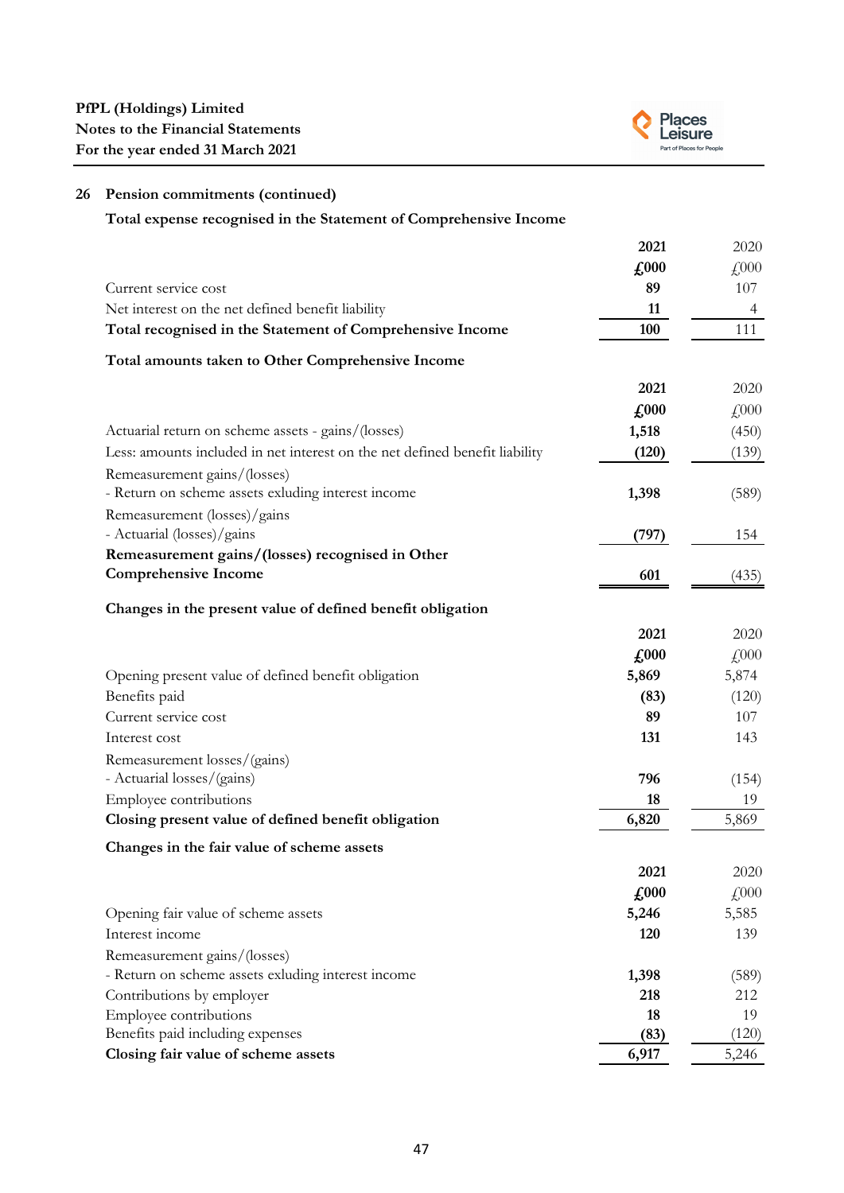## 26 Pension commitments (continued)

### Total expense recognised in the Statement of Comprehensive Income

| | 2021 | 2020 |
|---|---|---|
| | £000 | £000 |
| Current service cost | 89 | 107 |
| Net interest on the net defined benefit liability | 11 | 4 |
| **Total recognised in the Statement of Comprehensive Income** | **100** | 111 |

### Total amounts taken to Other Comprehensive Income

| | 2021 | 2020 |
|---|---|---|
| | £000 | £000 |
| Actuarial return on scheme assets - gains/(losses) | 1,518 | (450) |
| Less: amounts included in net interest on the net defined benefit liability | (120) | (139) |
| Remeasurement gains/(losses) | | |
| - Return on scheme assets exluding interest income | 1,398 | (589) |
| Remeasurement (losses)/gains | | |
| - Actuarial (losses)/gains | (797) | 154 |
| **Remeasurement gains/(losses) recognised in Other Comprehensive Income** | **601** | (435) |

### Changes in the present value of defined benefit obligation

| | 2021 | 2020 |
|---|---|---|
| | £000 | £000 |
| Opening present value of defined benefit obligation | 5,869 | 5,874 |
| Benefits paid | (83) | (120) |
| Current service cost | 89 | 107 |
| Interest cost | 131 | 143 |
| Remeasurement losses/(gains) | | |
| - Actuarial losses/(gains) | 796 | (154) |
| Employee contributions | 18 | 19 |
| **Closing present value of defined benefit obligation** | **6,820** | 5,869 |

### Changes in the fair value of scheme assets

| | 2021 | 2020 |
|---|---|---|
| | £000 | £000 |
| Opening fair value of scheme assets | 5,246 | 5,585 |
| Interest income | 120 | 139 |
| Remeasurement gains/(losses) | | |
| - Return on scheme assets exluding interest income | 1,398 | (589) |
| Contributions by employer | 218 | 212 |
| Employee contributions | 18 | 19 |
| Benefits paid including expenses | (83) | (120) |
| **Closing fair value of scheme assets** | **6,917** | 5,246 |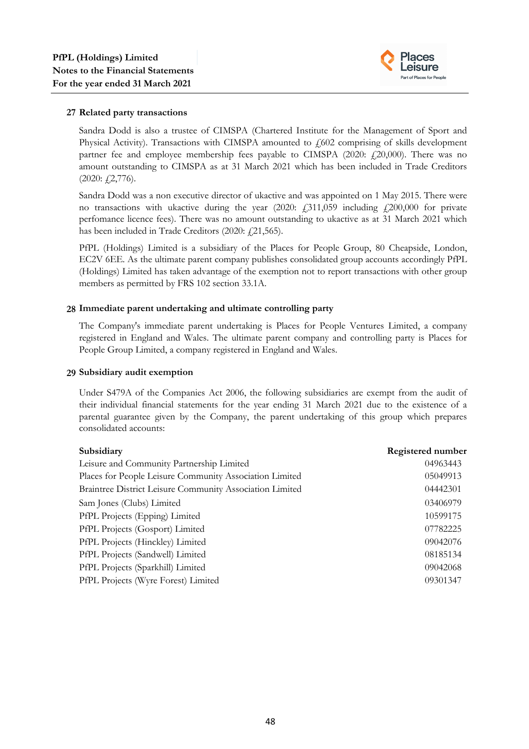## 27 Related party transactions

Sandra Dodd is also a trustee of CIMSPA (Chartered Institute for the Management of Sport and Physical Activity). Transactions with CIMSPA amounted to £602 comprising of skills development partner fee and employee membership fees payable to CIMSPA (2020: £20,000). There was no amount outstanding to CIMSPA as at 31 March 2021 which has been included in Trade Creditors (2020: £2,776).

Sandra Dodd was a non executive director of ukactive and was appointed on 1 May 2015. There were no transactions with ukactive during the year (2020: £311,059 including £200,000 for private perfomance licence fees). There was no amount outstanding to ukactive as at 31 March 2021 which has been included in Trade Creditors (2020: £21,565).

PfPL (Holdings) Limited is a subsidiary of the Places for People Group, 80 Cheapside, London, EC2V 6EE. As the ultimate parent company publishes consolidated group accounts accordingly PfPL (Holdings) Limited has taken advantage of the exemption not to report transactions with other group members as permitted by FRS 102 section 33.1A.

## 28 Immediate parent undertaking and ultimate controlling party

The Company's immediate parent undertaking is Places for People Ventures Limited, a company registered in England and Wales. The ultimate parent company and controlling party is Places for People Group Limited, a company registered in England and Wales.

## 29 Subsidiary audit exemption

Under S479A of the Companies Act 2006, the following subsidiaries are exempt from the audit of their individual financial statements for the year ending 31 March 2021 due to the existence of a parental guarantee given by the Company, the parent undertaking of this group which prepares consolidated accounts:

| Subsidiary | Registered number |
|---|---|
| Leisure and Community Partnership Limited | 04963443 |
| Places for People Leisure Community Association Limited | 05049913 |
| Braintree District Leisure Community Association Limited | 04442301 |
| Sam Jones (Clubs) Limited | 03406979 |
| PfPL Projects (Epping) Limited | 10599175 |
| PfPL Projects (Gosport) Limited | 07782225 |
| PfPL Projects (Hinckley) Limited | 09042076 |
| PfPL Projects (Sandwell) Limited | 08185134 |
| PfPL Projects (Sparkhill) Limited | 09042068 |
| PfPL Projects (Wyre Forest) Limited | 09301347 |